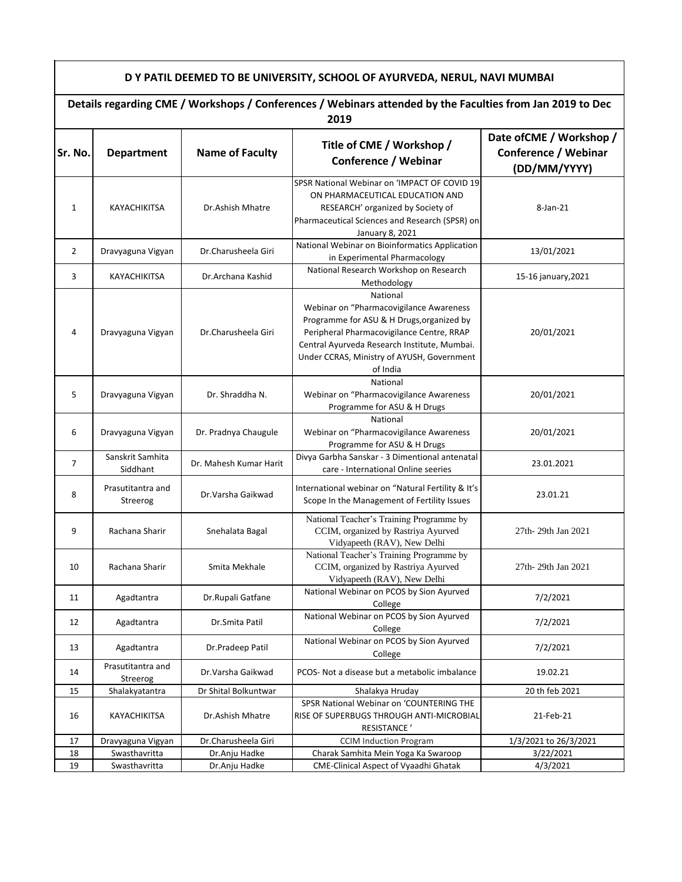# D Y PATIL DEEMED TO BE UNIVERSITY, SCHOOL OF AYURVEDA, NERUL, NAVI MUMBAI

## Details regarding CME / Workshops / Conferences / Webinars attended by the Faculties from Jan 2019 to Dec 2019

| Sr. No. | Department | Name of Faculty | Title of CME / Workshop / Conference / Webinar | Date ofCME / Workshop / Conference / Webinar (DD/MM/YYYY) |
|---|---|---|---|---|
| 1 | KAYACHIKITSA | Dr.Ashish Mhatre | SPSR National Webinar on 'IMPACT OF COVID 19 ON PHARMACEUTICAL EDUCATION AND RESEARCH' organized by Society of Pharmaceutical Sciences and Research (SPSR) on January 8, 2021 | 8-Jan-21 |
| 2 | Dravyaguna Vigyan | Dr.Charusheela Giri | National Webinar on Bioinformatics Application in Experimental Pharmacology | 13/01/2021 |
| 3 | KAYACHIKITSA | Dr.Archana Kashid | National Research Workshop on Research Methodology | 15-16 january,2021 |
| 4 | Dravyaguna Vigyan | Dr.Charusheela Giri | National Webinar on "Pharmacovigilance Awareness Programme for ASU & H Drugs,organized by Peripheral Pharmacovigilance Centre, RRAP Central Ayurveda Research Institute, Mumbai. Under CCRAS, Ministry of AYUSH, Government of India | 20/01/2021 |
| 5 | Dravyaguna Vigyan | Dr. Shraddha N. | National Webinar on "Pharmacovigilance Awareness Programme for ASU & H Drugs | 20/01/2021 |
| 6 | Dravyaguna Vigyan | Dr. Pradnya Chaugule | National Webinar on "Pharmacovigilance Awareness Programme for ASU & H Drugs | 20/01/2021 |
| 7 | Sanskrit Samhita Siddhant | Dr. Mahesh Kumar Harit | Divya Garbha Sanskar - 3 Dimentional antenatal care - International Online seeries | 23.01.2021 |
| 8 | Prasutitantra and Streerog | Dr.Varsha Gaikwad | International webinar on "Natural Fertility & It's Scope In the Management of Fertility Issues | 23.01.21 |
| 9 | Rachana Sharir | Snehalata Bagal | National Teacher's Training Programme by CCIM, organized by Rastriya Ayurved Vidyapeeth (RAV), New Delhi | 27th- 29th Jan 2021 |
| 10 | Rachana Sharir | Smita Mekhale | National Teacher's Training Programme by CCIM, organized by Rastriya Ayurved Vidyapeeth (RAV), New Delhi | 27th- 29th Jan 2021 |
| 11 | Agadtantra | Dr.Rupali Gatfane | National Webinar on PCOS by Sion Ayurved College | 7/2/2021 |
| 12 | Agadtantra | Dr.Smita Patil | National Webinar on PCOS by Sion Ayurved College | 7/2/2021 |
| 13 | Agadtantra | Dr.Pradeep Patil | National Webinar on PCOS by Sion Ayurved College | 7/2/2021 |
| 14 | Prasutitantra and Streerog | Dr.Varsha Gaikwad | PCOS- Not a disease but a metabolic imbalance | 19.02.21 |
| 15 | Shalakyatantra | Dr Shital Bolkuntwar | Shalakya Hruday | 20 th feb 2021 |
| 16 | KAYACHIKITSA | Dr.Ashish Mhatre | SPSR National Webinar on 'COUNTERING THE RISE OF SUPERBUGS THROUGH ANTI-MICROBIAL RESISTANCE ' | 21-Feb-21 |
| 17 | Dravyaguna Vigyan | Dr.Charusheela Giri | CCIM Induction Program | 1/3/2021 to 26/3/2021 |
| 18 | Swasthavritta | Dr.Anju Hadke | Charak Samhita Mein Yoga Ka Swaroop | 3/22/2021 |
| 19 | Swasthavritta | Dr.Anju Hadke | CME-Clinical Aspect of Vyaadhi Ghatak | 4/3/2021 |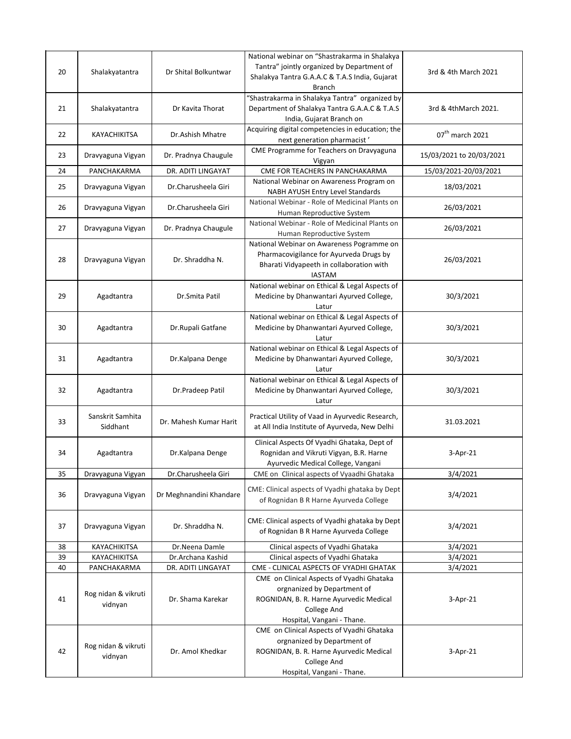| 20 | Shalakyatantra | Dr Shital Bolkuntwar | National webinar on "Shastrakarma in Shalakya Tantra" jointly organized by Department of Shalakya Tantra G.A.A.C & T.A.S India, Gujarat Branch | 3rd & 4th March 2021 |
|---|---|---|---|---|
| 21 | Shalakyatantra | Dr Kavita Thorat | "Shastrakarma in Shalakya Tantra" organized by Department of Shalakya Tantra G.A.A.C & T.A.S India, Gujarat Branch on | 3rd & 4thMarch 2021. |
| 22 | KAYACHIKITSA | Dr.Ashish Mhatre | Acquiring digital competencies in education; the next generation pharmacist ' | 07th march 2021 |
| 23 | Dravyaguna Vigyan | Dr. Pradnya Chaugule | CME Programme for Teachers on Dravyaguna Vigyan | 15/03/2021 to 20/03/2021 |
| 24 | PANCHAKARMA | DR. ADITI LINGAYAT | CME FOR TEACHERS IN PANCHAKARMA | 15/03/2021-20/03/2021 |
| 25 | Dravyaguna Vigyan | Dr.Charusheela Giri | National Webinar on Awareness Program on NABH AYUSH Entry Level Standards | 18/03/2021 |
| 26 | Dravyaguna Vigyan | Dr.Charusheela Giri | National Webinar - Role of Medicinal Plants on Human Reproductive System | 26/03/2021 |
| 27 | Dravyaguna Vigyan | Dr. Pradnya Chaugule | National Webinar - Role of Medicinal Plants on Human Reproductive System | 26/03/2021 |
| 28 | Dravyaguna Vigyan | Dr. Shraddha N. | National Webinar on Awareness Pogramme on Pharmacovigilance for Ayurveda Drugs by Bharati Vidyapeeth in collaboration with IASTAM | 26/03/2021 |
| 29 | Agadtantra | Dr.Smita Patil | National webinar on Ethical & Legal Aspects of Medicine by Dhanwantari Ayurved College, Latur | 30/3/2021 |
| 30 | Agadtantra | Dr.Rupali Gatfane | National webinar on Ethical & Legal Aspects of Medicine by Dhanwantari Ayurved College, Latur | 30/3/2021 |
| 31 | Agadtantra | Dr.Kalpana Denge | National webinar on Ethical & Legal Aspects of Medicine by Dhanwantari Ayurved College, Latur | 30/3/2021 |
| 32 | Agadtantra | Dr.Pradeep Patil | National webinar on Ethical & Legal Aspects of Medicine by Dhanwantari Ayurved College, Latur | 30/3/2021 |
| 33 | Sanskrit Samhita Siddhant | Dr. Mahesh Kumar Harit | Practical Utility of Vaad in Ayurvedic Research, at All India Institute of Ayurveda, New Delhi | 31.03.2021 |
| 34 | Agadtantra | Dr.Kalpana Denge | Clinical Aspects Of Vyadhi Ghataka, Dept of Rognidan and Vikruti Vigyan, B.R. Harne Ayurvedic Medical College, Vangani | 3-Apr-21 |
| 35 | Dravyaguna Vigyan | Dr.Charusheela Giri | CME on Clinical aspects of Vyaadhi Ghataka | 3/4/2021 |
| 36 | Dravyaguna Vigyan | Dr Meghnandini Khandare | CME: Clinical aspects of Vyadhi ghataka by Dept of Rognidan B R Harne Ayurveda College | 3/4/2021 |
| 37 | Dravyaguna Vigyan | Dr. Shraddha N. | CME: Clinical aspects of Vyadhi ghataka by Dept of Rognidan B R Harne Ayurveda College | 3/4/2021 |
| 38 | KAYACHIKITSA | Dr.Neena Damle | Clinical aspects of Vyadhi Ghataka | 3/4/2021 |
| 39 | KAYACHIKITSA | Dr.Archana Kashid | Clinical aspects of Vyadhi Ghataka | 3/4/2021 |
| 40 | PANCHAKARMA | DR. ADITI LINGAYAT | CME - CLINICAL ASPECTS OF VYADHI GHATAK | 3/4/2021 |
| 41 | Rog nidan & vikruti vidnyan | Dr. Shama Karekar | CME on Clinical Aspects of Vyadhi Ghataka orgnanized by Department of ROGNIDAN, B. R. Harne Ayurvedic Medical College And Hospital, Vangani - Thane. | 3-Apr-21 |
| 42 | Rog nidan & vikruti vidnyan | Dr. Amol Khedkar | CME on Clinical Aspects of Vyadhi Ghataka orgnanized by Department of ROGNIDAN, B. R. Harne Ayurvedic Medical College And Hospital, Vangani - Thane. | 3-Apr-21 |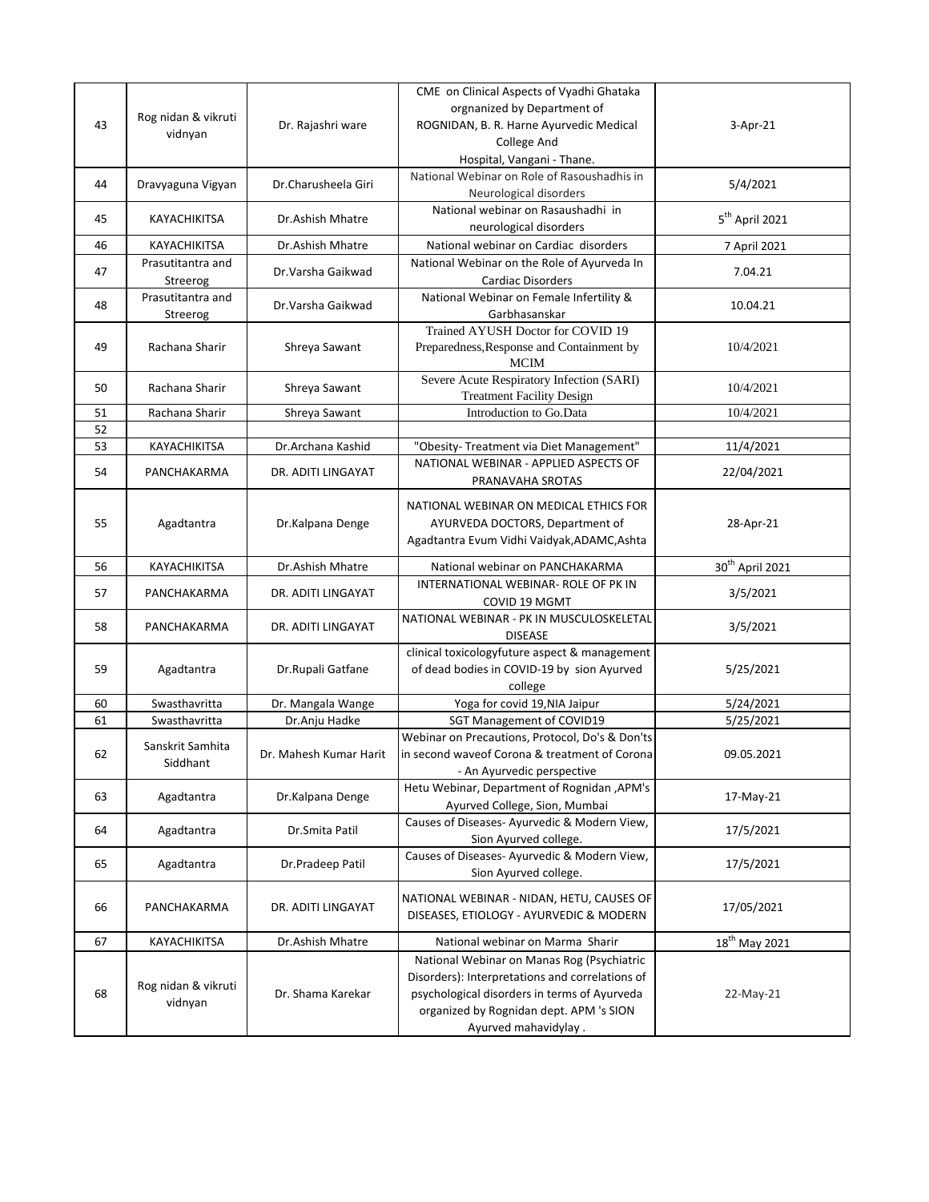| 43 | Rog nidan & vikruti vidnyan | Dr. Rajashri ware | CME on Clinical Aspects of Vyadhi Ghataka orgnanized by Department of ROGNIDAN, B. R. Harne Ayurvedic Medical College And Hospital, Vangani - Thane. | 3-Apr-21 |
|---|---|---|---|---|
| 44 | Dravyaguna Vigyan | Dr.Charusheela Giri | National Webinar on Role of Rasoushadhis in Neurological disorders | 5/4/2021 |
| 45 | KAYACHIKITSA | Dr.Ashish Mhatre | National webinar on Rasaushadhi in neurological disorders | 5th April 2021 |
| 46 | KAYACHIKITSA | Dr.Ashish Mhatre | National webinar on Cardiac disorders | 7 April 2021 |
| 47 | Prasutitantra and Streerog | Dr.Varsha Gaikwad | National Webinar on the Role of Ayurveda In Cardiac Disorders | 7.04.21 |
| 48 | Prasutitantra and Streerog | Dr.Varsha Gaikwad | National Webinar on Female Infertility & Garbhasanskar | 10.04.21 |
| 49 | Rachana Sharir | Shreya Sawant | Trained AYUSH Doctor for COVID 19 Preparedness,Response and Containment by MCIM | 10/4/2021 |
| 50 | Rachana Sharir | Shreya Sawant | Severe Acute Respiratory Infection (SARI) Treatment Facility Design | 10/4/2021 |
| 51 | Rachana Sharir | Shreya Sawant | Introduction to Go.Data | 10/4/2021 |
| 52 | | | | |
| 53 | KAYACHIKITSA | Dr.Archana Kashid | "Obesity- Treatment via Diet Management" | 11/4/2021 |
| 54 | PANCHAKARMA | DR. ADITI LINGAYAT | NATIONAL WEBINAR - APPLIED ASPECTS OF PRANAVAHA SROTAS | 22/04/2021 |
| 55 | Agadtantra | Dr.Kalpana Denge | NATIONAL WEBINAR ON MEDICAL ETHICS FOR AYURVEDA DOCTORS, Department of Agadtantra Evum Vidhi Vaidyak,ADAMC,Ashta | 28-Apr-21 |
| 56 | KAYACHIKITSA | Dr.Ashish Mhatre | National webinar on PANCHAKARMA | 30th April 2021 |
| 57 | PANCHAKARMA | DR. ADITI LINGAYAT | INTERNATIONAL WEBINAR- ROLE OF PK IN COVID 19 MGMT | 3/5/2021 |
| 58 | PANCHAKARMA | DR. ADITI LINGAYAT | NATIONAL WEBINAR - PK IN MUSCULOSKELETAL DISEASE | 3/5/2021 |
| 59 | Agadtantra | Dr.Rupali Gatfane | clinical toxicologyfuture aspect & management of dead bodies in COVID-19 by sion Ayurved college | 5/25/2021 |
| 60 | Swasthavritta | Dr. Mangala Wange | Yoga for covid 19,NIA Jaipur | 5/24/2021 |
| 61 | Swasthavritta | Dr.Anju Hadke | SGT Management of COVID19 | 5/25/2021 |
| 62 | Sanskrit Samhita Siddhant | Dr. Mahesh Kumar Harit | Webinar on Precautions, Protocol, Do's & Don'ts in second waveof Corona & treatment of Corona - An Ayurvedic perspective | 09.05.2021 |
| 63 | Agadtantra | Dr.Kalpana Denge | Hetu Webinar, Department of Rognidan ,APM's Ayurved College, Sion, Mumbai | 17-May-21 |
| 64 | Agadtantra | Dr.Smita Patil | Causes of Diseases- Ayurvedic & Modern View, Sion Ayurved college. | 17/5/2021 |
| 65 | Agadtantra | Dr.Pradeep Patil | Causes of Diseases- Ayurvedic & Modern View, Sion Ayurved college. | 17/5/2021 |
| 66 | PANCHAKARMA | DR. ADITI LINGAYAT | NATIONAL WEBINAR - NIDAN, HETU, CAUSES OF DISEASES, ETIOLOGY - AYURVEDIC & MODERN | 17/05/2021 |
| 67 | KAYACHIKITSA | Dr.Ashish Mhatre | National webinar on Marma Sharir | 18th May 2021 |
| 68 | Rog nidan & vikruti vidnyan | Dr. Shama Karekar | National Webinar on Manas Rog (Psychiatric Disorders): Interpretations and correlations of psychological disorders in terms of Ayurveda organized by Rognidan dept. APM 's SION Ayurved mahavidylay . | 22-May-21 |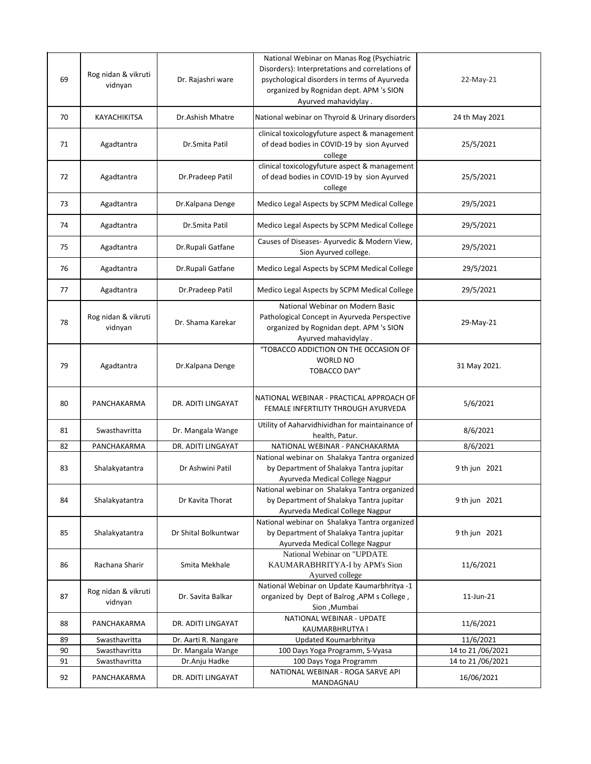| 69 | Rog nidan & vikruti vidnyan | Dr. Rajashri ware | National Webinar on Manas Rog (Psychiatric Disorders): Interpretations and correlations of psychological disorders in terms of Ayurveda organized by Rognidan dept. APM 's SION Ayurved mahavidylay . | 22-May-21 |
|---|---|---|---|---|
| 70 | KAYACHIKITSA | Dr.Ashish Mhatre | National webinar on Thyroid & Urinary disorders | 24 th May 2021 |
| 71 | Agadtantra | Dr.Smita Patil | clinical toxicologyfuture aspect & management of dead bodies in COVID-19 by sion Ayurved college | 25/5/2021 |
| 72 | Agadtantra | Dr.Pradeep Patil | clinical toxicologyfuture aspect & management of dead bodies in COVID-19 by sion Ayurved college | 25/5/2021 |
| 73 | Agadtantra | Dr.Kalpana Denge | Medico Legal Aspects by SCPM Medical College | 29/5/2021 |
| 74 | Agadtantra | Dr.Smita Patil | Medico Legal Aspects by SCPM Medical College | 29/5/2021 |
| 75 | Agadtantra | Dr.Rupali Gatfane | Causes of Diseases- Ayurvedic & Modern View, Sion Ayurved college. | 29/5/2021 |
| 76 | Agadtantra | Dr.Rupali Gatfane | Medico Legal Aspects by SCPM Medical College | 29/5/2021 |
| 77 | Agadtantra | Dr.Pradeep Patil | Medico Legal Aspects by SCPM Medical College | 29/5/2021 |
| 78 | Rog nidan & vikruti vidnyan | Dr. Shama Karekar | National Webinar on Modern Basic Pathological Concept in Ayurveda Perspective organized by Rognidan dept. APM 's SION Ayurved mahavidylay . | 29-May-21 |
| 79 | Agadtantra | Dr.Kalpana Denge | "TOBACCO ADDICTION ON THE OCCASION OF WORLD NO TOBACCO DAY" | 31 May 2021. |
| 80 | PANCHAKARMA | DR. ADITI LINGAYAT | NATIONAL WEBINAR - PRACTICAL APPROACH OF FEMALE INFERTILITY THROUGH AYURVEDA | 5/6/2021 |
| 81 | Swasthavritta | Dr. Mangala Wange | Utility of Aaharvidhividhan for maintainance of health, Patur. | 8/6/2021 |
| 82 | PANCHAKARMA | DR. ADITI LINGAYAT | NATIONAL WEBINAR - PANCHAKARMA | 8/6/2021 |
| 83 | Shalakyatantra | Dr Ashwini Patil | National webinar on Shalakya Tantra organized by Department of Shalakya Tantra jupitar Ayurveda Medical College Nagpur | 9 th jun 2021 |
| 84 | Shalakyatantra | Dr Kavita Thorat | National webinar on Shalakya Tantra organized by Department of Shalakya Tantra jupitar Ayurveda Medical College Nagpur | 9 th jun 2021 |
| 85 | Shalakyatantra | Dr Shital Bolkuntwar | National webinar on Shalakya Tantra organized by Department of Shalakya Tantra jupitar Ayurveda Medical College Nagpur | 9 th jun 2021 |
| 86 | Rachana Sharir | Smita Mekhale | National Webinar on "UPDATE KAUMARABHRITYA-I by APM's Sion Ayurved college | 11/6/2021 |
| 87 | Rog nidan & vikruti vidnyan | Dr. Savita Balkar | National Webinar on Update Kaumarbhritya -1 organized by Dept of Balrog ,APM s College , Sion ,Mumbai | 11-Jun-21 |
| 88 | PANCHAKARMA | DR. ADITI LINGAYAT | NATIONAL WEBINAR - UPDATE KAUMARBHRUTYA I | 11/6/2021 |
| 89 | Swasthavritta | Dr. Aarti R. Nangare | Updated Koumarbhritya | 11/6/2021 |
| 90 | Swasthavritta | Dr. Mangala Wange | 100 Days Yoga Programm, S-Vyasa | 14 to 21 /06/2021 |
| 91 | Swasthavritta | Dr.Anju Hadke | 100 Days Yoga Programm | 14 to 21 /06/2021 |
| 92 | PANCHAKARMA | DR. ADITI LINGAYAT | NATIONAL WEBINAR - ROGA SARVE API MANDAGNAU | 16/06/2021 |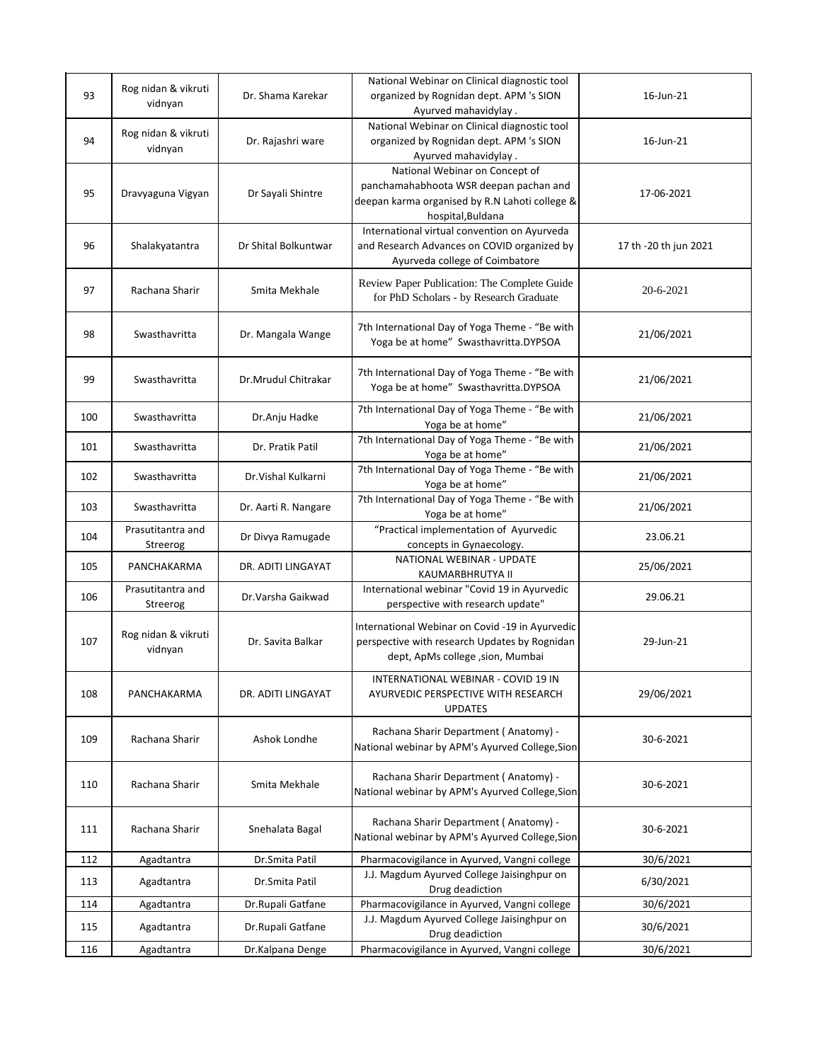| 93 | Rog nidan & vikruti vidnyan | Dr. Shama Karekar | National Webinar on Clinical diagnostic tool organized by Rognidan dept. APM 's SION Ayurved mahavidylay . | 16-Jun-21 |
|---|---|---|---|---|
| 94 | Rog nidan & vikruti vidnyan | Dr. Rajashri ware | National Webinar on Clinical diagnostic tool organized by Rognidan dept. APM 's SION Ayurved mahavidylay . | 16-Jun-21 |
| 95 | Dravyaguna Vigyan | Dr Sayali Shintre | National Webinar on Concept of panchamahabhoota WSR deepan pachan and deepan karma organised by R.N Lahoti college & hospital,Buldana | 17-06-2021 |
| 96 | Shalakyatantra | Dr Shital Bolkuntwar | International virtual convention on Ayurveda and Research Advances on COVID organized by Ayurveda college of Coimbatore | 17 th -20 th jun 2021 |
| 97 | Rachana Sharir | Smita Mekhale | Review Paper Publication: The Complete Guide for PhD Scholars - by Research Graduate | 20-6-2021 |
| 98 | Swasthavritta | Dr. Mangala Wange | 7th International Day of Yoga Theme - "Be with Yoga be at home" Swasthavritta.DYPSOA | 21/06/2021 |
| 99 | Swasthavritta | Dr.Mrudul Chitrakar | 7th International Day of Yoga Theme - "Be with Yoga be at home" Swasthavritta.DYPSOA | 21/06/2021 |
| 100 | Swasthavritta | Dr.Anju Hadke | 7th International Day of Yoga Theme - "Be with Yoga be at home" | 21/06/2021 |
| 101 | Swasthavritta | Dr. Pratik Patil | 7th International Day of Yoga Theme - "Be with Yoga be at home" | 21/06/2021 |
| 102 | Swasthavritta | Dr.Vishal Kulkarni | 7th International Day of Yoga Theme - "Be with Yoga be at home" | 21/06/2021 |
| 103 | Swasthavritta | Dr. Aarti R. Nangare | 7th International Day of Yoga Theme - "Be with Yoga be at home" | 21/06/2021 |
| 104 | Prasutitantra and Streerog | Dr Divya Ramugade | "Practical implementation of Ayurvedic concepts in Gynaecology. | 23.06.21 |
| 105 | PANCHAKARMA | DR. ADITI LINGAYAT | NATIONAL WEBINAR - UPDATE KAUMARBHRUTYA II | 25/06/2021 |
| 106 | Prasutitantra and Streerog | Dr.Varsha Gaikwad | International webinar "Covid 19 in Ayurvedic perspective with research update" | 29.06.21 |
| 107 | Rog nidan & vikruti vidnyan | Dr. Savita Balkar | International Webinar on Covid -19 in Ayurvedic perspective with research Updates by Rognidan dept, ApMs college ,sion, Mumbai | 29-Jun-21 |
| 108 | PANCHAKARMA | DR. ADITI LINGAYAT | INTERNATIONAL WEBINAR - COVID 19 IN AYURVEDIC PERSPECTIVE WITH RESEARCH UPDATES | 29/06/2021 |
| 109 | Rachana Sharir | Ashok Londhe | Rachana Sharir Department ( Anatomy) - National webinar by APM's Ayurved College,Sion | 30-6-2021 |
| 110 | Rachana Sharir | Smita Mekhale | Rachana Sharir Department ( Anatomy) - National webinar by APM's Ayurved College,Sion | 30-6-2021 |
| 111 | Rachana Sharir | Snehalata Bagal | Rachana Sharir Department ( Anatomy) - National webinar by APM's Ayurved College,Sion | 30-6-2021 |
| 112 | Agadtantra | Dr.Smita Patil | Pharmacovigilance in Ayurved, Vangni college | 30/6/2021 |
| 113 | Agadtantra | Dr.Smita Patil | J.J. Magdum Ayurved College Jaisinghpur on Drug deadiction | 6/30/2021 |
| 114 | Agadtantra | Dr.Rupali Gatfane | Pharmacovigilance in Ayurved, Vangni college | 30/6/2021 |
| 115 | Agadtantra | Dr.Rupali Gatfane | J.J. Magdum Ayurved College Jaisinghpur on Drug deadiction | 30/6/2021 |
| 116 | Agadtantra | Dr.Kalpana Denge | Pharmacovigilance in Ayurved, Vangni college | 30/6/2021 |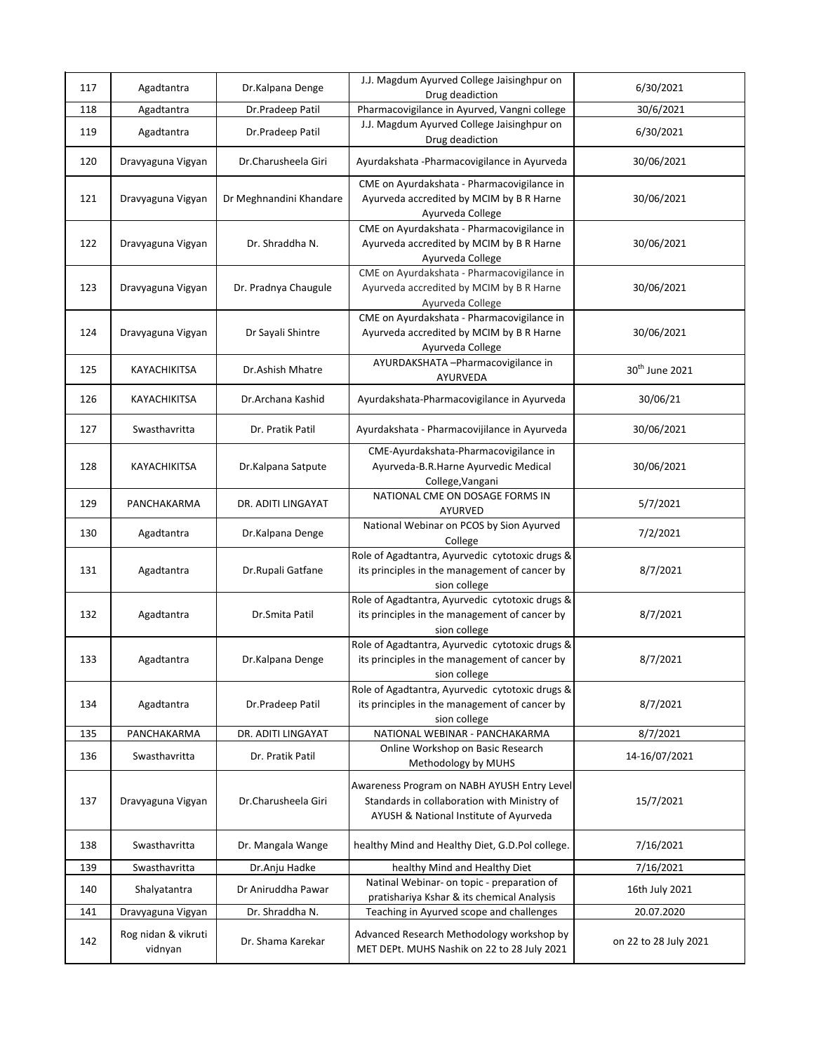| 117 | Agadtantra | Dr.Kalpana Denge | J.J. Magdum Ayurved College Jaisinghpur on Drug deadiction | 6/30/2021 |
|---|---|---|---|---|
| 118 | Agadtantra | Dr.Pradeep Patil | Pharmacovigilance in Ayurved, Vangni college | 30/6/2021 |
| 119 | Agadtantra | Dr.Pradeep Patil | J.J. Magdum Ayurved College Jaisinghpur on Drug deadiction | 6/30/2021 |
| 120 | Dravyaguna Vigyan | Dr.Charusheela Giri | Ayurdakshata -Pharmacovigilance in Ayurveda | 30/06/2021 |
| 121 | Dravyaguna Vigyan | Dr Meghnandini Khandare | CME on Ayurdakshata - Pharmacovigilance in Ayurveda accredited by MCIM by B R Harne Ayurveda College | 30/06/2021 |
| 122 | Dravyaguna Vigyan | Dr. Shraddha N. | CME on Ayurdakshata - Pharmacovigilance in Ayurveda accredited by MCIM by B R Harne Ayurveda College | 30/06/2021 |
| 123 | Dravyaguna Vigyan | Dr. Pradnya Chaugule | CME on Ayurdakshata - Pharmacovigilance in Ayurveda accredited by MCIM by B R Harne Ayurveda College | 30/06/2021 |
| 124 | Dravyaguna Vigyan | Dr Sayali Shintre | CME on Ayurdakshata - Pharmacovigilance in Ayurveda accredited by MCIM by B R Harne Ayurveda College | 30/06/2021 |
| 125 | KAYACHIKITSA | Dr.Ashish Mhatre | AYURDAKSHATA –Pharmacovigilance in AYURVEDA | 30th June 2021 |
| 126 | KAYACHIKITSA | Dr.Archana Kashid | Ayurdakshata-Pharmacovigilance in Ayurveda | 30/06/21 |
| 127 | Swasthavritta | Dr. Pratik Patil | Ayurdakshata - Pharmacovijilance in Ayurveda | 30/06/2021 |
| 128 | KAYACHIKITSA | Dr.Kalpana Satpute | CME-Ayurdakshata-Pharmacovigilance in Ayurveda-B.R.Harne Ayurvedic Medical College,Vangani | 30/06/2021 |
| 129 | PANCHAKARMA | DR. ADITI LINGAYAT | NATIONAL CME ON DOSAGE FORMS IN AYURVED | 5/7/2021 |
| 130 | Agadtantra | Dr.Kalpana Denge | National Webinar on PCOS by Sion Ayurved College | 7/2/2021 |
| 131 | Agadtantra | Dr.Rupali Gatfane | Role of Agadtantra, Ayurvedic cytotoxic drugs & its principles in the management of cancer by sion college | 8/7/2021 |
| 132 | Agadtantra | Dr.Smita Patil | Role of Agadtantra, Ayurvedic cytotoxic drugs & its principles in the management of cancer by sion college | 8/7/2021 |
| 133 | Agadtantra | Dr.Kalpana Denge | Role of Agadtantra, Ayurvedic cytotoxic drugs & its principles in the management of cancer by sion college | 8/7/2021 |
| 134 | Agadtantra | Dr.Pradeep Patil | Role of Agadtantra, Ayurvedic cytotoxic drugs & its principles in the management of cancer by sion college | 8/7/2021 |
| 135 | PANCHAKARMA | DR. ADITI LINGAYAT | NATIONAL WEBINAR - PANCHAKARMA | 8/7/2021 |
| 136 | Swasthavritta | Dr. Pratik Patil | Online Workshop on Basic Research Methodology by MUHS | 14-16/07/2021 |
| 137 | Dravyaguna Vigyan | Dr.Charusheela Giri | Awareness Program on NABH AYUSH Entry Level Standards in collaboration with Ministry of AYUSH & National Institute of Ayurveda | 15/7/2021 |
| 138 | Swasthavritta | Dr. Mangala Wange | healthy Mind and Healthy Diet, G.D.Pol college. | 7/16/2021 |
| 139 | Swasthavritta | Dr.Anju Hadke | healthy Mind and Healthy Diet | 7/16/2021 |
| 140 | Shalyatantra | Dr Aniruddha Pawar | Natinal Webinar- on topic - preparation of pratishariya Kshar & its chemical Analysis | 16th July 2021 |
| 141 | Dravyaguna Vigyan | Dr. Shraddha N. | Teaching in Ayurved scope and challenges | 20.07.2020 |
| 142 | Rog nidan & vikruti vidnyan | Dr. Shama Karekar | Advanced Research Methodology workshop by MET DEPt. MUHS Nashik on 22 to 28 July 2021 | on 22 to 28 July 2021 |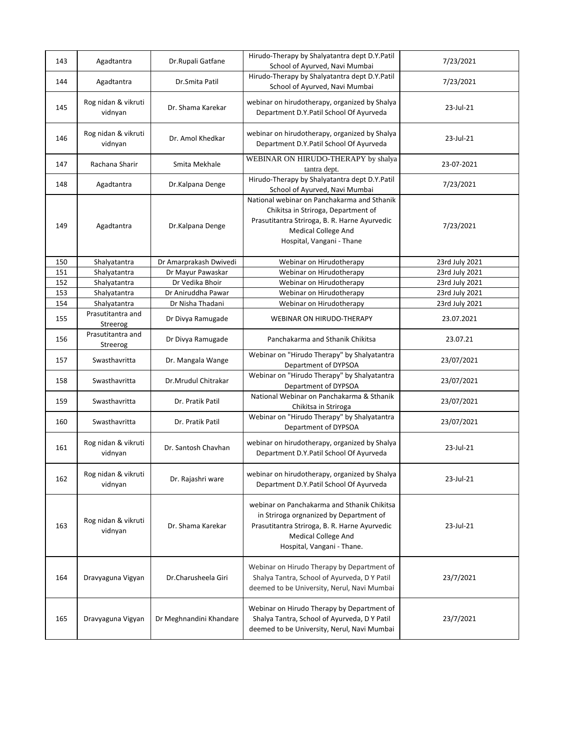| 143 | Agadtantra | Dr.Rupali Gatfane | Hirudo-Therapy by Shalyatantra dept D.Y.Patil School of Ayurved, Navi Mumbai | 7/23/2021 |
|---|---|---|---|---|
| 144 | Agadtantra | Dr.Smita Patil | Hirudo-Therapy by Shalyatantra dept D.Y.Patil School of Ayurved, Navi Mumbai | 7/23/2021 |
| 145 | Rog nidan & vikruti vidnyan | Dr. Shama Karekar | webinar on hirudotherapy, organized by Shalya Department D.Y.Patil School Of Ayurveda | 23-Jul-21 |
| 146 | Rog nidan & vikruti vidnyan | Dr. Amol Khedkar | webinar on hirudotherapy, organized by Shalya Department D.Y.Patil School Of Ayurveda | 23-Jul-21 |
| 147 | Rachana Sharir | Smita Mekhale | WEBINAR ON HIRUDO-THERAPY by shalya tantra dept. | 23-07-2021 |
| 148 | Agadtantra | Dr.Kalpana Denge | Hirudo-Therapy by Shalyatantra dept D.Y.Patil School of Ayurved, Navi Mumbai | 7/23/2021 |
| 149 | Agadtantra | Dr.Kalpana Denge | National webinar on Panchakarma and Sthanik Chikitsa in Striroga, Department of Prasutitantra Striroga, B. R. Harne Ayurvedic Medical College And Hospital, Vangani - Thane | 7/23/2021 |
| 150 | Shalyatantra | Dr Amarprakash Dwivedi | Webinar on Hirudotherapy | 23rd July 2021 |
| 151 | Shalyatantra | Dr Mayur Pawaskar | Webinar on Hirudotherapy | 23rd July 2021 |
| 152 | Shalyatantra | Dr Vedika Bhoir | Webinar on Hirudotherapy | 23rd July 2021 |
| 153 | Shalyatantra | Dr Aniruddha Pawar | Webinar on Hirudotherapy | 23rd July 2021 |
| 154 | Shalyatantra | Dr Nisha Thadani | Webinar on Hirudotherapy | 23rd July 2021 |
| 155 | Prasutitantra and Streerog | Dr Divya Ramugade | WEBINAR ON HIRUDO-THERAPY | 23.07.2021 |
| 156 | Prasutitantra and Streerog | Dr Divya Ramugade | Panchakarma and Sthanik Chikitsa | 23.07.21 |
| 157 | Swasthavritta | Dr. Mangala Wange | Webinar on "Hirudo Therapy" by Shalyatantra Department of DYPSOA | 23/07/2021 |
| 158 | Swasthavritta | Dr.Mrudul Chitrakar | Webinar on "Hirudo Therapy" by Shalyatantra Department of DYPSOA | 23/07/2021 |
| 159 | Swasthavritta | Dr. Pratik Patil | National Webinar on Panchakarma & Sthanik Chikitsa in Striroga | 23/07/2021 |
| 160 | Swasthavritta | Dr. Pratik Patil | Webinar on "Hirudo Therapy" by Shalyatantra Department of DYPSOA | 23/07/2021 |
| 161 | Rog nidan & vikruti vidnyan | Dr. Santosh Chavhan | webinar on hirudotherapy, organized by Shalya Department D.Y.Patil School Of Ayurveda | 23-Jul-21 |
| 162 | Rog nidan & vikruti vidnyan | Dr. Rajashri ware | webinar on hirudotherapy, organized by Shalya Department D.Y.Patil School Of Ayurveda | 23-Jul-21 |
| 163 | Rog nidan & vikruti vidnyan | Dr. Shama Karekar | webinar on Panchakarma and Sthanik Chikitsa in Striroga orgnanized by Department of Prasutitantra Striroga, B. R. Harne Ayurvedic Medical College And Hospital, Vangani - Thane. | 23-Jul-21 |
| 164 | Dravyaguna Vigyan | Dr.Charusheela Giri | Webinar on Hirudo Therapy by Department of Shalya Tantra, School of Ayurveda, D Y Patil deemed to be University, Nerul, Navi Mumbai | 23/7/2021 |
| 165 | Dravyaguna Vigyan | Dr Meghnandini Khandare | Webinar on Hirudo Therapy by Department of Shalya Tantra, School of Ayurveda, D Y Patil deemed to be University, Nerul, Navi Mumbai | 23/7/2021 |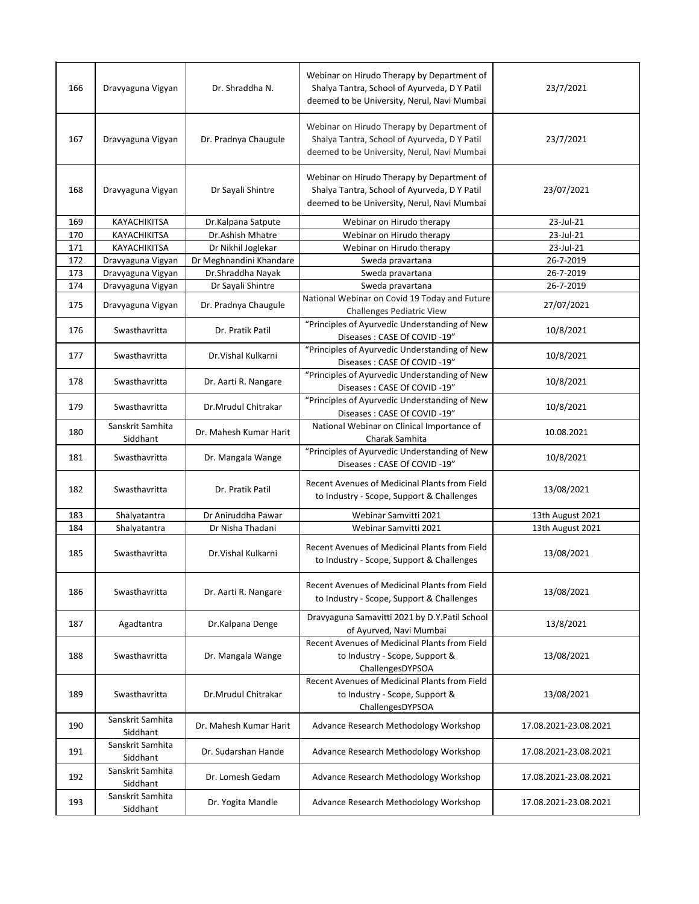| 166 | Dravyaguna Vigyan | Dr. Shraddha N. | Webinar on Hirudo Therapy by Department of Shalya Tantra, School of Ayurveda, D Y Patil deemed to be University, Nerul, Navi Mumbai | 23/7/2021 |
|---|---|---|---|---|
| 167 | Dravyaguna Vigyan | Dr. Pradnya Chaugule | Webinar on Hirudo Therapy by Department of Shalya Tantra, School of Ayurveda, D Y Patil deemed to be University, Nerul, Navi Mumbai | 23/7/2021 |
| 168 | Dravyaguna Vigyan | Dr Sayali Shintre | Webinar on Hirudo Therapy by Department of Shalya Tantra, School of Ayurveda, D Y Patil deemed to be University, Nerul, Navi Mumbai | 23/07/2021 |
| 169 | KAYACHIKITSA | Dr.Kalpana Satpute | Webinar on Hirudo therapy | 23-Jul-21 |
| 170 | KAYACHIKITSA | Dr.Ashish Mhatre | Webinar on Hirudo therapy | 23-Jul-21 |
| 171 | KAYACHIKITSA | Dr Nikhil Joglekar | Webinar on Hirudo therapy | 23-Jul-21 |
| 172 | Dravyaguna Vigyan | Dr Meghnandini Khandare | Sweda pravartana | 26-7-2019 |
| 173 | Dravyaguna Vigyan | Dr.Shraddha Nayak | Sweda pravartana | 26-7-2019 |
| 174 | Dravyaguna Vigyan | Dr Sayali Shintre | Sweda pravartana | 26-7-2019 |
| 175 | Dravyaguna Vigyan | Dr. Pradnya Chaugule | National Webinar on Covid 19 Today and Future Challenges Pediatric View | 27/07/2021 |
| 176 | Swasthavritta | Dr. Pratik Patil | "Principles of Ayurvedic Understanding of New Diseases : CASE Of COVID -19" | 10/8/2021 |
| 177 | Swasthavritta | Dr.Vishal Kulkarni | "Principles of Ayurvedic Understanding of New Diseases : CASE Of COVID -19" | 10/8/2021 |
| 178 | Swasthavritta | Dr. Aarti R. Nangare | "Principles of Ayurvedic Understanding of New Diseases : CASE Of COVID -19" | 10/8/2021 |
| 179 | Swasthavritta | Dr.Mrudul Chitrakar | "Principles of Ayurvedic Understanding of New Diseases : CASE Of COVID -19" | 10/8/2021 |
| 180 | Sanskrit Samhita Siddhant | Dr. Mahesh Kumar Harit | National Webinar on Clinical Importance of Charak Samhita | 10.08.2021 |
| 181 | Swasthavritta | Dr. Mangala Wange | "Principles of Ayurvedic Understanding of New Diseases : CASE Of COVID -19" | 10/8/2021 |
| 182 | Swasthavritta | Dr. Pratik Patil | Recent Avenues of Medicinal Plants from Field to Industry - Scope, Support & Challenges | 13/08/2021 |
| 183 | Shalyatantra | Dr Aniruddha Pawar | Webinar Samvitti 2021 | 13th August 2021 |
| 184 | Shalyatantra | Dr Nisha Thadani | Webinar Samvitti 2021 | 13th August 2021 |
| 185 | Swasthavritta | Dr.Vishal Kulkarni | Recent Avenues of Medicinal Plants from Field to Industry - Scope, Support & Challenges | 13/08/2021 |
| 186 | Swasthavritta | Dr. Aarti R. Nangare | Recent Avenues of Medicinal Plants from Field to Industry - Scope, Support & Challenges | 13/08/2021 |
| 187 | Agadtantra | Dr.Kalpana Denge | Dravyaguna Samavitti 2021 by D.Y.Patil School of Ayurved, Navi Mumbai | 13/8/2021 |
| 188 | Swasthavritta | Dr. Mangala Wange | Recent Avenues of Medicinal Plants from Field to Industry - Scope, Support & ChallengesDYPSOA | 13/08/2021 |
| 189 | Swasthavritta | Dr.Mrudul Chitrakar | Recent Avenues of Medicinal Plants from Field to Industry - Scope, Support & ChallengesDYPSOA | 13/08/2021 |
| 190 | Sanskrit Samhita Siddhant | Dr. Mahesh Kumar Harit | Advance Research Methodology Workshop | 17.08.2021-23.08.2021 |
| 191 | Sanskrit Samhita Siddhant | Dr. Sudarshan Hande | Advance Research Methodology Workshop | 17.08.2021-23.08.2021 |
| 192 | Sanskrit Samhita Siddhant | Dr. Lomesh Gedam | Advance Research Methodology Workshop | 17.08.2021-23.08.2021 |
| 193 | Sanskrit Samhita Siddhant | Dr. Yogita Mandle | Advance Research Methodology Workshop | 17.08.2021-23.08.2021 |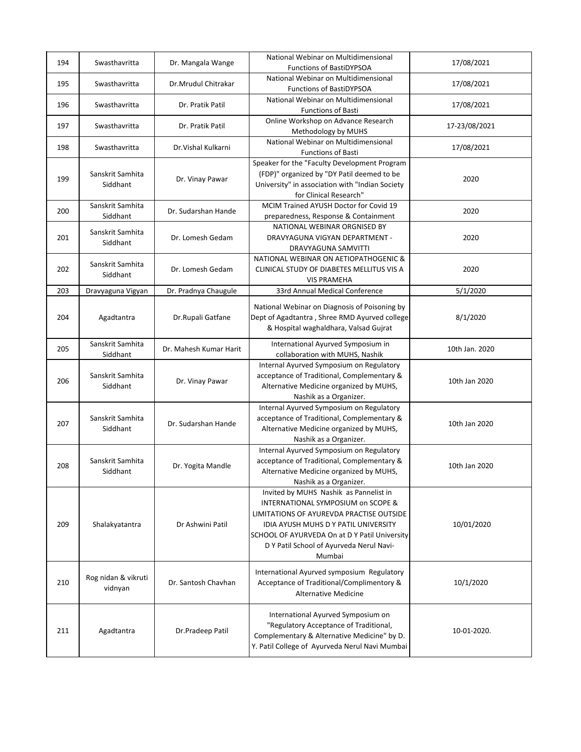| 194 | Swasthavritta | Dr. Mangala Wange | National Webinar on Multidimensional Functions of BastiDYPSOA | 17/08/2021 |
|---|---|---|---|---|
| 195 | Swasthavritta | Dr.Mrudul Chitrakar | National Webinar on Multidimensional Functions of BastiDYPSOA | 17/08/2021 |
| 196 | Swasthavritta | Dr. Pratik Patil | National Webinar on Multidimensional Functions of Basti | 17/08/2021 |
| 197 | Swasthavritta | Dr. Pratik Patil | Online Workshop on Advance Research Methodology by MUHS | 17-23/08/2021 |
| 198 | Swasthavritta | Dr.Vishal Kulkarni | National Webinar on Multidimensional Functions of Basti | 17/08/2021 |
| 199 | Sanskrit Samhita Siddhant | Dr. Vinay Pawar | Speaker for the "Faculty Development Program (FDP)" organized by "DY Patil deemed to be University" in association with "Indian Society for Clinical Research" | 2020 |
| 200 | Sanskrit Samhita Siddhant | Dr. Sudarshan Hande | MCIM Trained AYUSH Doctor for Covid 19 preparedness, Response & Containment | 2020 |
| 201 | Sanskrit Samhita Siddhant | Dr. Lomesh Gedam | NATIONAL WEBINAR ORGNISED BY DRAVYAGUNA VIGYAN DEPARTMENT - DRAVYAGUNA SAMVITTI | 2020 |
| 202 | Sanskrit Samhita Siddhant | Dr. Lomesh Gedam | NATIONAL WEBINAR ON AETIOPATHOGENIC & CLINICAL STUDY OF DIABETES MELLITUS VIS A VIS PRAMEHA | 2020 |
| 203 | Dravyaguna Vigyan | Dr. Pradnya Chaugule | 33rd Annual Medical Conference | 5/1/2020 |
| 204 | Agadtantra | Dr.Rupali Gatfane | National Webinar on Diagnosis of Poisoning by Dept of Agadtantra , Shree RMD Ayurved college & Hospital waghaldhara, Valsad Gujrat | 8/1/2020 |
| 205 | Sanskrit Samhita Siddhant | Dr. Mahesh Kumar Harit | International Ayurved Symposium in collaboration with MUHS, Nashik | 10th Jan. 2020 |
| 206 | Sanskrit Samhita Siddhant | Dr. Vinay Pawar | Internal Ayurved Symposium on Regulatory acceptance of Traditional, Complementary & Alternative Medicine organized by MUHS, Nashik as a Organizer. | 10th Jan 2020 |
| 207 | Sanskrit Samhita Siddhant | Dr. Sudarshan Hande | Internal Ayurved Symposium on Regulatory acceptance of Traditional, Complementary & Alternative Medicine organized by MUHS, Nashik as a Organizer. | 10th Jan 2020 |
| 208 | Sanskrit Samhita Siddhant | Dr. Yogita Mandle | Internal Ayurved Symposium on Regulatory acceptance of Traditional, Complementary & Alternative Medicine organized by MUHS, Nashik as a Organizer. | 10th Jan 2020 |
| 209 | Shalakyatantra | Dr Ashwini Patil | Invited by MUHS Nashik as Pannelist in INTERNATIONAL SYMPOSIUM on SCOPE & LIMITATIONS OF AYUREVDA PRACTISE OUTSIDE IDIA AYUSH MUHS D Y PATIL UNIVERSITY SCHOOL OF AYURVEDA On at D Y Patil University D Y Patil School of Ayurveda Nerul Navi-Mumbai | 10/01/2020 |
| 210 | Rog nidan & vikruti vidnyan | Dr. Santosh Chavhan | International Ayurved symposium Regulatory Acceptance of Traditional/Complimentory & Alternative Medicine | 10/1/2020 |
| 211 | Agadtantra | Dr.Pradeep Patil | International Ayurved Symposium on "Regulatory Acceptance of Traditional, Complementary & Alternative Medicine" by D. Y. Patil College of Ayurveda Nerul Navi Mumbai | 10-01-2020. |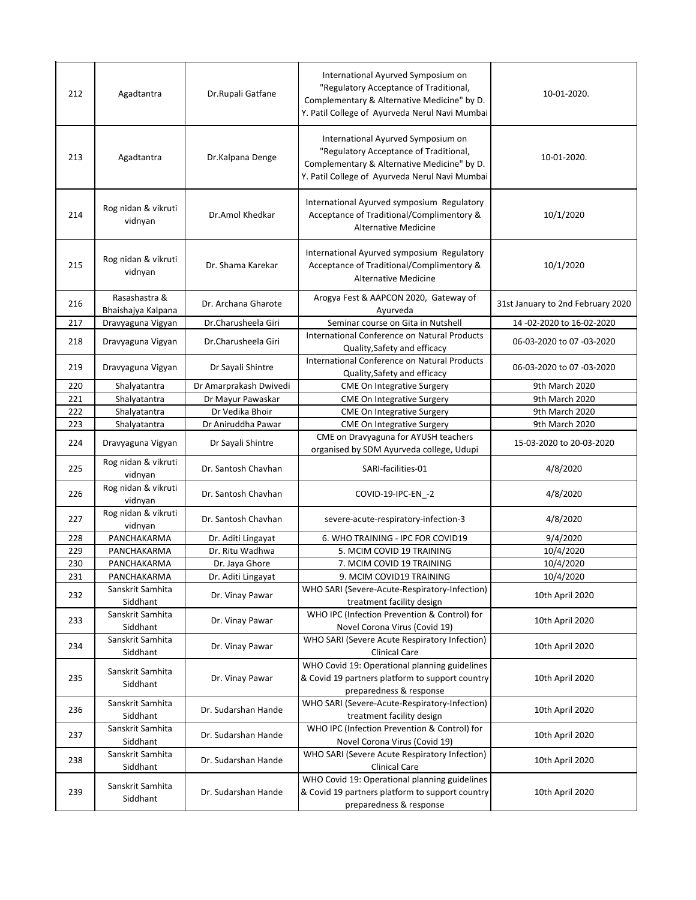| 212 | Agadtantra | Dr.Rupali Gatfane | International Ayurved Symposium on "Regulatory Acceptance of Traditional, Complementary & Alternative Medicine" by D. Y. Patil College of Ayurveda Nerul Navi Mumbai | 10-01-2020. |
|---|---|---|---|---|
| 213 | Agadtantra | Dr.Kalpana Denge | International Ayurved Symposium on "Regulatory Acceptance of Traditional, Complementary & Alternative Medicine" by D. Y. Patil College of Ayurveda Nerul Navi Mumbai | 10-01-2020. |
| 214 | Rog nidan & vikruti vidnyan | Dr.Amol Khedkar | International Ayurved symposium Regulatory Acceptance of Traditional/Complimentory & Alternative Medicine | 10/1/2020 |
| 215 | Rog nidan & vikruti vidnyan | Dr. Shama Karekar | International Ayurved symposium Regulatory Acceptance of Traditional/Complimentory & Alternative Medicine | 10/1/2020 |
| 216 | Rasashastra & Bhaishajya Kalpana | Dr. Archana Gharote | Arogya Fest & AAPCON 2020, Gateway of Ayurveda | 31st January to 2nd February 2020 |
| 217 | Dravyaguna Vigyan | Dr.Charusheela Giri | Seminar course on Gita in Nutshell | 14 -02-2020 to 16-02-2020 |
| 218 | Dravyaguna Vigyan | Dr.Charusheela Giri | International Conference on Natural Products Quality,Safety and efficacy | 06-03-2020 to 07 -03-2020 |
| 219 | Dravyaguna Vigyan | Dr Sayali Shintre | International Conference on Natural Products Quality,Safety and efficacy | 06-03-2020 to 07 -03-2020 |
| 220 | Shalyatantra | Dr Amarprakash Dwivedi | CME On Integrative Surgery | 9th March 2020 |
| 221 | Shalyatantra | Dr Mayur Pawaskar | CME On Integrative Surgery | 9th March 2020 |
| 222 | Shalyatantra | Dr Vedika Bhoir | CME On Integrative Surgery | 9th March 2020 |
| 223 | Shalyatantra | Dr Aniruddha Pawar | CME On Integrative Surgery | 9th March 2020 |
| 224 | Dravyaguna Vigyan | Dr Sayali Shintre | CME on Dravyaguna for AYUSH teachers organised by SDM Ayurveda college, Udupi | 15-03-2020 to 20-03-2020 |
| 225 | Rog nidan & vikruti vidnyan | Dr. Santosh Chavhan | SARI-facilities-01 | 4/8/2020 |
| 226 | Rog nidan & vikruti vidnyan | Dr. Santosh Chavhan | COVID-19-IPC-EN_-2 | 4/8/2020 |
| 227 | Rog nidan & vikruti vidnyan | Dr. Santosh Chavhan | severe-acute-respiratory-infection-3 | 4/8/2020 |
| 228 | PANCHAKARMA | Dr. Aditi Lingayat | 6. WHO TRAINING - IPC FOR COVID19 | 9/4/2020 |
| 229 | PANCHAKARMA | Dr. Ritu Wadhwa | 5. MCIM COVID 19 TRAINING | 10/4/2020 |
| 230 | PANCHAKARMA | Dr. Jaya Ghore | 7. MCIM COVID 19 TRAINING | 10/4/2020 |
| 231 | PANCHAKARMA | Dr. Aditi Lingayat | 9. MCIM COVID19 TRAINING | 10/4/2020 |
| 232 | Sanskrit Samhita Siddhant | Dr. Vinay Pawar | WHO SARI (Severe-Acute-Respiratory-Infection) treatment facility design | 10th April 2020 |
| 233 | Sanskrit Samhita Siddhant | Dr. Vinay Pawar | WHO IPC (Infection Prevention & Control) for Novel Corona Virus (Covid 19) | 10th April 2020 |
| 234 | Sanskrit Samhita Siddhant | Dr. Vinay Pawar | WHO SARI (Severe Acute Respiratory Infection) Clinical Care | 10th April 2020 |
| 235 | Sanskrit Samhita Siddhant | Dr. Vinay Pawar | WHO Covid 19: Operational planning guidelines & Covid 19 partners platform to support country preparedness & response | 10th April 2020 |
| 236 | Sanskrit Samhita Siddhant | Dr. Sudarshan Hande | WHO SARI (Severe-Acute-Respiratory-Infection) treatment facility design | 10th April 2020 |
| 237 | Sanskrit Samhita Siddhant | Dr. Sudarshan Hande | WHO IPC (Infection Prevention & Control) for Novel Corona Virus (Covid 19) | 10th April 2020 |
| 238 | Sanskrit Samhita Siddhant | Dr. Sudarshan Hande | WHO SARI (Severe Acute Respiratory Infection) Clinical Care | 10th April 2020 |
| 239 | Sanskrit Samhita Siddhant | Dr. Sudarshan Hande | WHO Covid 19: Operational planning guidelines & Covid 19 partners platform to support country preparedness & response | 10th April 2020 |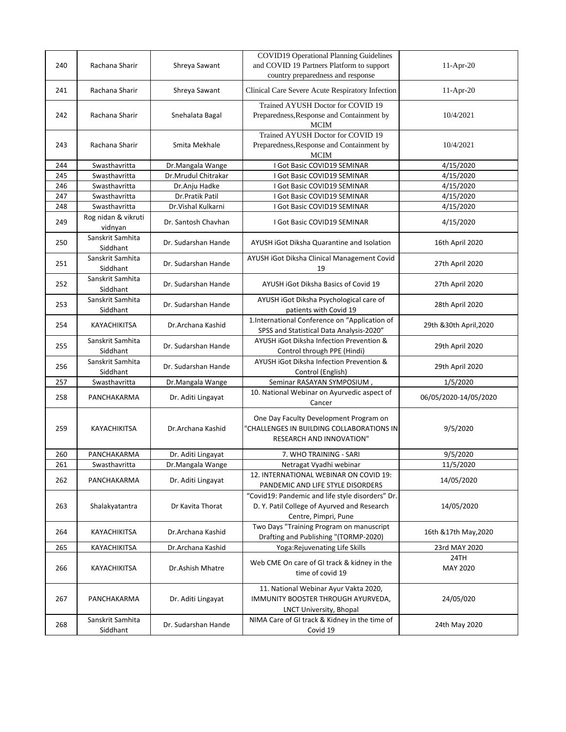| 240 | Rachana Sharir | Shreya Sawant | COVID19 Operational Planning Guidelines and COVID 19 Partners Platform to support country preparedness and response | 11-Apr-20 |
|---|---|---|---|---|
| 241 | Rachana Sharir | Shreya Sawant | Clinical Care Severe Acute Respiratory Infection | 11-Apr-20 |
| 242 | Rachana Sharir | Snehalata Bagal | Trained AYUSH Doctor for COVID 19 Preparedness,Response and Containment by MCIM | 10/4/2021 |
| 243 | Rachana Sharir | Smita Mekhale | Trained AYUSH Doctor for COVID 19 Preparedness,Response and Containment by MCIM | 10/4/2021 |
| 244 | Swasthavritta | Dr.Mangala Wange | I Got Basic COVID19 SEMINAR | 4/15/2020 |
| 245 | Swasthavritta | Dr.Mrudul Chitrakar | I Got Basic COVID19 SEMINAR | 4/15/2020 |
| 246 | Swasthavritta | Dr.Anju Hadke | I Got Basic COVID19 SEMINAR | 4/15/2020 |
| 247 | Swasthavritta | Dr.Pratik Patil | I Got Basic COVID19 SEMINAR | 4/15/2020 |
| 248 | Swasthavritta | Dr.Vishal Kulkarni | I Got Basic COVID19 SEMINAR | 4/15/2020 |
| 249 | Rog nidan & vikruti vidnyan | Dr. Santosh Chavhan | I Got Basic COVID19 SEMINAR | 4/15/2020 |
| 250 | Sanskrit Samhita Siddhant | Dr. Sudarshan Hande | AYUSH iGot Diksha Quarantine and Isolation | 16th April 2020 |
| 251 | Sanskrit Samhita Siddhant | Dr. Sudarshan Hande | AYUSH iGot Diksha Clinical Management Covid 19 | 27th April 2020 |
| 252 | Sanskrit Samhita Siddhant | Dr. Sudarshan Hande | AYUSH iGot Diksha Basics of Covid 19 | 27th April 2020 |
| 253 | Sanskrit Samhita Siddhant | Dr. Sudarshan Hande | AYUSH iGot Diksha Psychological care of patients with Covid 19 | 28th April 2020 |
| 254 | KAYACHIKITSA | Dr.Archana Kashid | 1.International Conference on "Application of SPSS and Statistical Data Analysis-2020" | 29th &30th April,2020 |
| 255 | Sanskrit Samhita Siddhant | Dr. Sudarshan Hande | AYUSH iGot Diksha Infection Prevention & Control through PPE (Hindi) | 29th April 2020 |
| 256 | Sanskrit Samhita Siddhant | Dr. Sudarshan Hande | AYUSH iGot Diksha Infection Prevention & Control (English) | 29th April 2020 |
| 257 | Swasthavritta | Dr.Mangala Wange | Seminar RASAYAN SYMPOSIUM , | 1/5/2020 |
| 258 | PANCHAKARMA | Dr. Aditi Lingayat | 10. National Webinar on Ayurvedic aspect of Cancer | 06/05/2020-14/05/2020 |
| 259 | KAYACHIKITSA | Dr.Archana Kashid | One Day Faculty Development Program on "CHALLENGES IN BUILDING COLLABORATIONS IN RESEARCH AND INNOVATION" | 9/5/2020 |
| 260 | PANCHAKARMA | Dr. Aditi Lingayat | 7. WHO TRAINING - SARI | 9/5/2020 |
| 261 | Swasthavritta | Dr.Mangala Wange | Netragat Vyadhi webinar | 11/5/2020 |
| 262 | PANCHAKARMA | Dr. Aditi Lingayat | 12. INTERNATIONAL WEBINAR ON COVID 19: PANDEMIC AND LIFE STYLE DISORDERS | 14/05/2020 |
| 263 | Shalakyatantra | Dr Kavita Thorat | "Covid19: Pandemic and life style disorders" Dr. D. Y. Patil College of Ayurved and Research Centre, Pimpri, Pune | 14/05/2020 |
| 264 | KAYACHIKITSA | Dr.Archana Kashid | Two Days "Training Program on manuscript Drafting and Publishing "(TORMP-2020) | 16th &17th May,2020 |
| 265 | KAYACHIKITSA | Dr.Archana Kashid | Yoga:Rejuvenating Life Skills | 23rd MAY 2020 |
| 266 | KAYACHIKITSA | Dr.Ashish Mhatre | Web CME On care of GI track & kidney in the time of covid 19 | 24TH MAY 2020 |
| 267 | PANCHAKARMA | Dr. Aditi Lingayat | 11. National Webinar Ayur Vakta 2020, IMMUNITY BOOSTER THROUGH AYURVEDA, LNCT University, Bhopal | 24/05/020 |
| 268 | Sanskrit Samhita Siddhant | Dr. Sudarshan Hande | NIMA Care of GI track & Kidney in the time of Covid 19 | 24th May 2020 |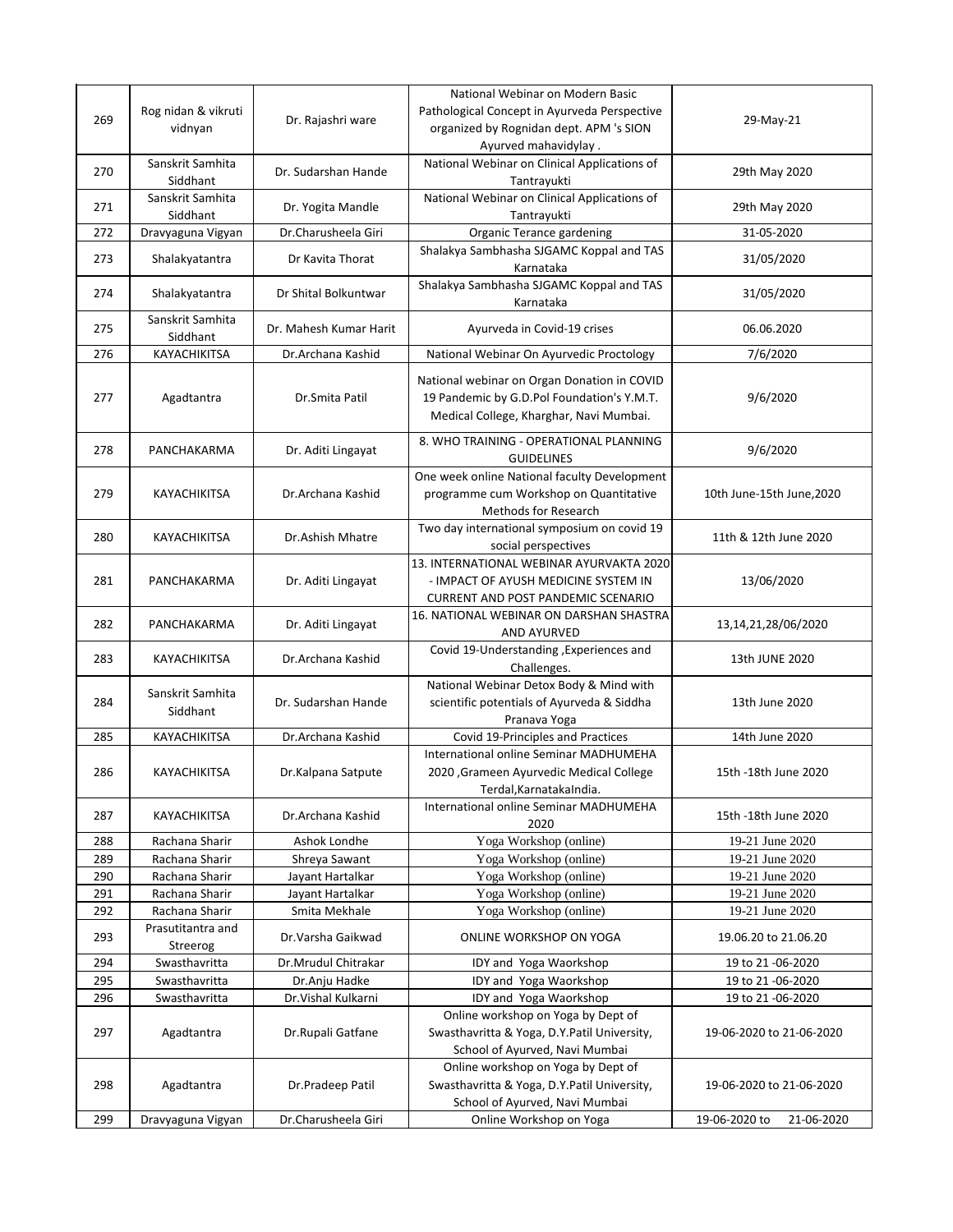| 269 | Rog nidan & vikruti vidnyan | Dr. Rajashri ware | National Webinar on Modern Basic Pathological Concept in Ayurveda Perspective organized by Rognidan dept. APM 's SION Ayurved mahavidylay . | 29-May-21 |
|---|---|---|---|---|
| 270 | Sanskrit Samhita Siddhant | Dr. Sudarshan Hande | National Webinar on Clinical Applications of Tantrayukti | 29th May 2020 |
| 271 | Sanskrit Samhita Siddhant | Dr. Yogita Mandle | National Webinar on Clinical Applications of Tantrayukti | 29th May 2020 |
| 272 | Dravyaguna Vigyan | Dr.Charusheela Giri | Organic Terance gardening | 31-05-2020 |
| 273 | Shalakyatantra | Dr Kavita Thorat | Shalakya Sambhasha SJGAMC Koppal and TAS Karnataka | 31/05/2020 |
| 274 | Shalakyatantra | Dr Shital Bolkuntwar | Shalakya Sambhasha SJGAMC Koppal and TAS Karnataka | 31/05/2020 |
| 275 | Sanskrit Samhita Siddhant | Dr. Mahesh Kumar Harit | Ayurveda in Covid-19 crises | 06.06.2020 |
| 276 | KAYACHIKITSA | Dr.Archana Kashid | National Webinar On Ayurvedic Proctology | 7/6/2020 |
| 277 | Agadtantra | Dr.Smita Patil | National webinar on Organ Donation in COVID 19 Pandemic by G.D.Pol Foundation's Y.M.T. Medical College, Kharghar, Navi Mumbai. | 9/6/2020 |
| 278 | PANCHAKARMA | Dr. Aditi Lingayat | 8. WHO TRAINING - OPERATIONAL PLANNING GUIDELINES | 9/6/2020 |
| 279 | KAYACHIKITSA | Dr.Archana Kashid | One week online National faculty Development programme cum Workshop on Quantitative Methods for Research | 10th June-15th June,2020 |
| 280 | KAYACHIKITSA | Dr.Ashish Mhatre | Two day international symposium on covid 19 social perspectives | 11th & 12th June 2020 |
| 281 | PANCHAKARMA | Dr. Aditi Lingayat | 13. INTERNATIONAL WEBINAR AYURVAKTA 2020 - IMPACT OF AYUSH MEDICINE SYSTEM IN CURRENT AND POST PANDEMIC SCENARIO | 13/06/2020 |
| 282 | PANCHAKARMA | Dr. Aditi Lingayat | 16. NATIONAL WEBINAR ON DARSHAN SHASTRA AND AYURVED | 13,14,21,28/06/2020 |
| 283 | KAYACHIKITSA | Dr.Archana Kashid | Covid 19-Understanding ,Experiences and Challenges. | 13th JUNE 2020 |
| 284 | Sanskrit Samhita Siddhant | Dr. Sudarshan Hande | National Webinar Detox Body & Mind with scientific potentials of Ayurveda & Siddha Pranava Yoga | 13th June 2020 |
| 285 | KAYACHIKITSA | Dr.Archana Kashid | Covid 19-Principles and Practices | 14th June 2020 |
| 286 | KAYACHIKITSA | Dr.Kalpana Satpute | International online Seminar MADHUMEHA 2020 ,Grameen Ayurvedic Medical College Terdal,KarnatakaIndia. | 15th -18th June 2020 |
| 287 | KAYACHIKITSA | Dr.Archana Kashid | International online Seminar MADHUMEHA 2020 | 15th -18th June 2020 |
| 288 | Rachana Sharir | Ashok Londhe | Yoga Workshop (online) | 19-21 June 2020 |
| 289 | Rachana Sharir | Shreya Sawant | Yoga Workshop (online) | 19-21 June 2020 |
| 290 | Rachana Sharir | Jayant Hartalkar | Yoga Workshop (online) | 19-21 June 2020 |
| 291 | Rachana Sharir | Jayant Hartalkar | Yoga Workshop (online) | 19-21 June 2020 |
| 292 | Rachana Sharir | Smita Mekhale | Yoga Workshop (online) | 19-21 June 2020 |
| 293 | Prasutitantra and Streerog | Dr.Varsha Gaikwad | ONLINE WORKSHOP ON YOGA | 19.06.20 to 21.06.20 |
| 294 | Swasthavritta | Dr.Mrudul Chitrakar | IDY and Yoga Waorkshop | 19 to 21 -06-2020 |
| 295 | Swasthavritta | Dr.Anju Hadke | IDY and Yoga Waorkshop | 19 to 21 -06-2020 |
| 296 | Swasthavritta | Dr.Vishal Kulkarni | IDY and Yoga Waorkshop | 19 to 21 -06-2020 |
| 297 | Agadtantra | Dr.Rupali Gatfane | Online workshop on Yoga by Dept of Swasthavritta & Yoga, D.Y.Patil University, School of Ayurved, Navi Mumbai | 19-06-2020 to 21-06-2020 |
| 298 | Agadtantra | Dr.Pradeep Patil | Online workshop on Yoga by Dept of Swasthavritta & Yoga, D.Y.Patil University, School of Ayurved, Navi Mumbai | 19-06-2020 to 21-06-2020 |
| 299 | Dravyaguna Vigyan | Dr.Charusheela Giri | Online Workshop on Yoga | 19-06-2020 to 21-06-2020 |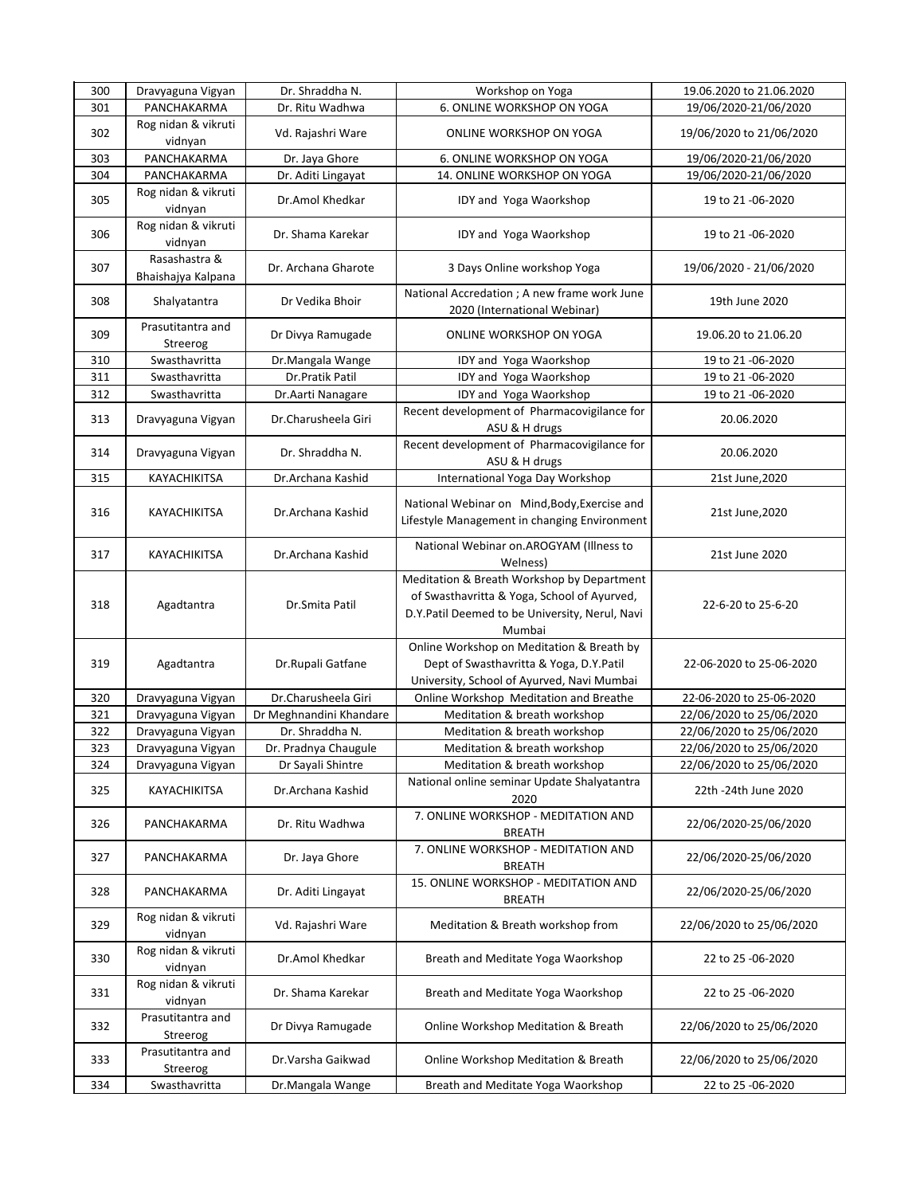| 300 | Dravyaguna Vigyan | Dr. Shraddha N. | Workshop on Yoga | 19.06.2020 to 21.06.2020 |
|---|---|---|---|---|
| 301 | PANCHAKARMA | Dr. Ritu Wadhwa | 6. ONLINE WORKSHOP ON YOGA | 19/06/2020-21/06/2020 |
| 302 | Rog nidan & vikruti vidnyan | Vd. Rajashri Ware | ONLINE WORKSHOP ON YOGA | 19/06/2020 to 21/06/2020 |
| 303 | PANCHAKARMA | Dr. Jaya Ghore | 6. ONLINE WORKSHOP ON YOGA | 19/06/2020-21/06/2020 |
| 304 | PANCHAKARMA | Dr. Aditi Lingayat | 14. ONLINE WORKSHOP ON YOGA | 19/06/2020-21/06/2020 |
| 305 | Rog nidan & vikruti vidnyan | Dr.Amol Khedkar | IDY and Yoga Waorkshop | 19 to 21 -06-2020 |
| 306 | Rog nidan & vikruti vidnyan | Dr. Shama Karekar | IDY and Yoga Waorkshop | 19 to 21 -06-2020 |
| 307 | Rasashastra & Bhaishajya Kalpana | Dr. Archana Gharote | 3 Days Online workshop Yoga | 19/06/2020 - 21/06/2020 |
| 308 | Shalyatantra | Dr Vedika Bhoir | National Accredation ; A new frame work June 2020 (International Webinar) | 19th June 2020 |
| 309 | Prasutitantra and Streerog | Dr Divya Ramugade | ONLINE WORKSHOP ON YOGA | 19.06.20 to 21.06.20 |
| 310 | Swasthavritta | Dr.Mangala Wange | IDY and Yoga Waorkshop | 19 to 21 -06-2020 |
| 311 | Swasthavritta | Dr.Pratik Patil | IDY and Yoga Waorkshop | 19 to 21 -06-2020 |
| 312 | Swasthavritta | Dr.Aarti Nanagare | IDY and Yoga Waorkshop | 19 to 21 -06-2020 |
| 313 | Dravyaguna Vigyan | Dr.Charusheela Giri | Recent development of Pharmacovigilance for ASU & H drugs | 20.06.2020 |
| 314 | Dravyaguna Vigyan | Dr. Shraddha N. | Recent development of Pharmacovigilance for ASU & H drugs | 20.06.2020 |
| 315 | KAYACHIKITSA | Dr.Archana Kashid | International Yoga Day Workshop | 21st June,2020 |
| 316 | KAYACHIKITSA | Dr.Archana Kashid | National Webinar on Mind,Body,Exercise and Lifestyle Management in changing Environment | 21st June,2020 |
| 317 | KAYACHIKITSA | Dr.Archana Kashid | National Webinar on.AROGYAM (Illness to Welness) | 21st June 2020 |
| 318 | Agadtantra | Dr.Smita Patil | Meditation & Breath Workshop by Department of Swasthavritta & Yoga, School of Ayurved, D.Y.Patil Deemed to be University, Nerul, Navi Mumbai | 22-6-20 to 25-6-20 |
| 319 | Agadtantra | Dr.Rupali Gatfane | Online Workshop on Meditation & Breath by Dept of Swasthavritta & Yoga, D.Y.Patil University, School of Ayurved, Navi Mumbai | 22-06-2020 to 25-06-2020 |
| 320 | Dravyaguna Vigyan | Dr.Charusheela Giri | Online Workshop Meditation and Breathe | 22-06-2020 to 25-06-2020 |
| 321 | Dravyaguna Vigyan | Dr Meghnandini Khandare | Meditation & breath workshop | 22/06/2020 to 25/06/2020 |
| 322 | Dravyaguna Vigyan | Dr. Shraddha N. | Meditation & breath workshop | 22/06/2020 to 25/06/2020 |
| 323 | Dravyaguna Vigyan | Dr. Pradnya Chaugule | Meditation & breath workshop | 22/06/2020 to 25/06/2020 |
| 324 | Dravyaguna Vigyan | Dr Sayali Shintre | Meditation & breath workshop | 22/06/2020 to 25/06/2020 |
| 325 | KAYACHIKITSA | Dr.Archana Kashid | National online seminar Update Shalyatantra 2020 | 22th -24th June 2020 |
| 326 | PANCHAKARMA | Dr. Ritu Wadhwa | 7. ONLINE WORKSHOP - MEDITATION AND BREATH | 22/06/2020-25/06/2020 |
| 327 | PANCHAKARMA | Dr. Jaya Ghore | 7. ONLINE WORKSHOP - MEDITATION AND BREATH | 22/06/2020-25/06/2020 |
| 328 | PANCHAKARMA | Dr. Aditi Lingayat | 15. ONLINE WORKSHOP - MEDITATION AND BREATH | 22/06/2020-25/06/2020 |
| 329 | Rog nidan & vikruti vidnyan | Vd. Rajashri Ware | Meditation & Breath workshop from | 22/06/2020 to 25/06/2020 |
| 330 | Rog nidan & vikruti vidnyan | Dr.Amol Khedkar | Breath and Meditate Yoga Waorkshop | 22 to 25 -06-2020 |
| 331 | Rog nidan & vikruti vidnyan | Dr. Shama Karekar | Breath and Meditate Yoga Waorkshop | 22 to 25 -06-2020 |
| 332 | Prasutitantra and Streerog | Dr Divya Ramugade | Online Workshop Meditation & Breath | 22/06/2020 to 25/06/2020 |
| 333 | Prasutitantra and Streerog | Dr.Varsha Gaikwad | Online Workshop Meditation & Breath | 22/06/2020 to 25/06/2020 |
| 334 | Swasthavritta | Dr.Mangala Wange | Breath and Meditate Yoga Waorkshop | 22 to 25 -06-2020 |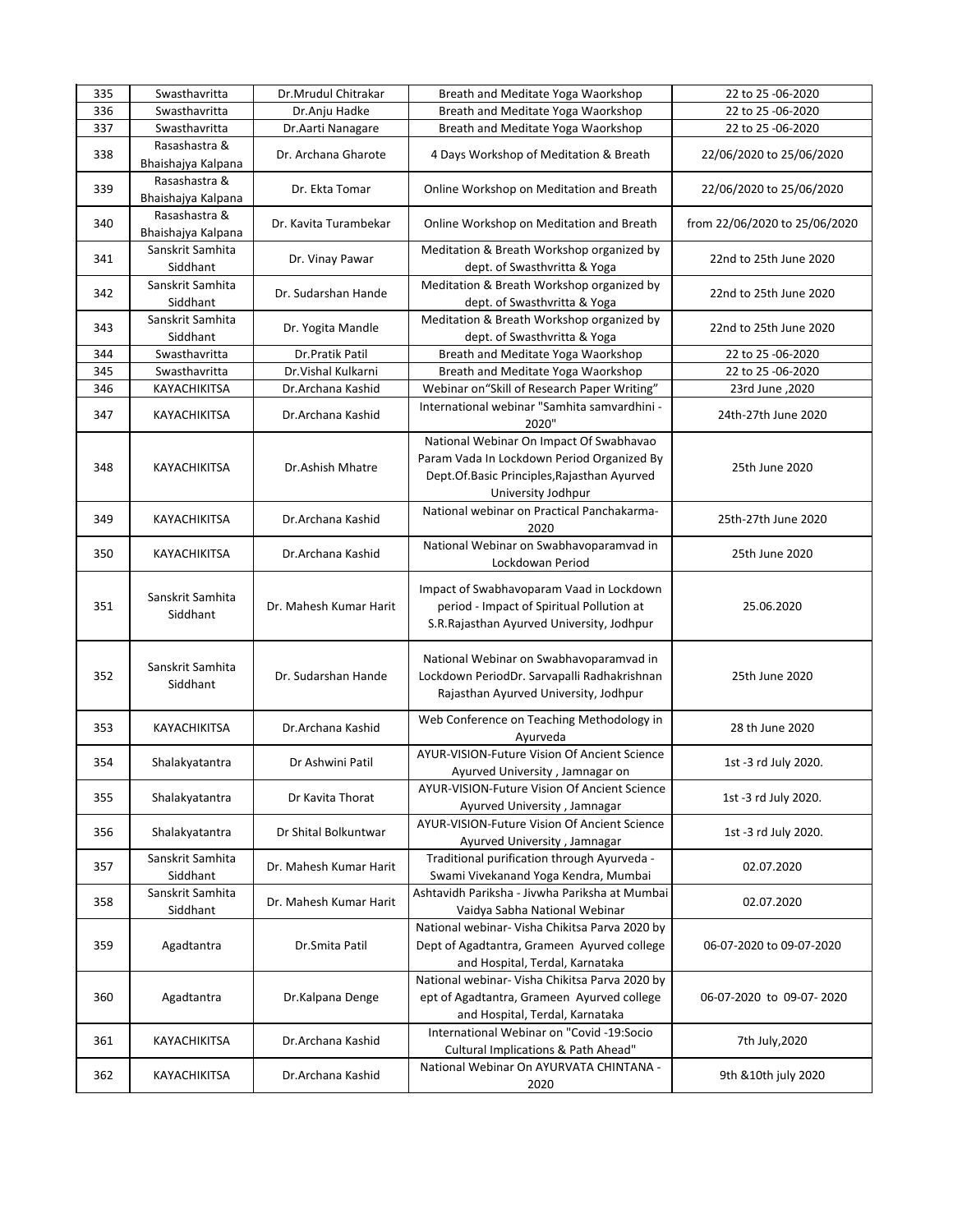| 335 | Swasthavritta | Dr.Mrudul Chitrakar | Breath and Meditate Yoga Waorkshop | 22 to 25 -06-2020 |
|---|---|---|---|---|
| 336 | Swasthavritta | Dr.Anju Hadke | Breath and Meditate Yoga Waorkshop | 22 to 25 -06-2020 |
| 337 | Swasthavritta | Dr.Aarti Nanagare | Breath and Meditate Yoga Waorkshop | 22 to 25 -06-2020 |
| 338 | Rasashastra & Bhaishajya Kalpana | Dr. Archana Gharote | 4 Days Workshop of Meditation & Breath | 22/06/2020 to 25/06/2020 |
| 339 | Rasashastra & Bhaishajya Kalpana | Dr. Ekta Tomar | Online Workshop on Meditation and Breath | 22/06/2020 to 25/06/2020 |
| 340 | Rasashastra & Bhaishajya Kalpana | Dr. Kavita Turambekar | Online Workshop on Meditation and Breath | from 22/06/2020 to 25/06/2020 |
| 341 | Sanskrit Samhita Siddhant | Dr. Vinay Pawar | Meditation & Breath Workshop organized by dept. of Swasthvritta & Yoga | 22nd to 25th June 2020 |
| 342 | Sanskrit Samhita Siddhant | Dr. Sudarshan Hande | Meditation & Breath Workshop organized by dept. of Swasthvritta & Yoga | 22nd to 25th June 2020 |
| 343 | Sanskrit Samhita Siddhant | Dr. Yogita Mandle | Meditation & Breath Workshop organized by dept. of Swasthvritta & Yoga | 22nd to 25th June 2020 |
| 344 | Swasthavritta | Dr.Pratik Patil | Breath and Meditate Yoga Waorkshop | 22 to 25 -06-2020 |
| 345 | Swasthavritta | Dr.Vishal Kulkarni | Breath and Meditate Yoga Waorkshop | 22 to 25 -06-2020 |
| 346 | KAYACHIKITSA | Dr.Archana Kashid | Webinar on"Skill of Research Paper Writing" | 23rd June ,2020 |
| 347 | KAYACHIKITSA | Dr.Archana Kashid | International webinar "Samhita samvardhini - 2020" | 24th-27th June 2020 |
| 348 | KAYACHIKITSA | Dr.Ashish Mhatre | National Webinar On Impact Of Swabhavao Param Vada In Lockdown Period Organized By Dept.Of.Basic Principles,Rajasthan Ayurved University Jodhpur | 25th June 2020 |
| 349 | KAYACHIKITSA | Dr.Archana Kashid | National webinar on Practical Panchakarma-2020 | 25th-27th June 2020 |
| 350 | KAYACHIKITSA | Dr.Archana Kashid | National Webinar on Swabhavoparamvad in Lockdowan Period | 25th June 2020 |
| 351 | Sanskrit Samhita Siddhant | Dr. Mahesh Kumar Harit | Impact of Swabhavoparam Vaad in Lockdown period - Impact of Spiritual Pollution at S.R.Rajasthan Ayurved University, Jodhpur | 25.06.2020 |
| 352 | Sanskrit Samhita Siddhant | Dr. Sudarshan Hande | National Webinar on Swabhavoparamvad in Lockdown PeriodDr. Sarvapalli Radhakrishnan Rajasthan Ayurved University, Jodhpur | 25th June 2020 |
| 353 | KAYACHIKITSA | Dr.Archana Kashid | Web Conference on Teaching Methodology in Ayurveda | 28 th June 2020 |
| 354 | Shalakyatantra | Dr Ashwini Patil | AYUR-VISION-Future Vision Of Ancient Science Ayurved University , Jamnagar on | 1st -3 rd July 2020. |
| 355 | Shalakyatantra | Dr Kavita Thorat | AYUR-VISION-Future Vision Of Ancient Science Ayurved University , Jamnagar | 1st -3 rd July 2020. |
| 356 | Shalakyatantra | Dr Shital Bolkuntwar | AYUR-VISION-Future Vision Of Ancient Science Ayurved University , Jamnagar | 1st -3 rd July 2020. |
| 357 | Sanskrit Samhita Siddhant | Dr. Mahesh Kumar Harit | Traditional purification through Ayurveda - Swami Vivekanand Yoga Kendra, Mumbai | 02.07.2020 |
| 358 | Sanskrit Samhita Siddhant | Dr. Mahesh Kumar Harit | Ashtavidh Pariksha - Jivwha Pariksha at Mumbai Vaidya Sabha National Webinar | 02.07.2020 |
| 359 | Agadtantra | Dr.Smita Patil | National webinar- Visha Chikitsa Parva 2020 by Dept of Agadtantra, Grameen Ayurved college and Hospital, Terdal, Karnataka | 06-07-2020 to 09-07-2020 |
| 360 | Agadtantra | Dr.Kalpana Denge | National webinar- Visha Chikitsa Parva 2020 by ept of Agadtantra, Grameen Ayurved college and Hospital, Terdal, Karnataka | 06-07-2020 to 09-07- 2020 |
| 361 | KAYACHIKITSA | Dr.Archana Kashid | International Webinar on "Covid -19:Socio Cultural Implications & Path Ahead" | 7th July,2020 |
| 362 | KAYACHIKITSA | Dr.Archana Kashid | National Webinar On AYURVATA CHINTANA - 2020 | 9th &10th july 2020 |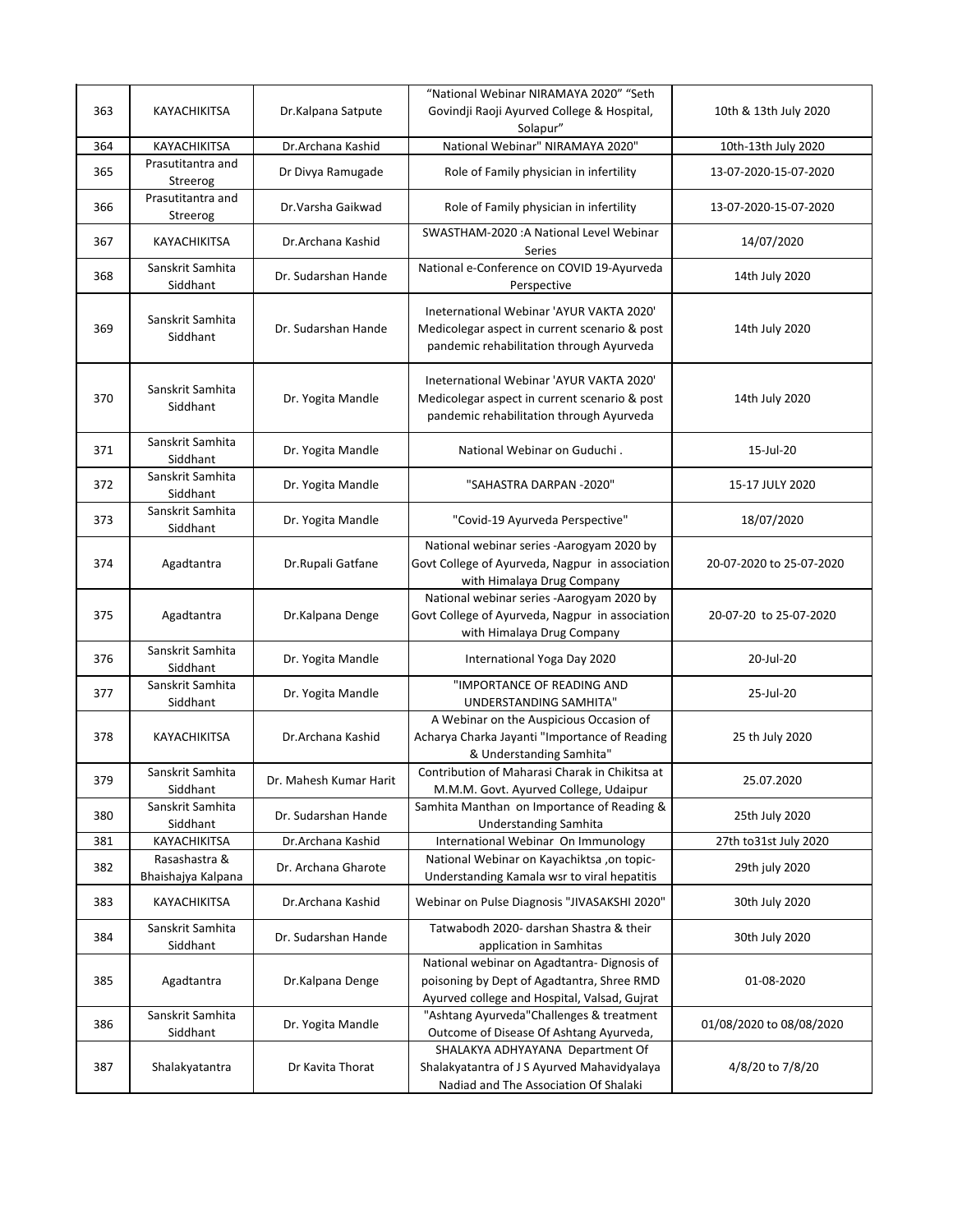| 363 | KAYACHIKITSA | Dr.Kalpana Satpute | "National Webinar NIRAMAYA 2020" "Seth Govindji Raoji Ayurved College & Hospital, Solapur" | 10th & 13th July 2020 |
|---|---|---|---|---|
| 364 | KAYACHIKITSA | Dr.Archana Kashid | National Webinar" NIRAMAYA 2020" | 10th-13th July 2020 |
| 365 | Prasutitantra and Streerog | Dr Divya Ramugade | Role of Family physician in infertility | 13-07-2020-15-07-2020 |
| 366 | Prasutitantra and Streerog | Dr.Varsha Gaikwad | Role of Family physician in infertility | 13-07-2020-15-07-2020 |
| 367 | KAYACHIKITSA | Dr.Archana Kashid | SWASTHAM-2020 :A National Level Webinar Series | 14/07/2020 |
| 368 | Sanskrit Samhita Siddhant | Dr. Sudarshan Hande | National e-Conference on COVID 19-Ayurveda Perspective | 14th July 2020 |
| 369 | Sanskrit Samhita Siddhant | Dr. Sudarshan Hande | Ineternational Webinar 'AYUR VAKTA 2020' Medicolegar aspect in current scenario & post pandemic rehabilitation through Ayurveda | 14th July 2020 |
| 370 | Sanskrit Samhita Siddhant | Dr. Yogita Mandle | Ineternational Webinar 'AYUR VAKTA 2020' Medicolegar aspect in current scenario & post pandemic rehabilitation through Ayurveda | 14th July 2020 |
| 371 | Sanskrit Samhita Siddhant | Dr. Yogita Mandle | National Webinar on Guduchi . | 15-Jul-20 |
| 372 | Sanskrit Samhita Siddhant | Dr. Yogita Mandle | "SAHASTRA DARPAN -2020" | 15-17 JULY 2020 |
| 373 | Sanskrit Samhita Siddhant | Dr. Yogita Mandle | "Covid-19 Ayurveda Perspective" | 18/07/2020 |
| 374 | Agadtantra | Dr.Rupali Gatfane | National webinar series -Aarogyam 2020 by Govt College of Ayurveda, Nagpur in association with Himalaya Drug Company | 20-07-2020 to 25-07-2020 |
| 375 | Agadtantra | Dr.Kalpana Denge | National webinar series -Aarogyam 2020 by Govt College of Ayurveda, Nagpur in association with Himalaya Drug Company | 20-07-20 to 25-07-2020 |
| 376 | Sanskrit Samhita Siddhant | Dr. Yogita Mandle | International Yoga Day 2020 | 20-Jul-20 |
| 377 | Sanskrit Samhita Siddhant | Dr. Yogita Mandle | "IMPORTANCE OF READING AND UNDERSTANDING SAMHITA" | 25-Jul-20 |
| 378 | KAYACHIKITSA | Dr.Archana Kashid | A Webinar on the Auspicious Occasion of Acharya Charka Jayanti "Importance of Reading & Understanding Samhita" | 25 th July 2020 |
| 379 | Sanskrit Samhita Siddhant | Dr. Mahesh Kumar Harit | Contribution of Maharasi Charak in Chikitsa at M.M.M. Govt. Ayurved College, Udaipur | 25.07.2020 |
| 380 | Sanskrit Samhita Siddhant | Dr. Sudarshan Hande | Samhita Manthan on Importance of Reading & Understanding Samhita | 25th July 2020 |
| 381 | KAYACHIKITSA | Dr.Archana Kashid | International Webinar On Immunology | 27th to31st July 2020 |
| 382 | Rasashastra & Bhaishajya Kalpana | Dr. Archana Gharote | National Webinar on Kayachiktsa ,on topic-Understanding Kamala wsr to viral hepatitis | 29th july 2020 |
| 383 | KAYACHIKITSA | Dr.Archana Kashid | Webinar on Pulse Diagnosis "JIVASAKSHI 2020" | 30th July 2020 |
| 384 | Sanskrit Samhita Siddhant | Dr. Sudarshan Hande | Tatwabodh 2020- darshan Shastra & their application in Samhitas | 30th July 2020 |
| 385 | Agadtantra | Dr.Kalpana Denge | National webinar on Agadtantra- Dignosis of poisoning by Dept of Agadtantra, Shree RMD Ayurved college and Hospital, Valsad, Gujrat | 01-08-2020 |
| 386 | Sanskrit Samhita Siddhant | Dr. Yogita Mandle | "Ashtang Ayurveda"Challenges & treatment Outcome of Disease Of Ashtang Ayurveda, | 01/08/2020 to 08/08/2020 |
| 387 | Shalakyatantra | Dr Kavita Thorat | SHALAKYA ADHYAYANA Department Of Shalakyatantra of J S Ayurved Mahavidyalaya Nadiad and The Association Of Shalaki | 4/8/20 to 7/8/20 |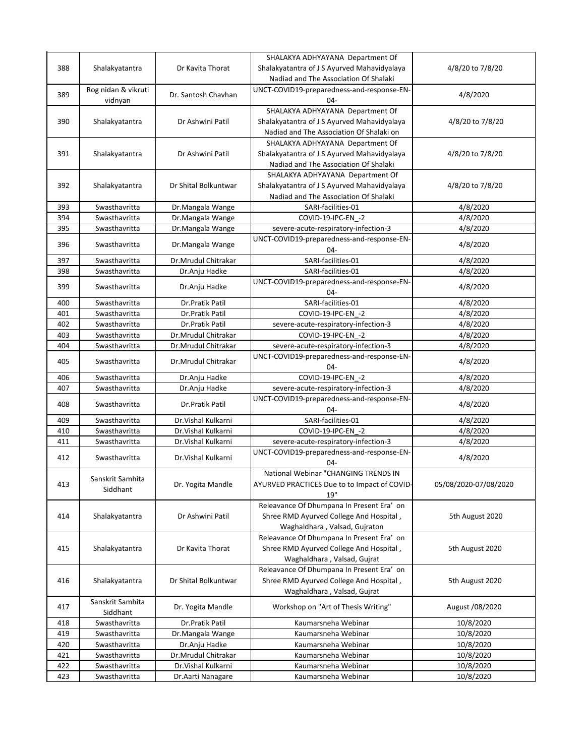| 388 | Shalakyatantra | Dr Kavita Thorat | SHALAKYA ADHYAYANA Department Of Shalakyatantra of J S Ayurved Mahavidyalaya Nadiad and The Association Of Shalaki | 4/8/20 to 7/8/20 |
|---|---|---|---|---|
| 389 | Rog nidan & vikruti vidnyan | Dr. Santosh Chavhan | UNCT-COVID19-preparedness-and-response-EN-04- | 4/8/2020 |
| 390 | Shalakyatantra | Dr Ashwini Patil | SHALAKYA ADHYAYANA Department Of Shalakyatantra of J S Ayurved Mahavidyalaya Nadiad and The Association Of Shalaki on | 4/8/20 to 7/8/20 |
| 391 | Shalakyatantra | Dr Ashwini Patil | SHALAKYA ADHYAYANA Department Of Shalakyatantra of J S Ayurved Mahavidyalaya Nadiad and The Association Of Shalaki | 4/8/20 to 7/8/20 |
| 392 | Shalakyatantra | Dr Shital Bolkuntwar | SHALAKYA ADHYAYANA Department Of Shalakyatantra of J S Ayurved Mahavidyalaya Nadiad and The Association Of Shalaki | 4/8/20 to 7/8/20 |
| 393 | Swasthavritta | Dr.Mangala Wange | SARI-facilities-01 | 4/8/2020 |
| 394 | Swasthavritta | Dr.Mangala Wange | COVID-19-IPC-EN_-2 | 4/8/2020 |
| 395 | Swasthavritta | Dr.Mangala Wange | severe-acute-respiratory-infection-3 | 4/8/2020 |
| 396 | Swasthavritta | Dr.Mangala Wange | UNCT-COVID19-preparedness-and-response-EN-04- | 4/8/2020 |
| 397 | Swasthavritta | Dr.Mrudul Chitrakar | SARI-facilities-01 | 4/8/2020 |
| 398 | Swasthavritta | Dr.Anju Hadke | SARI-facilities-01 | 4/8/2020 |
| 399 | Swasthavritta | Dr.Anju Hadke | UNCT-COVID19-preparedness-and-response-EN-04- | 4/8/2020 |
| 400 | Swasthavritta | Dr.Pratik Patil | SARI-facilities-01 | 4/8/2020 |
| 401 | Swasthavritta | Dr.Pratik Patil | COVID-19-IPC-EN_-2 | 4/8/2020 |
| 402 | Swasthavritta | Dr.Pratik Patil | severe-acute-respiratory-infection-3 | 4/8/2020 |
| 403 | Swasthavritta | Dr.Mrudul Chitrakar | COVID-19-IPC-EN_-2 | 4/8/2020 |
| 404 | Swasthavritta | Dr.Mrudul Chitrakar | severe-acute-respiratory-infection-3 | 4/8/2020 |
| 405 | Swasthavritta | Dr.Mrudul Chitrakar | UNCT-COVID19-preparedness-and-response-EN-04- | 4/8/2020 |
| 406 | Swasthavritta | Dr.Anju Hadke | COVID-19-IPC-EN_-2 | 4/8/2020 |
| 407 | Swasthavritta | Dr.Anju Hadke | severe-acute-respiratory-infection-3 | 4/8/2020 |
| 408 | Swasthavritta | Dr.Pratik Patil | UNCT-COVID19-preparedness-and-response-EN-04- | 4/8/2020 |
| 409 | Swasthavritta | Dr.Vishal Kulkarni | SARI-facilities-01 | 4/8/2020 |
| 410 | Swasthavritta | Dr.Vishal Kulkarni | COVID-19-IPC-EN_-2 | 4/8/2020 |
| 411 | Swasthavritta | Dr.Vishal Kulkarni | severe-acute-respiratory-infection-3 | 4/8/2020 |
| 412 | Swasthavritta | Dr.Vishal Kulkarni | UNCT-COVID19-preparedness-and-response-EN-04- | 4/8/2020 |
| 413 | Sanskrit Samhita Siddhant | Dr. Yogita Mandle | National Webinar "CHANGING TRENDS IN AYURVED PRACTICES Due to to Impact of COVID-19" | 05/08/2020-07/08/2020 |
| 414 | Shalakyatantra | Dr Ashwini Patil | Releavance Of Dhumpana In Present Era' on Shree RMD Ayurved College And Hospital , Waghaldhara , Valsad, Gujraton | 5th August 2020 |
| 415 | Shalakyatantra | Dr Kavita Thorat | Releavance Of Dhumpana In Present Era' on Shree RMD Ayurved College And Hospital , Waghaldhara , Valsad, Gujrat | 5th August 2020 |
| 416 | Shalakyatantra | Dr Shital Bolkuntwar | Releavance Of Dhumpana In Present Era' on Shree RMD Ayurved College And Hospital , Waghaldhara , Valsad, Gujrat | 5th August 2020 |
| 417 | Sanskrit Samhita Siddhant | Dr. Yogita Mandle | Workshop on "Art of Thesis Writing" | August /08/2020 |
| 418 | Swasthavritta | Dr.Pratik Patil | Kaumarsneha Webinar | 10/8/2020 |
| 419 | Swasthavritta | Dr.Mangala Wange | Kaumarsneha Webinar | 10/8/2020 |
| 420 | Swasthavritta | Dr.Anju Hadke | Kaumarsneha Webinar | 10/8/2020 |
| 421 | Swasthavritta | Dr.Mrudul Chitrakar | Kaumarsneha Webinar | 10/8/2020 |
| 422 | Swasthavritta | Dr.Vishal Kulkarni | Kaumarsneha Webinar | 10/8/2020 |
| 423 | Swasthavritta | Dr.Aarti Nanagare | Kaumarsneha Webinar | 10/8/2020 |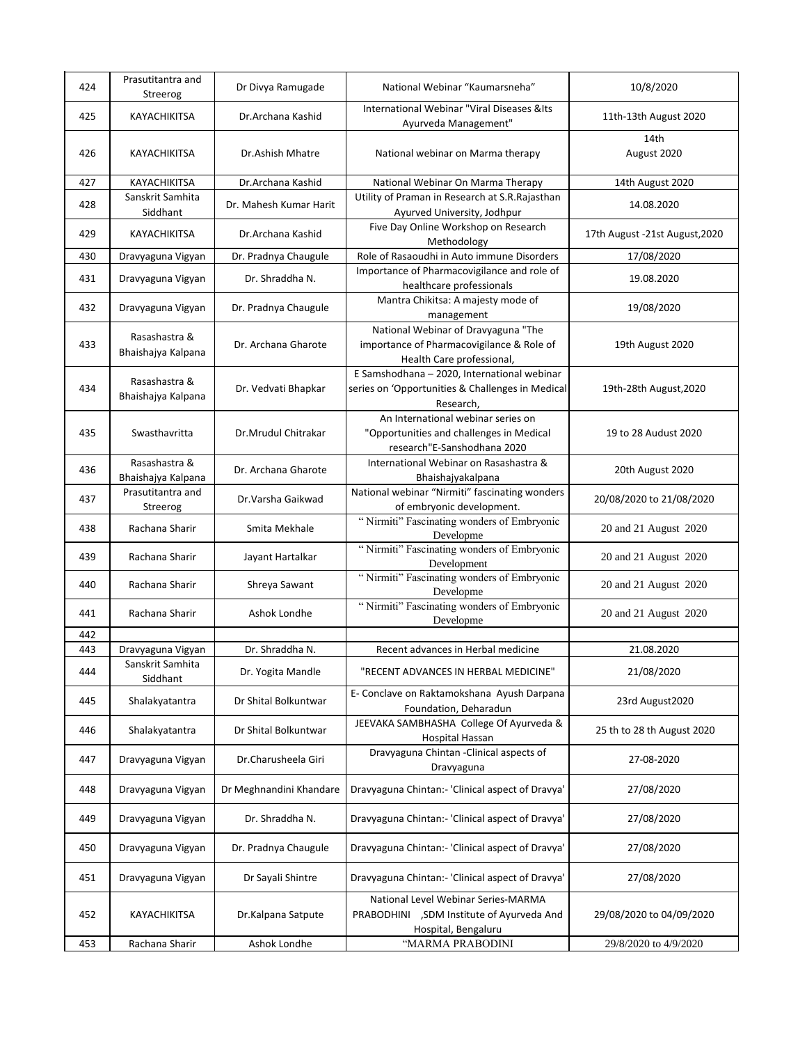| 424 | Prasutitantra and Streerog | Dr Divya Ramugade | National Webinar "Kaumarsneha" | 10/8/2020 |
|---|---|---|---|---|
| 425 | KAYACHIKITSA | Dr.Archana Kashid | International Webinar "Viral Diseases &Its Ayurveda Management" | 11th-13th August 2020 |
| 426 | KAYACHIKITSA | Dr.Ashish Mhatre | National webinar on Marma therapy | 14th August 2020 |
| 427 | KAYACHIKITSA | Dr.Archana Kashid | National Webinar On Marma Therapy | 14th August 2020 |
| 428 | Sanskrit Samhita Siddhant | Dr. Mahesh Kumar Harit | Utility of Praman in Research at S.R.Rajasthan Ayurved University, Jodhpur | 14.08.2020 |
| 429 | KAYACHIKITSA | Dr.Archana Kashid | Five Day Online Workshop on Research Methodology | 17th August -21st August,2020 |
| 430 | Dravyaguna Vigyan | Dr. Pradnya Chaugule | Role of Rasaoudhi in Auto immune Disorders | 17/08/2020 |
| 431 | Dravyaguna Vigyan | Dr. Shraddha N. | Importance of Pharmacovigilance and role of healthcare professionals | 19.08.2020 |
| 432 | Dravyaguna Vigyan | Dr. Pradnya Chaugule | Mantra Chikitsa: A majesty mode of management | 19/08/2020 |
| 433 | Rasashastra & Bhaishajya Kalpana | Dr. Archana Gharote | National Webinar of Dravyaguna "The importance of Pharmacovigilance & Role of Health Care professional, | 19th August 2020 |
| 434 | Rasashastra & Bhaishajya Kalpana | Dr. Vedvati Bhapkar | E Samshodhana – 2020, International webinar series on 'Opportunities & Challenges in Medical Research, | 19th-28th August,2020 |
| 435 | Swasthavritta | Dr.Mrudul Chitrakar | An International webinar series on "Opportunities and challenges in Medical research"E-Sanshodhana 2020 | 19 to 28 Audust 2020 |
| 436 | Rasashastra & Bhaishajya Kalpana | Dr. Archana Gharote | International Webinar on Rasashastra & Bhaishajyakalpana | 20th August 2020 |
| 437 | Prasutitantra and Streerog | Dr.Varsha Gaikwad | National webinar "Nirmiti" fascinating wonders of embryonic development. | 20/08/2020 to 21/08/2020 |
| 438 | Rachana Sharir | Smita Mekhale | " Nirmiti" Fascinating wonders of Embryonic Developme | 20 and 21 August 2020 |
| 439 | Rachana Sharir | Jayant Hartalkar | " Nirmiti" Fascinating wonders of Embryonic Development | 20 and 21 August 2020 |
| 440 | Rachana Sharir | Shreya Sawant | " Nirmiti" Fascinating wonders of Embryonic Developme | 20 and 21 August 2020 |
| 441 | Rachana Sharir | Ashok Londhe | " Nirmiti" Fascinating wonders of Embryonic Developme | 20 and 21 August 2020 |
| 442 | | | | |
| 443 | Dravyaguna Vigyan | Dr. Shraddha N. | Recent advances in Herbal medicine | 21.08.2020 |
| 444 | Sanskrit Samhita Siddhant | Dr. Yogita Mandle | "RECENT ADVANCES IN HERBAL MEDICINE" | 21/08/2020 |
| 445 | Shalakyatantra | Dr Shital Bolkuntwar | E- Conclave on Raktamokshana Ayush Darpana Foundation, Deharadun | 23rd August2020 |
| 446 | Shalakyatantra | Dr Shital Bolkuntwar | JEEVAKA SAMBHASHA College Of Ayurveda & Hospital Hassan | 25 th to 28 th August 2020 |
| 447 | Dravyaguna Vigyan | Dr.Charusheela Giri | Dravyaguna Chintan -Clinical aspects of Dravyaguna | 27-08-2020 |
| 448 | Dravyaguna Vigyan | Dr Meghnandini Khandare | Dravyaguna Chintan:- 'Clinical aspect of Dravya' | 27/08/2020 |
| 449 | Dravyaguna Vigyan | Dr. Shraddha N. | Dravyaguna Chintan:- 'Clinical aspect of Dravya' | 27/08/2020 |
| 450 | Dravyaguna Vigyan | Dr. Pradnya Chaugule | Dravyaguna Chintan:- 'Clinical aspect of Dravya' | 27/08/2020 |
| 451 | Dravyaguna Vigyan | Dr Sayali Shintre | Dravyaguna Chintan:- 'Clinical aspect of Dravya' | 27/08/2020 |
| 452 | KAYACHIKITSA | Dr.Kalpana Satpute | National Level Webinar Series-MARMA PRABODHINI ,SDM Institute of Ayurveda And Hospital, Bengaluru | 29/08/2020 to 04/09/2020 |
| 453 | Rachana Sharir | Ashok Londhe | "MARMA PRABODINI | 29/8/2020 to 4/9/2020 |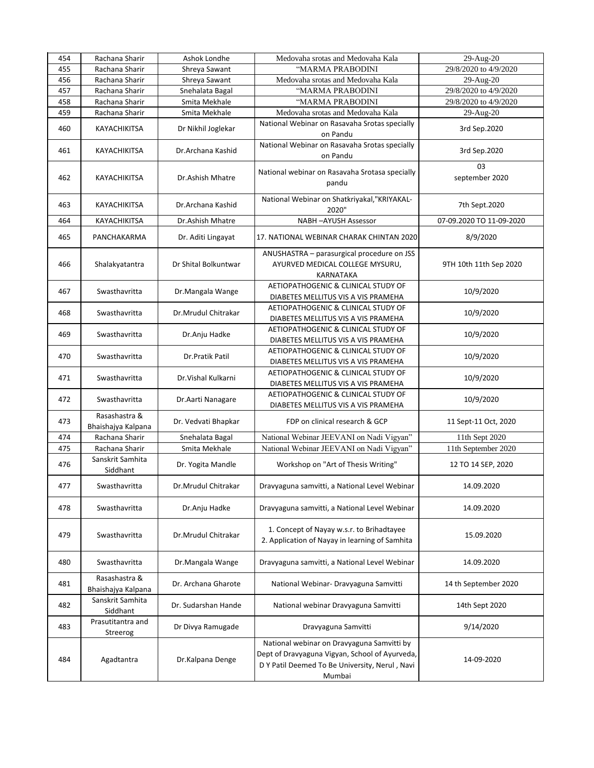| 454 | Rachana Sharir | Ashok Londhe | Medovaha srotas and Medovaha Kala | 29-Aug-20 |
|---|---|---|---|---|
| 455 | Rachana Sharir | Shreya Sawant | "MARMA PRABODINI | 29/8/2020 to 4/9/2020 |
| 456 | Rachana Sharir | Shreya Sawant | Medovaha srotas and Medovaha Kala | 29-Aug-20 |
| 457 | Rachana Sharir | Snehalata Bagal | "MARMA PRABODINI | 29/8/2020 to 4/9/2020 |
| 458 | Rachana Sharir | Smita Mekhale | "MARMA PRABODINI | 29/8/2020 to 4/9/2020 |
| 459 | Rachana Sharir | Smita Mekhale | Medovaha srotas and Medovaha Kala | 29-Aug-20 |
| 460 | KAYACHIKITSA | Dr Nikhil Joglekar | National Webinar on Rasavaha Srotas specially on Pandu | 3rd Sep.2020 |
| 461 | KAYACHIKITSA | Dr.Archana Kashid | National Webinar on Rasavaha Srotas specially on Pandu | 3rd Sep.2020 |
| 462 | KAYACHIKITSA | Dr.Ashish Mhatre | National webinar on Rasavaha Srotasa specially pandu | 03 september 2020 |
| 463 | KAYACHIKITSA | Dr.Archana Kashid | National Webinar on Shatkriyakal,"KRIYAKAL-2020" | 7th Sept.2020 |
| 464 | KAYACHIKITSA | Dr.Ashish Mhatre | NABH –AYUSH Assessor | 07-09.2020 TO 11-09-2020 |
| 465 | PANCHAKARMA | Dr. Aditi Lingayat | 17. NATIONAL WEBINAR CHARAK CHINTAN 2020 | 8/9/2020 |
| 466 | Shalakyatantra | Dr Shital Bolkuntwar | ANUSHASTRA – parasurgical procedure on JSS AYURVED MEDICAL COLLEGE MYSURU, KARNATAKA | 9TH 10th 11th Sep 2020 |
| 467 | Swasthavritta | Dr.Mangala Wange | AETIOPATHOGENIC & CLINICAL STUDY OF DIABETES MELLITUS VIS A VIS PRAMEHA | 10/9/2020 |
| 468 | Swasthavritta | Dr.Mrudul Chitrakar | AETIOPATHOGENIC & CLINICAL STUDY OF DIABETES MELLITUS VIS A VIS PRAMEHA | 10/9/2020 |
| 469 | Swasthavritta | Dr.Anju Hadke | AETIOPATHOGENIC & CLINICAL STUDY OF DIABETES MELLITUS VIS A VIS PRAMEHA | 10/9/2020 |
| 470 | Swasthavritta | Dr.Pratik Patil | AETIOPATHOGENIC & CLINICAL STUDY OF DIABETES MELLITUS VIS A VIS PRAMEHA | 10/9/2020 |
| 471 | Swasthavritta | Dr.Vishal Kulkarni | AETIOPATHOGENIC & CLINICAL STUDY OF DIABETES MELLITUS VIS A VIS PRAMEHA | 10/9/2020 |
| 472 | Swasthavritta | Dr.Aarti Nanagare | AETIOPATHOGENIC & CLINICAL STUDY OF DIABETES MELLITUS VIS A VIS PRAMEHA | 10/9/2020 |
| 473 | Rasashastra & Bhaishajya Kalpana | Dr. Vedvati Bhapkar | FDP on clinical research & GCP | 11 Sept-11 Oct, 2020 |
| 474 | Rachana Sharir | Snehalata Bagal | National Webinar JEEVANI on Nadi Vigyan" | 11th Sept 2020 |
| 475 | Rachana Sharir | Smita Mekhale | National Webinar JEEVANI on Nadi Vigyan" | 11th September 2020 |
| 476 | Sanskrit Samhita Siddhant | Dr. Yogita Mandle | Workshop on "Art of Thesis Writing" | 12 TO 14 SEP, 2020 |
| 477 | Swasthavritta | Dr.Mrudul Chitrakar | Dravyaguna samvitti, a National Level Webinar | 14.09.2020 |
| 478 | Swasthavritta | Dr.Anju Hadke | Dravyaguna samvitti, a National Level Webinar | 14.09.2020 |
| 479 | Swasthavritta | Dr.Mrudul Chitrakar | 1. Concept of Nayay w.s.r. to Brihadtayee 2. Application of Nayay in learning of Samhita | 15.09.2020 |
| 480 | Swasthavritta | Dr.Mangala Wange | Dravyaguna samvitti, a National Level Webinar | 14.09.2020 |
| 481 | Rasashastra & Bhaishajya Kalpana | Dr. Archana Gharote | National Webinar- Dravyaguna Samvitti | 14 th September 2020 |
| 482 | Sanskrit Samhita Siddhant | Dr. Sudarshan Hande | National webinar Dravyaguna Samvitti | 14th Sept 2020 |
| 483 | Prasutitantra and Streerog | Dr Divya Ramugade | Dravyaguna Samvitti | 9/14/2020 |
| 484 | Agadtantra | Dr.Kalpana Denge | National webinar on Dravyaguna Samvitti by Dept of Dravyaguna Vigyan, School of Ayurveda, D Y Patil Deemed To Be University, Nerul , Navi Mumbai | 14-09-2020 |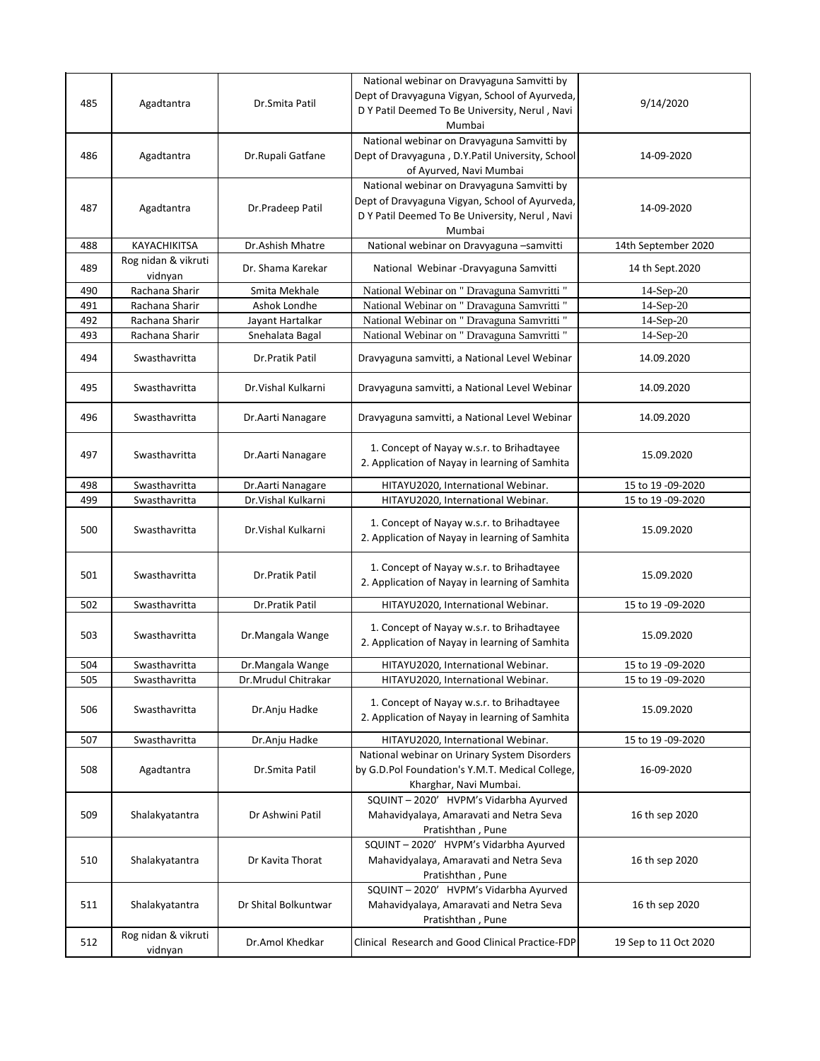| 485 | Agadtantra | Dr.Smita Patil | National webinar on Dravyaguna Samvitti by Dept of Dravyaguna Vigyan, School of Ayurveda, D Y Patil Deemed To Be University, Nerul , Navi Mumbai | 9/14/2020 |
|---|---|---|---|---|
| 486 | Agadtantra | Dr.Rupali Gatfane | National webinar on Dravyaguna Samvitti by Dept of Dravyaguna , D.Y.Patil University, School of Ayurved, Navi Mumbai | 14-09-2020 |
| 487 | Agadtantra | Dr.Pradeep Patil | National webinar on Dravyaguna Samvitti by Dept of Dravyaguna Vigyan, School of Ayurveda, D Y Patil Deemed To Be University, Nerul , Navi Mumbai | 14-09-2020 |
| 488 | KAYACHIKITSA | Dr.Ashish Mhatre | National webinar on Dravyaguna –samvitti | 14th September 2020 |
| 489 | Rog nidan & vikruti vidnyan | Dr. Shama Karekar | National Webinar -Dravyaguna Samvitti | 14 th Sept.2020 |
| 490 | Rachana Sharir | Smita Mekhale | National Webinar on " Dravaguna Samvritti " | 14-Sep-20 |
| 491 | Rachana Sharir | Ashok Londhe | National Webinar on " Dravaguna Samvritti " | 14-Sep-20 |
| 492 | Rachana Sharir | Jayant Hartalkar | National Webinar on " Dravaguna Samvritti " | 14-Sep-20 |
| 493 | Rachana Sharir | Snehalata Bagal | National Webinar on " Dravaguna Samvritti " | 14-Sep-20 |
| 494 | Swasthavritta | Dr.Pratik Patil | Dravyaguna samvitti, a National Level Webinar | 14.09.2020 |
| 495 | Swasthavritta | Dr.Vishal Kulkarni | Dravyaguna samvitti, a National Level Webinar | 14.09.2020 |
| 496 | Swasthavritta | Dr.Aarti Nanagare | Dravyaguna samvitti, a National Level Webinar | 14.09.2020 |
| 497 | Swasthavritta | Dr.Aarti Nanagare | 1. Concept of Nayay w.s.r. to Brihadtayee 2. Application of Nayay in learning of Samhita | 15.09.2020 |
| 498 | Swasthavritta | Dr.Aarti Nanagare | HITAYU2020, International Webinar. | 15 to 19 -09-2020 |
| 499 | Swasthavritta | Dr.Vishal Kulkarni | HITAYU2020, International Webinar. | 15 to 19 -09-2020 |
| 500 | Swasthavritta | Dr.Vishal Kulkarni | 1. Concept of Nayay w.s.r. to Brihadtayee 2. Application of Nayay in learning of Samhita | 15.09.2020 |
| 501 | Swasthavritta | Dr.Pratik Patil | 1. Concept of Nayay w.s.r. to Brihadtayee 2. Application of Nayay in learning of Samhita | 15.09.2020 |
| 502 | Swasthavritta | Dr.Pratik Patil | HITAYU2020, International Webinar. | 15 to 19 -09-2020 |
| 503 | Swasthavritta | Dr.Mangala Wange | 1. Concept of Nayay w.s.r. to Brihadtayee 2. Application of Nayay in learning of Samhita | 15.09.2020 |
| 504 | Swasthavritta | Dr.Mangala Wange | HITAYU2020, International Webinar. | 15 to 19 -09-2020 |
| 505 | Swasthavritta | Dr.Mrudul Chitrakar | HITAYU2020, International Webinar. | 15 to 19 -09-2020 |
| 506 | Swasthavritta | Dr.Anju Hadke | 1. Concept of Nayay w.s.r. to Brihadtayee 2. Application of Nayay in learning of Samhita | 15.09.2020 |
| 507 | Swasthavritta | Dr.Anju Hadke | HITAYU2020, International Webinar. | 15 to 19 -09-2020 |
| 508 | Agadtantra | Dr.Smita Patil | National webinar on Urinary System Disorders by G.D.Pol Foundation's Y.M.T. Medical College, Kharghar, Navi Mumbai. | 16-09-2020 |
| 509 | Shalakyatantra | Dr Ashwini Patil | SQUINT – 2020' HVPM's Vidarbha Ayurved Mahavidyalaya, Amaravati and Netra Seva Pratishthan , Pune | 16 th sep 2020 |
| 510 | Shalakyatantra | Dr Kavita Thorat | SQUINT – 2020' HVPM's Vidarbha Ayurved Mahavidyalaya, Amaravati and Netra Seva Pratishthan , Pune | 16 th sep 2020 |
| 511 | Shalakyatantra | Dr Shital Bolkuntwar | SQUINT – 2020' HVPM's Vidarbha Ayurved Mahavidyalaya, Amaravati and Netra Seva Pratishthan , Pune | 16 th sep 2020 |
| 512 | Rog nidan & vikruti vidnyan | Dr.Amol Khedkar | Clinical Research and Good Clinical Practice-FDP | 19 Sep to 11 Oct 2020 |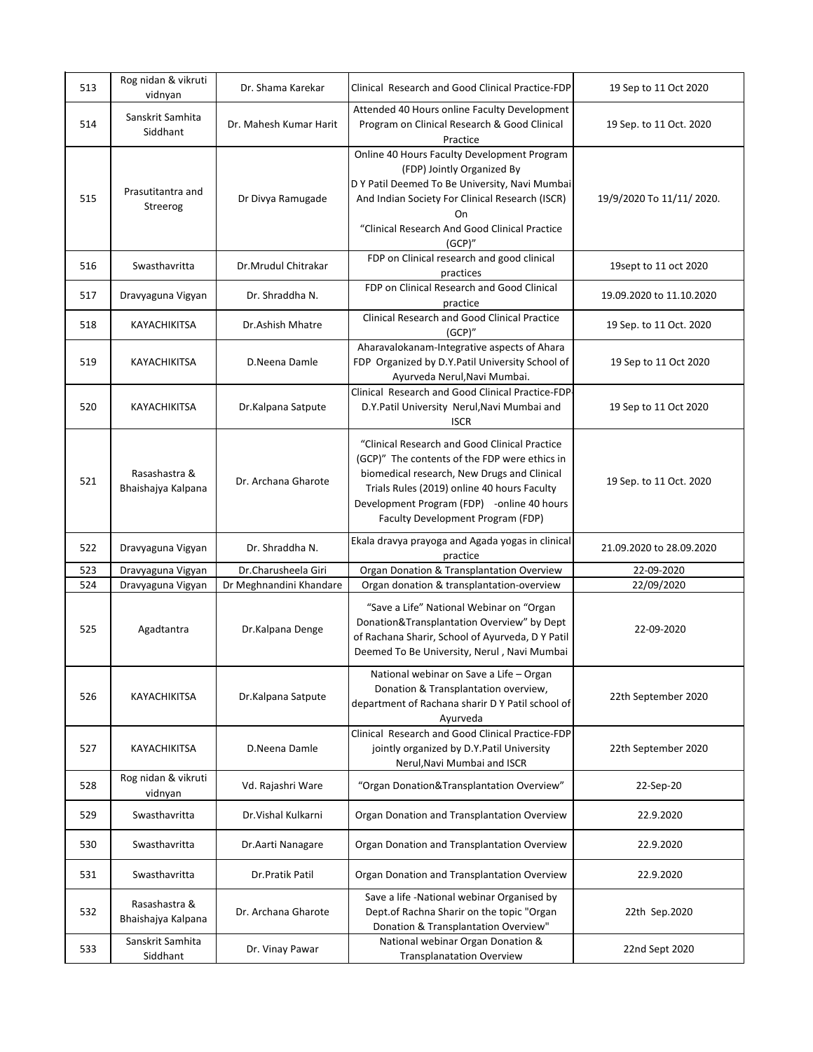| 513 | Rog nidan & vikruti vidnyan | Dr. Shama Karekar | Clinical Research and Good Clinical Practice-FDP | 19 Sep to 11 Oct 2020 |
|---|---|---|---|---|
| 514 | Sanskrit Samhita Siddhant | Dr. Mahesh Kumar Harit | Attended 40 Hours online Faculty Development Program on Clinical Research & Good Clinical Practice | 19 Sep. to 11 Oct. 2020 |
| 515 | Prasutitantra and Streerog | Dr Divya Ramugade | Online 40 Hours Faculty Development Program (FDP) Jointly Organized By D Y Patil Deemed To Be University, Navi Mumbai And Indian Society For Clinical Research (ISCR) On "Clinical Research And Good Clinical Practice (GCP)" | 19/9/2020 To 11/11/ 2020. |
| 516 | Swasthavritta | Dr.Mrudul Chitrakar | FDP on Clinical research and good clinical practices | 19sept to 11 oct 2020 |
| 517 | Dravyaguna Vigyan | Dr. Shraddha N. | FDP on Clinical Research and Good Clinical practice | 19.09.2020 to 11.10.2020 |
| 518 | KAYACHIKITSA | Dr.Ashish Mhatre | Clinical Research and Good Clinical Practice (GCP)" | 19 Sep. to 11 Oct. 2020 |
| 519 | KAYACHIKITSA | D.Neena Damle | Aharavalokanam-Integrative aspects of Ahara FDP Organized by D.Y.Patil University School of Ayurveda Nerul,Navi Mumbai. | 19 Sep to 11 Oct 2020 |
| 520 | KAYACHIKITSA | Dr.Kalpana Satpute | Clinical Research and Good Clinical Practice-FDP-D.Y.Patil University Nerul,Navi Mumbai and ISCR | 19 Sep to 11 Oct 2020 |
| 521 | Rasashastra & Bhaishajya Kalpana | Dr. Archana Gharote | "Clinical Research and Good Clinical Practice (GCP)" The contents of the FDP were ethics in biomedical research, New Drugs and Clinical Trials Rules (2019) online 40 hours Faculty Development Program (FDP) -online 40 hours Faculty Development Program (FDP) | 19 Sep. to 11 Oct. 2020 |
| 522 | Dravyaguna Vigyan | Dr. Shraddha N. | Ekala dravya prayoga and Agada yogas in clinical practice | 21.09.2020 to 28.09.2020 |
| 523 | Dravyaguna Vigyan | Dr.Charusheela Giri | Organ Donation & Transplantation Overview | 22-09-2020 |
| 524 | Dravyaguna Vigyan | Dr Meghnandini Khandare | Organ donation & transplantation-overview | 22/09/2020 |
| 525 | Agadtantra | Dr.Kalpana Denge | "Save a Life" National Webinar on "Organ Donation&Transplantation Overview" by Dept of Rachana Sharir, School of Ayurveda, D Y Patil Deemed To Be University, Nerul , Navi Mumbai | 22-09-2020 |
| 526 | KAYACHIKITSA | Dr.Kalpana Satpute | National webinar on Save a Life – Organ Donation & Transplantation overview, department of Rachana sharir D Y Patil school of Ayurveda | 22th September 2020 |
| 527 | KAYACHIKITSA | D.Neena Damle | Clinical Research and Good Clinical Practice-FDP jointly organized by D.Y.Patil University Nerul,Navi Mumbai and ISCR | 22th September 2020 |
| 528 | Rog nidan & vikruti vidnyan | Vd. Rajashri Ware | "Organ Donation&Transplantation Overview" | 22-Sep-20 |
| 529 | Swasthavritta | Dr.Vishal Kulkarni | Organ Donation and Transplantation Overview | 22.9.2020 |
| 530 | Swasthavritta | Dr.Aarti Nanagare | Organ Donation and Transplantation Overview | 22.9.2020 |
| 531 | Swasthavritta | Dr.Pratik Patil | Organ Donation and Transplantation Overview | 22.9.2020 |
| 532 | Rasashastra & Bhaishajya Kalpana | Dr. Archana Gharote | Save a life -National webinar Organised by Dept.of Rachna Sharir on the topic "Organ Donation & Transplantation Overview" | 22th Sep.2020 |
| 533 | Sanskrit Samhita Siddhant | Dr. Vinay Pawar | National webinar Organ Donation & Transplanatation Overview | 22nd Sept 2020 |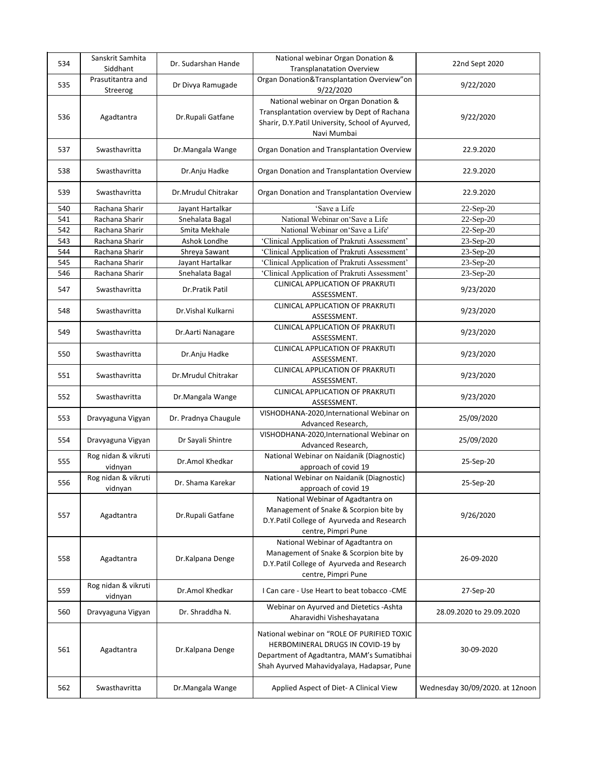| 534 | Sanskrit Samhita Siddhant | Dr. Sudarshan Hande | National webinar Organ Donation & Transplanatation Overview | 22nd Sept 2020 |
|---|---|---|---|---|
| 535 | Prasutitantra and Streerog | Dr Divya Ramugade | Organ Donation&Transplantation Overview"on 9/22/2020 | 9/22/2020 |
| 536 | Agadtantra | Dr.Rupali Gatfane | National webinar on Organ Donation & Transplantation overview by Dept of Rachana Sharir, D.Y.Patil University, School of Ayurved, Navi Mumbai | 9/22/2020 |
| 537 | Swasthavritta | Dr.Mangala Wange | Organ Donation and Transplantation Overview | 22.9.2020 |
| 538 | Swasthavritta | Dr.Anju Hadke | Organ Donation and Transplantation Overview | 22.9.2020 |
| 539 | Swasthavritta | Dr.Mrudul Chitrakar | Organ Donation and Transplantation Overview | 22.9.2020 |
| 540 | Rachana Sharir | Jayant Hartalkar | 'Save a Life | 22-Sep-20 |
| 541 | Rachana Sharir | Snehalata Bagal | National Webinar on'Save a Life | 22-Sep-20 |
| 542 | Rachana Sharir | Smita Mekhale | National Webinar on'Save a Life' | 22-Sep-20 |
| 543 | Rachana Sharir | Ashok Londhe | 'Clinical Application of Prakruti Assessment' | 23-Sep-20 |
| 544 | Rachana Sharir | Shreya Sawant | 'Clinical Application of Prakruti Assessment' | 23-Sep-20 |
| 545 | Rachana Sharir | Jayant Hartalkar | 'Clinical Application of Prakruti Assessment' | 23-Sep-20 |
| 546 | Rachana Sharir | Snehalata Bagal | 'Clinical Application of Prakruti Assessment' | 23-Sep-20 |
| 547 | Swasthavritta | Dr.Pratik Patil | CLINICAL APPLICATION OF PRAKRUTI ASSESSMENT. | 9/23/2020 |
| 548 | Swasthavritta | Dr.Vishal Kulkarni | CLINICAL APPLICATION OF PRAKRUTI ASSESSMENT. | 9/23/2020 |
| 549 | Swasthavritta | Dr.Aarti Nanagare | CLINICAL APPLICATION OF PRAKRUTI ASSESSMENT. | 9/23/2020 |
| 550 | Swasthavritta | Dr.Anju Hadke | CLINICAL APPLICATION OF PRAKRUTI ASSESSMENT. | 9/23/2020 |
| 551 | Swasthavritta | Dr.Mrudul Chitrakar | CLINICAL APPLICATION OF PRAKRUTI ASSESSMENT. | 9/23/2020 |
| 552 | Swasthavritta | Dr.Mangala Wange | CLINICAL APPLICATION OF PRAKRUTI ASSESSMENT. | 9/23/2020 |
| 553 | Dravyaguna Vigyan | Dr. Pradnya Chaugule | VISHODHANA-2020,International Webinar on Advanced Research, | 25/09/2020 |
| 554 | Dravyaguna Vigyan | Dr Sayali Shintre | VISHODHANA-2020,International Webinar on Advanced Research, | 25/09/2020 |
| 555 | Rog nidan & vikruti vidnyan | Dr.Amol Khedkar | National Webinar on Naidanik (Diagnostic) approach of covid 19 | 25-Sep-20 |
| 556 | Rog nidan & vikruti vidnyan | Dr. Shama Karekar | National Webinar on Naidanik (Diagnostic) approach of covid 19 | 25-Sep-20 |
| 557 | Agadtantra | Dr.Rupali Gatfane | National Webinar of Agadtantra on Management of Snake & Scorpion bite by D.Y.Patil College of Ayurveda and Research centre, Pimpri Pune | 9/26/2020 |
| 558 | Agadtantra | Dr.Kalpana Denge | National Webinar of Agadtantra on Management of Snake & Scorpion bite by D.Y.Patil College of Ayurveda and Research centre, Pimpri Pune | 26-09-2020 |
| 559 | Rog nidan & vikruti vidnyan | Dr.Amol Khedkar | I Can care - Use Heart to beat tobacco -CME | 27-Sep-20 |
| 560 | Dravyaguna Vigyan | Dr. Shraddha N. | Webinar on Ayurved and Dietetics -Ashta Aharavidhi Visheshayatana | 28.09.2020 to 29.09.2020 |
| 561 | Agadtantra | Dr.Kalpana Denge | National webinar on "ROLE OF PURIFIED TOXIC HERBOMINERAL DRUGS IN COVID-19 by Department of Agadtantra, MAM's Sumatibhai Shah Ayurved Mahavidyalaya, Hadapsar, Pune | 30-09-2020 |
| 562 | Swasthavritta | Dr.Mangala Wange | Applied Aspect of Diet- A Clinical View | Wednesday 30/09/2020. at 12noon |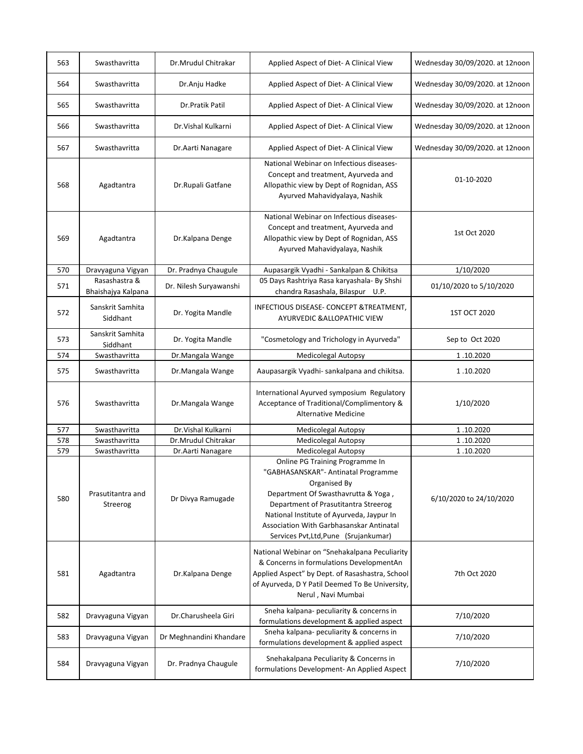| 563 | Swasthavritta | Dr.Mrudul Chitrakar | Applied Aspect of Diet- A Clinical View | Wednesday 30/09/2020. at 12noon |
|---|---|---|---|---|
| 564 | Swasthavritta | Dr.Anju Hadke | Applied Aspect of Diet- A Clinical View | Wednesday 30/09/2020. at 12noon |
| 565 | Swasthavritta | Dr.Pratik Patil | Applied Aspect of Diet- A Clinical View | Wednesday 30/09/2020. at 12noon |
| 566 | Swasthavritta | Dr.Vishal Kulkarni | Applied Aspect of Diet- A Clinical View | Wednesday 30/09/2020. at 12noon |
| 567 | Swasthavritta | Dr.Aarti Nanagare | Applied Aspect of Diet- A Clinical View | Wednesday 30/09/2020. at 12noon |
| 568 | Agadtantra | Dr.Rupali Gatfane | National Webinar on Infectious diseases- Concept and treatment, Ayurveda and Allopathic view by Dept of Rognidan, ASS Ayurved Mahavidyalaya, Nashik | 01-10-2020 |
| 569 | Agadtantra | Dr.Kalpana Denge | National Webinar on Infectious diseases- Concept and treatment, Ayurveda and Allopathic view by Dept of Rognidan, ASS Ayurved Mahavidyalaya, Nashik | 1st Oct 2020 |
| 570 | Dravyaguna Vigyan | Dr. Pradnya Chaugule | Aupasargik Vyadhi - Sankalpan & Chikitsa | 1/10/2020 |
| 571 | Rasashastra & Bhaishajya Kalpana | Dr. Nilesh Suryawanshi | 05 Days Rashtriya Rasa karyashala- By Shshi chandra Rasashala, Bilaspur U.P. | 01/10/2020 to 5/10/2020 |
| 572 | Sanskrit Samhita Siddhant | Dr. Yogita Mandle | INFECTIOUS DISEASE- CONCEPT &TREATMENT, AYURVEDIC &ALLOPATHIC VIEW | 1ST OCT 2020 |
| 573 | Sanskrit Samhita Siddhant | Dr. Yogita Mandle | "Cosmetology and Trichology in Ayurveda" | Sep to Oct 2020 |
| 574 | Swasthavritta | Dr.Mangala Wange | Medicolegal Autopsy | 1 .10.2020 |
| 575 | Swasthavritta | Dr.Mangala Wange | Aaupasargik Vyadhi- sankalpana and chikitsa. | 1 .10.2020 |
| 576 | Swasthavritta | Dr.Mangala Wange | International Ayurved symposium Regulatory Acceptance of Traditional/Complimentory & Alternative Medicine | 1/10/2020 |
| 577 | Swasthavritta | Dr.Vishal Kulkarni | Medicolegal Autopsy | 1 .10.2020 |
| 578 | Swasthavritta | Dr.Mrudul Chitrakar | Medicolegal Autopsy | 1 .10.2020 |
| 579 | Swasthavritta | Dr.Aarti Nanagare | Medicolegal Autopsy | 1 .10.2020 |
| 580 | Prasutitantra and Streerog | Dr Divya Ramugade | Online PG Training Programme In "GABHASANSKAR"- Antinatal Programme Organised By Department Of Swasthavrutta & Yoga , Department of Prasutitantra Streerog National Institute of Ayurveda, Jaypur In Association With Garbhasanskar Antinatal Services Pvt,Ltd,Pune (Srujankumar) | 6/10/2020 to 24/10/2020 |
| 581 | Agadtantra | Dr.Kalpana Denge | National Webinar on "Snehakalpana Peculiarity & Concerns in formulations DevelopmentAn Applied Aspect" by Dept. of Rasashastra, School of Ayurveda, D Y Patil Deemed To Be University, Nerul , Navi Mumbai | 7th Oct 2020 |
| 582 | Dravyaguna Vigyan | Dr.Charusheela Giri | Sneha kalpana- peculiarity & concerns in formulations development & applied aspect | 7/10/2020 |
| 583 | Dravyaguna Vigyan | Dr Meghnandini Khandare | Sneha kalpana- peculiarity & concerns in formulations development & applied aspect | 7/10/2020 |
| 584 | Dravyaguna Vigyan | Dr. Pradnya Chaugule | Snehakalpana Peculiarity & Concerns in formulations Development- An Applied Aspect | 7/10/2020 |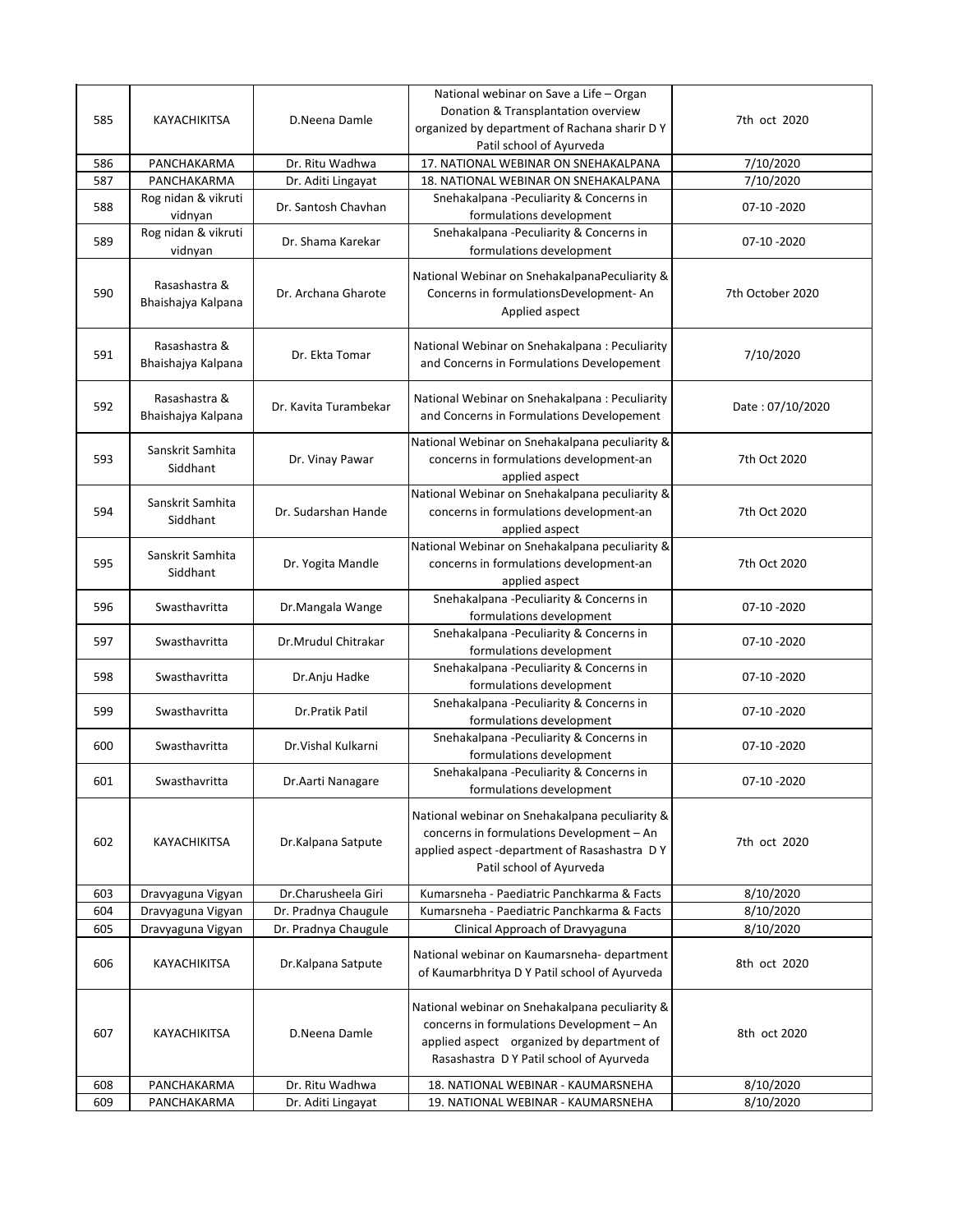| 585 | KAYACHIKITSA | D.Neena Damle | National webinar on Save a Life – Organ Donation & Transplantation overview organized by department of Rachana sharir D Y Patil school of Ayurveda | 7th oct 2020 |
|---|---|---|---|---|
| 586 | PANCHAKARMA | Dr. Ritu Wadhwa | 17. NATIONAL WEBINAR ON SNEHAKALPANA | 7/10/2020 |
| 587 | PANCHAKARMA | Dr. Aditi Lingayat | 18. NATIONAL WEBINAR ON SNEHAKALPANA | 7/10/2020 |
| 588 | Rog nidan & vikruti vidnyan | Dr. Santosh Chavhan | Snehakalpana -Peculiarity & Concerns in formulations development | 07-10 -2020 |
| 589 | Rog nidan & vikruti vidnyan | Dr. Shama Karekar | Snehakalpana -Peculiarity & Concerns in formulations development | 07-10 -2020 |
| 590 | Rasashastra & Bhaishajya Kalpana | Dr. Archana Gharote | National Webinar on SnehakalpanaPeculiarity & Concerns in formulationsDevelopment- An Applied aspect | 7th October 2020 |
| 591 | Rasashastra & Bhaishajya Kalpana | Dr. Ekta Tomar | National Webinar on Snehakalpana : Peculiarity and Concerns in Formulations Developement | 7/10/2020 |
| 592 | Rasashastra & Bhaishajya Kalpana | Dr. Kavita Turambekar | National Webinar on Snehakalpana : Peculiarity and Concerns in Formulations Developement | Date : 07/10/2020 |
| 593 | Sanskrit Samhita Siddhant | Dr. Vinay Pawar | National Webinar on Snehakalpana peculiarity & concerns in formulations development-an applied aspect | 7th Oct 2020 |
| 594 | Sanskrit Samhita Siddhant | Dr. Sudarshan Hande | National Webinar on Snehakalpana peculiarity & concerns in formulations development-an applied aspect | 7th Oct 2020 |
| 595 | Sanskrit Samhita Siddhant | Dr. Yogita Mandle | National Webinar on Snehakalpana peculiarity & concerns in formulations development-an applied aspect | 7th Oct 2020 |
| 596 | Swasthavritta | Dr.Mangala Wange | Snehakalpana -Peculiarity & Concerns in formulations development | 07-10 -2020 |
| 597 | Swasthavritta | Dr.Mrudul Chitrakar | Snehakalpana -Peculiarity & Concerns in formulations development | 07-10 -2020 |
| 598 | Swasthavritta | Dr.Anju Hadke | Snehakalpana -Peculiarity & Concerns in formulations development | 07-10 -2020 |
| 599 | Swasthavritta | Dr.Pratik Patil | Snehakalpana -Peculiarity & Concerns in formulations development | 07-10 -2020 |
| 600 | Swasthavritta | Dr.Vishal Kulkarni | Snehakalpana -Peculiarity & Concerns in formulations development | 07-10 -2020 |
| 601 | Swasthavritta | Dr.Aarti Nanagare | Snehakalpana -Peculiarity & Concerns in formulations development | 07-10 -2020 |
| 602 | KAYACHIKITSA | Dr.Kalpana Satpute | National webinar on Snehakalpana peculiarity & concerns in formulations Development – An applied aspect -department of Rasashastra D Y Patil school of Ayurveda | 7th oct 2020 |
| 603 | Dravyaguna Vigyan | Dr.Charusheela Giri | Kumarsneha - Paediatric Panchkarma & Facts | 8/10/2020 |
| 604 | Dravyaguna Vigyan | Dr. Pradnya Chaugule | Kumarsneha - Paediatric Panchkarma & Facts | 8/10/2020 |
| 605 | Dravyaguna Vigyan | Dr. Pradnya Chaugule | Clinical Approach of Dravyaguna | 8/10/2020 |
| 606 | KAYACHIKITSA | Dr.Kalpana Satpute | National webinar on Kaumarsneha- department of Kaumarbhritya D Y Patil school of Ayurveda | 8th oct 2020 |
| 607 | KAYACHIKITSA | D.Neena Damle | National webinar on Snehakalpana peculiarity & concerns in formulations Development – An applied aspect organized by department of Rasashastra D Y Patil school of Ayurveda | 8th oct 2020 |
| 608 | PANCHAKARMA | Dr. Ritu Wadhwa | 18. NATIONAL WEBINAR - KAUMARSNEHA | 8/10/2020 |
| 609 | PANCHAKARMA | Dr. Aditi Lingayat | 19. NATIONAL WEBINAR - KAUMARSNEHA | 8/10/2020 |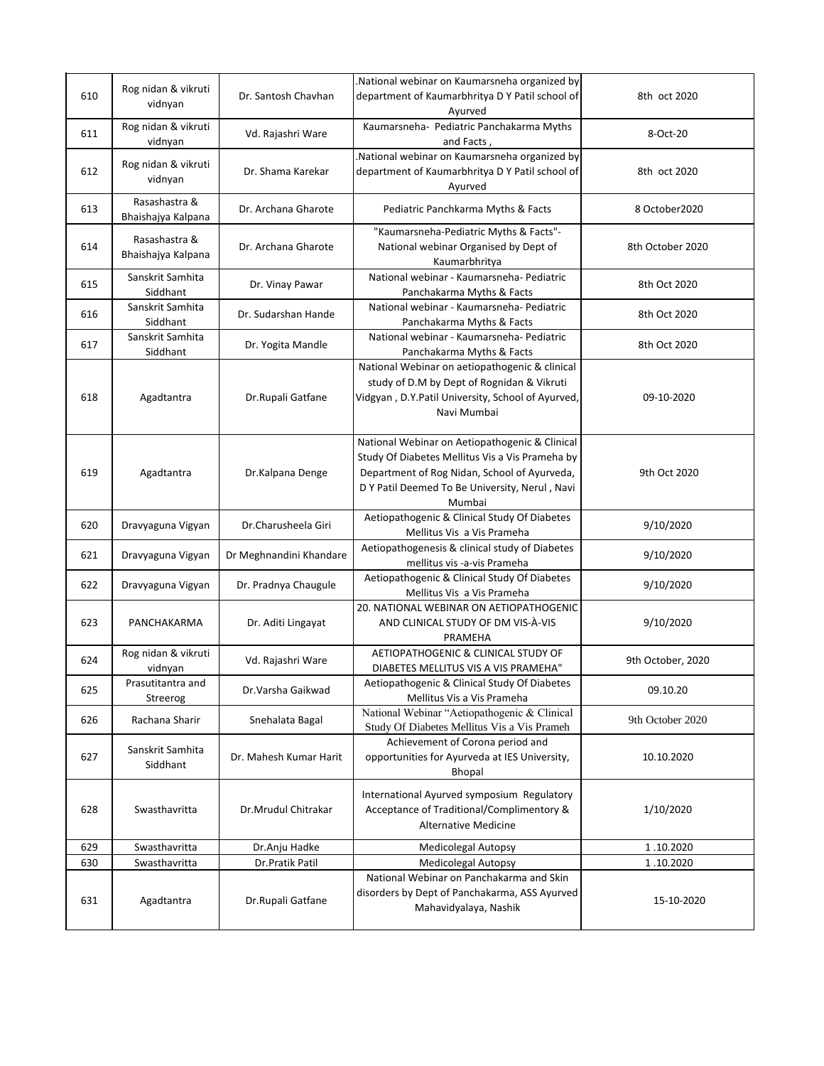| 610 | Rog nidan & vikruti vidnyan | Dr. Santosh Chavhan | .National webinar on Kaumarsneha organized by department of Kaumarbhritya D Y Patil school of Ayurved | 8th oct 2020 |
|---|---|---|---|---|
| 611 | Rog nidan & vikruti vidnyan | Vd. Rajashri Ware | Kaumarsneha- Pediatric Panchakarma Myths and Facts , | 8-Oct-20 |
| 612 | Rog nidan & vikruti vidnyan | Dr. Shama Karekar | .National webinar on Kaumarsneha organized by department of Kaumarbhritya D Y Patil school of Ayurved | 8th oct 2020 |
| 613 | Rasashastra & Bhaishajya Kalpana | Dr. Archana Gharote | Pediatric Panchkarma Myths & Facts | 8 October2020 |
| 614 | Rasashastra & Bhaishajya Kalpana | Dr. Archana Gharote | "Kaumarsneha-Pediatric Myths & Facts"- National webinar Organised by Dept of Kaumarbhritya | 8th October 2020 |
| 615 | Sanskrit Samhita Siddhant | Dr. Vinay Pawar | National webinar - Kaumarsneha- Pediatric Panchakarma Myths & Facts | 8th Oct 2020 |
| 616 | Sanskrit Samhita Siddhant | Dr. Sudarshan Hande | National webinar - Kaumarsneha- Pediatric Panchakarma Myths & Facts | 8th Oct 2020 |
| 617 | Sanskrit Samhita Siddhant | Dr. Yogita Mandle | National webinar - Kaumarsneha- Pediatric Panchakarma Myths & Facts | 8th Oct 2020 |
| 618 | Agadtantra | Dr.Rupali Gatfane | National Webinar on aetiopathogenic & clinical study of D.M by Dept of Rognidan & Vikruti Vidgyan , D.Y.Patil University, School of Ayurved, Navi Mumbai | 09-10-2020 |
| 619 | Agadtantra | Dr.Kalpana Denge | National Webinar on Aetiopathogenic & Clinical Study Of Diabetes Mellitus Vis a Vis Prameha by Department of Rog Nidan, School of Ayurveda, D Y Patil Deemed To Be University, Nerul , Navi Mumbai | 9th Oct 2020 |
| 620 | Dravyaguna Vigyan | Dr.Charusheela Giri | Aetiopathogenic & Clinical Study Of Diabetes Mellitus Vis a Vis Prameha | 9/10/2020 |
| 621 | Dravyaguna Vigyan | Dr Meghnandini Khandare | Aetiopathogenesis & clinical study of Diabetes mellitus vis -a-vis Prameha | 9/10/2020 |
| 622 | Dravyaguna Vigyan | Dr. Pradnya Chaugule | Aetiopathogenic & Clinical Study Of Diabetes Mellitus Vis a Vis Prameha | 9/10/2020 |
| 623 | PANCHAKARMA | Dr. Aditi Lingayat | 20. NATIONAL WEBINAR ON AETIOPATHOGENIC AND CLINICAL STUDY OF DM VIS-À-VIS PRAMEHA | 9/10/2020 |
| 624 | Rog nidan & vikruti vidnyan | Vd. Rajashri Ware | AETIOPATHOGENIC & CLINICAL STUDY OF DIABETES MELLITUS VIS A VIS PRAMEHA" | 9th October, 2020 |
| 625 | Prasutitantra and Streerog | Dr.Varsha Gaikwad | Aetiopathogenic & Clinical Study Of Diabetes Mellitus Vis a Vis Prameha | 09.10.20 |
| 626 | Rachana Sharir | Snehalata Bagal | National Webinar "Aetiopathogenic & Clinical Study Of Diabetes Mellitus Vis a Vis Prameh | 9th October 2020 |
| 627 | Sanskrit Samhita Siddhant | Dr. Mahesh Kumar Harit | Achievement of Corona period and opportunities for Ayurveda at IES University, Bhopal | 10.10.2020 |
| 628 | Swasthavritta | Dr.Mrudul Chitrakar | International Ayurved symposium Regulatory Acceptance of Traditional/Complimentory & Alternative Medicine | 1/10/2020 |
| 629 | Swasthavritta | Dr.Anju Hadke | Medicolegal Autopsy | 1 .10.2020 |
| 630 | Swasthavritta | Dr.Pratik Patil | Medicolegal Autopsy | 1 .10.2020 |
| 631 | Agadtantra | Dr.Rupali Gatfane | National Webinar on Panchakarma and Skin disorders by Dept of Panchakarma, ASS Ayurved Mahavidyalaya, Nashik | 15-10-2020 |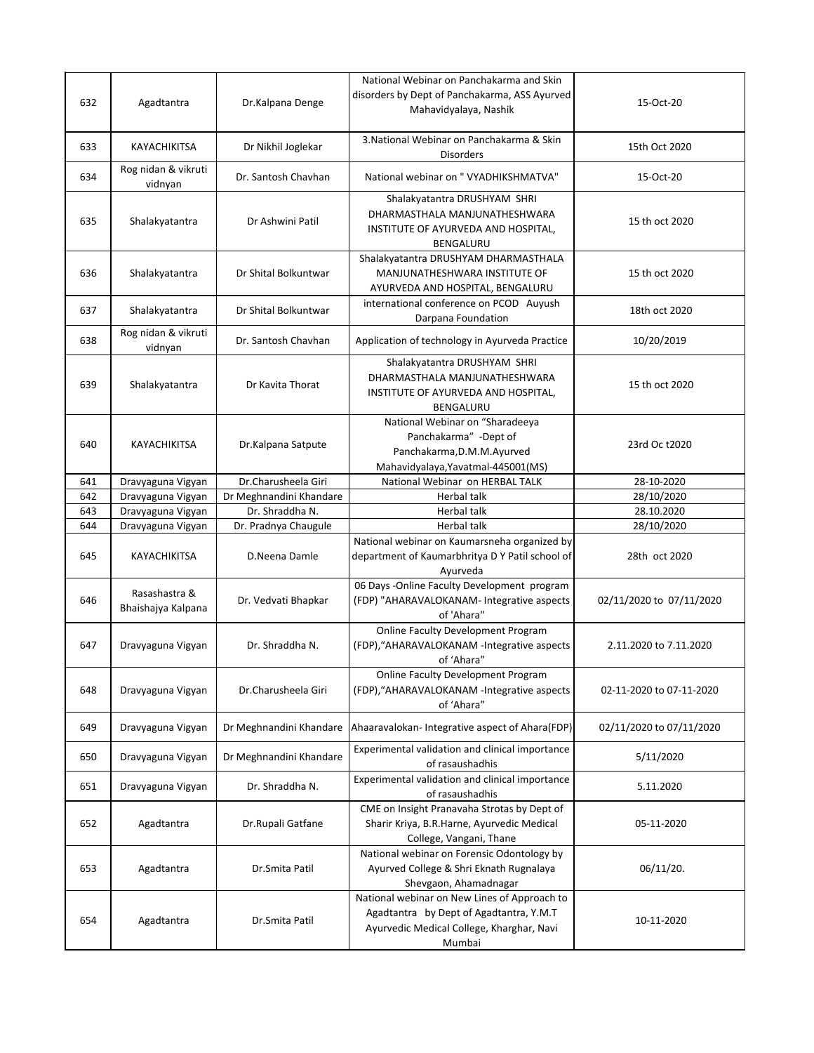| | | | | |
|---|---|---|---|---|
| 632 | Agadtantra | Dr.Kalpana Denge | National Webinar on Panchakarma and Skin disorders by Dept of Panchakarma, ASS Ayurved Mahavidyalaya, Nashik | 15-Oct-20 |
| 633 | KAYACHIKITSA | Dr Nikhil Joglekar | 3.National Webinar on Panchakarma & Skin Disorders | 15th Oct 2020 |
| 634 | Rog nidan & vikruti vidnyan | Dr. Santosh Chavhan | National webinar on " VYADHIKSHMATVA" | 15-Oct-20 |
| 635 | Shalakyatantra | Dr Ashwini Patil | Shalakyatantra DRUSHYAM SHRI DHARMASTHALA MANJUNATHESHWARA INSTITUTE OF AYURVEDA AND HOSPITAL, BENGALURU | 15 th oct 2020 |
| 636 | Shalakyatantra | Dr Shital Bolkuntwar | Shalakyatantra DRUSHYAM DHARMASTHALA MANJUNATHESHWARA INSTITUTE OF AYURVEDA AND HOSPITAL, BENGALURU | 15 th oct 2020 |
| 637 | Shalakyatantra | Dr Shital Bolkuntwar | international conference on PCOD Auyush Darpana Foundation | 18th oct 2020 |
| 638 | Rog nidan & vikruti vidnyan | Dr. Santosh Chavhan | Application of technology in Ayurveda Practice | 10/20/2019 |
| 639 | Shalakyatantra | Dr Kavita Thorat | Shalakyatantra DRUSHYAM SHRI DHARMASTHALA MANJUNATHESHWARA INSTITUTE OF AYURVEDA AND HOSPITAL, BENGALURU | 15 th oct 2020 |
| 640 | KAYACHIKITSA | Dr.Kalpana Satpute | National Webinar on "Sharadeeya Panchakarma" -Dept of Panchakarma,D.M.M.Ayurved Mahavidyalaya,Yavatmal-445001(MS) | 23rd Oc t2020 |
| 641 | Dravyaguna Vigyan | Dr.Charusheela Giri | National Webinar on HERBAL TALK | 28-10-2020 |
| 642 | Dravyaguna Vigyan | Dr Meghnandini Khandare | Herbal talk | 28/10/2020 |
| 643 | Dravyaguna Vigyan | Dr. Shraddha N. | Herbal talk | 28.10.2020 |
| 644 | Dravyaguna Vigyan | Dr. Pradnya Chaugule | Herbal talk | 28/10/2020 |
| 645 | KAYACHIKITSA | D.Neena Damle | National webinar on Kaumarsneha organized by department of Kaumarbhritya D Y Patil school of Ayurveda | 28th oct 2020 |
| 646 | Rasashastra & Bhaishajya Kalpana | Dr. Vedvati Bhapkar | 06 Days -Online Faculty Development program (FDP) "AHARAVALOKANAM- Integrative aspects of 'Ahara" | 02/11/2020 to 07/11/2020 |
| 647 | Dravyaguna Vigyan | Dr. Shraddha N. | Online Faculty Development Program (FDP),"AHARAVALOKANAM -Integrative aspects of 'Ahara" | 2.11.2020 to 7.11.2020 |
| 648 | Dravyaguna Vigyan | Dr.Charusheela Giri | Online Faculty Development Program (FDP),"AHARAVALOKANAM -Integrative aspects of 'Ahara" | 02-11-2020 to 07-11-2020 |
| 649 | Dravyaguna Vigyan | Dr Meghnandini Khandare | Ahaaravalokan- Integrative aspect of Ahara(FDP) | 02/11/2020 to 07/11/2020 |
| 650 | Dravyaguna Vigyan | Dr Meghnandini Khandare | Experimental validation and clinical importance of rasaushadhis | 5/11/2020 |
| 651 | Dravyaguna Vigyan | Dr. Shraddha N. | Experimental validation and clinical importance of rasaushadhis | 5.11.2020 |
| 652 | Agadtantra | Dr.Rupali Gatfane | CME on Insight Pranavaha Strotas by Dept of Sharir Kriya, B.R.Harne, Ayurvedic Medical College, Vangani, Thane | 05-11-2020 |
| 653 | Agadtantra | Dr.Smita Patil | National webinar on Forensic Odontology by Ayurved College & Shri Eknath Rugnalaya Shevgaon, Ahamadnagar | 06/11/20. |
| 654 | Agadtantra | Dr.Smita Patil | National webinar on New Lines of Approach to Agadtantra by Dept of Agadtantra, Y.M.T Ayurvedic Medical College, Kharghar, Navi Mumbai | 10-11-2020 |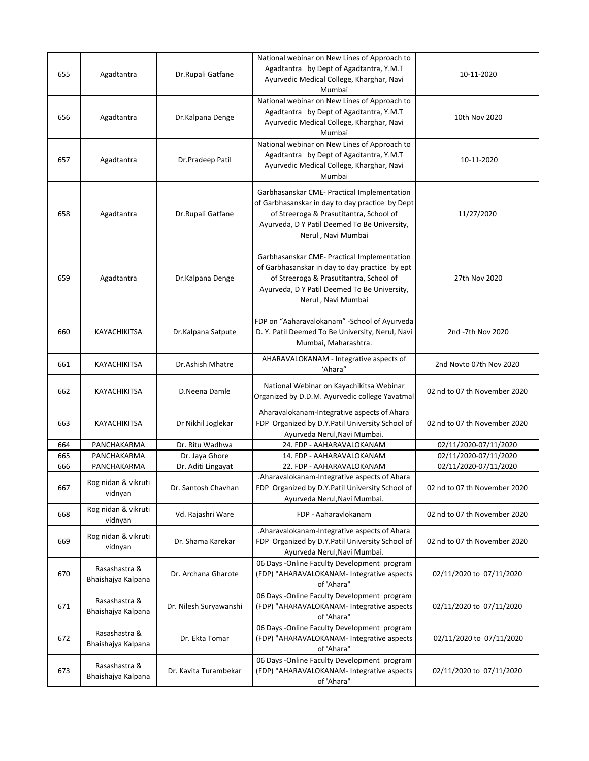| 655 | Agadtantra | Dr.Rupali Gatfane | National webinar on New Lines of Approach to Agadtantra by Dept of Agadtantra, Y.M.T Ayurvedic Medical College, Kharghar, Navi Mumbai | 10-11-2020 |
|---|---|---|---|---|
| 656 | Agadtantra | Dr.Kalpana Denge | National webinar on New Lines of Approach to Agadtantra by Dept of Agadtantra, Y.M.T Ayurvedic Medical College, Kharghar, Navi Mumbai | 10th Nov 2020 |
| 657 | Agadtantra | Dr.Pradeep Patil | National webinar on New Lines of Approach to Agadtantra by Dept of Agadtantra, Y.M.T Ayurvedic Medical College, Kharghar, Navi Mumbai | 10-11-2020 |
| 658 | Agadtantra | Dr.Rupali Gatfane | Garbhasanskar CME- Practical Implementation of Garbhasanskar in day to day practice by Dept of Streeroga & Prasutitantra, School of Ayurveda, D Y Patil Deemed To Be University, Nerul , Navi Mumbai | 11/27/2020 |
| 659 | Agadtantra | Dr.Kalpana Denge | Garbhasanskar CME- Practical Implementation of Garbhasanskar in day to day practice by ept of Streeroga & Prasutitantra, School of Ayurveda, D Y Patil Deemed To Be University, Nerul , Navi Mumbai | 27th Nov 2020 |
| 660 | KAYACHIKITSA | Dr.Kalpana Satpute | FDP on "Aaharavalokanam" -School of Ayurveda D. Y. Patil Deemed To Be University, Nerul, Navi Mumbai, Maharashtra. | 2nd -7th Nov 2020 |
| 661 | KAYACHIKITSA | Dr.Ashish Mhatre | AHARAVALOKANAM - Integrative aspects of 'Ahara" | 2nd Novto 07th Nov 2020 |
| 662 | KAYACHIKITSA | D.Neena Damle | National Webinar on Kayachikitsa Webinar Organized by D.D.M. Ayurvedic college Yavatmal | 02 nd to 07 th November 2020 |
| 663 | KAYACHIKITSA | Dr Nikhil Joglekar | Aharavalokanam-Integrative aspects of Ahara FDP Organized by D.Y.Patil University School of Ayurveda Nerul,Navi Mumbai. | 02 nd to 07 th November 2020 |
| 664 | PANCHAKARMA | Dr. Ritu Wadhwa | 24. FDP - AAHARAVALOKANAM | 02/11/2020-07/11/2020 |
| 665 | PANCHAKARMA | Dr. Jaya Ghore | 14. FDP - AAHARAVALOKANAM | 02/11/2020-07/11/2020 |
| 666 | PANCHAKARMA | Dr. Aditi Lingayat | 22. FDP - AAHARAVALOKANAM | 02/11/2020-07/11/2020 |
| 667 | Rog nidan & vikruti vidnyan | Dr. Santosh Chavhan | .Aharavalokanam-Integrative aspects of Ahara FDP Organized by D.Y.Patil University School of Ayurveda Nerul,Navi Mumbai. | 02 nd to 07 th November 2020 |
| 668 | Rog nidan & vikruti vidnyan | Vd. Rajashri Ware | FDP - Aaharavlokanam | 02 nd to 07 th November 2020 |
| 669 | Rog nidan & vikruti vidnyan | Dr. Shama Karekar | .Aharavalokanam-Integrative aspects of Ahara FDP Organized by D.Y.Patil University School of Ayurveda Nerul,Navi Mumbai. | 02 nd to 07 th November 2020 |
| 670 | Rasashastra & Bhaishajya Kalpana | Dr. Archana Gharote | 06 Days -Online Faculty Development program (FDP) "AHARAVALOKANAM- Integrative aspects of 'Ahara" | 02/11/2020 to 07/11/2020 |
| 671 | Rasashastra & Bhaishajya Kalpana | Dr. Nilesh Suryawanshi | 06 Days -Online Faculty Development program (FDP) "AHARAVALOKANAM- Integrative aspects of 'Ahara" | 02/11/2020 to 07/11/2020 |
| 672 | Rasashastra & Bhaishajya Kalpana | Dr. Ekta Tomar | 06 Days -Online Faculty Development program (FDP) "AHARAVALOKANAM- Integrative aspects of 'Ahara" | 02/11/2020 to 07/11/2020 |
| 673 | Rasashastra & Bhaishajya Kalpana | Dr. Kavita Turambekar | 06 Days -Online Faculty Development program (FDP) "AHARAVALOKANAM- Integrative aspects of 'Ahara" | 02/11/2020 to 07/11/2020 |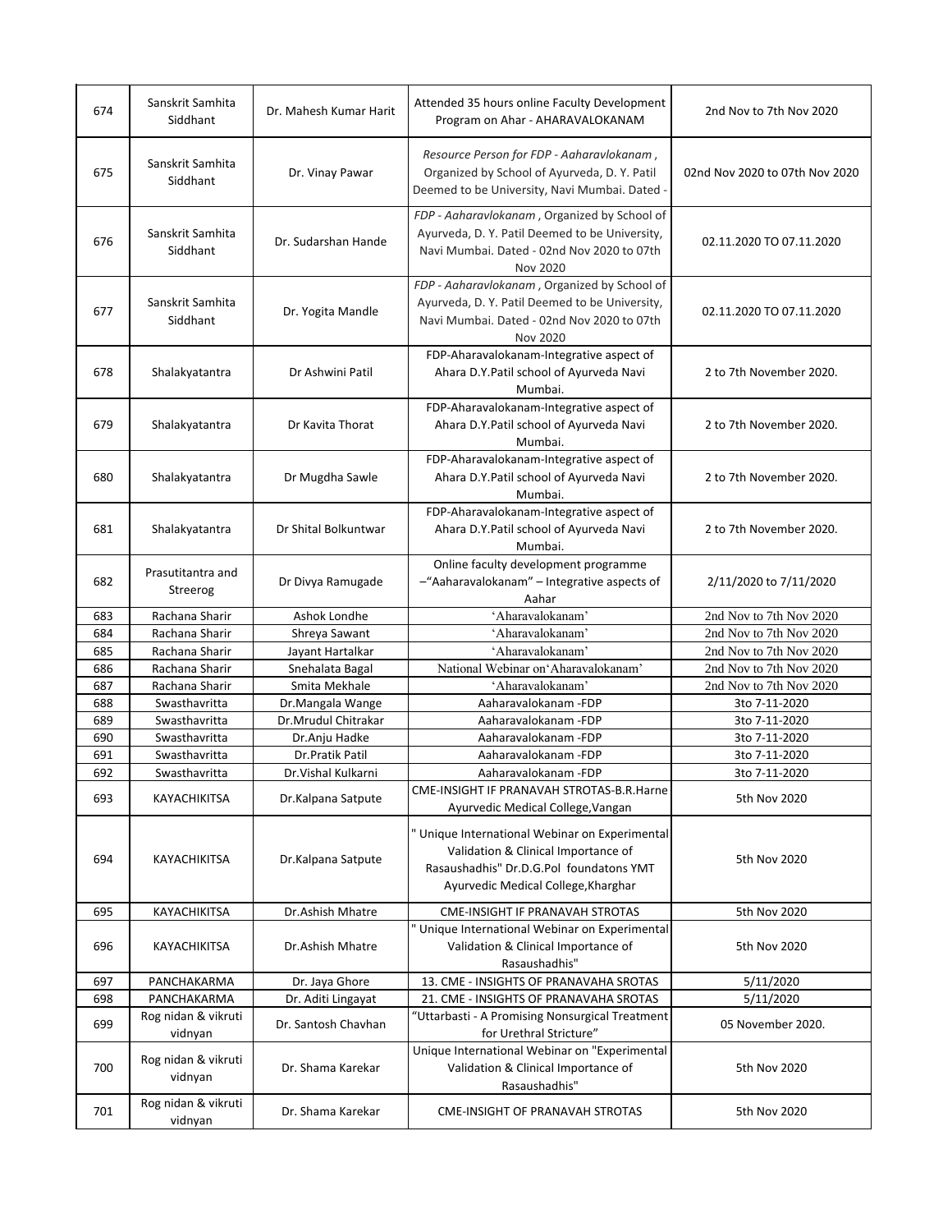| 674 | Sanskrit Samhita Siddhant | Dr. Mahesh Kumar Harit | Attended 35 hours online Faculty Development Program on Ahar - AHARAVALOKANAM | 2nd Nov to 7th Nov 2020 |
|---|---|---|---|---|
| 675 | Sanskrit Samhita Siddhant | Dr. Vinay Pawar | *Resource Person for FDP - Aaharavlokanam* , Organized by School of Ayurveda, D. Y. Patil Deemed to be University, Navi Mumbai. Dated - | 02nd Nov 2020 to 07th Nov 2020 |
| 676 | Sanskrit Samhita Siddhant | Dr. Sudarshan Hande | *FDP - Aaharavlokanam* , Organized by School of Ayurveda, D. Y. Patil Deemed to be University, Navi Mumbai. Dated - 02nd Nov 2020 to 07th Nov 2020 | 02.11.2020 TO 07.11.2020 |
| 677 | Sanskrit Samhita Siddhant | Dr. Yogita Mandle | *FDP - Aaharavlokanam* , Organized by School of Ayurveda, D. Y. Patil Deemed to be University, Navi Mumbai. Dated - 02nd Nov 2020 to 07th Nov 2020 | 02.11.2020 TO 07.11.2020 |
| 678 | Shalakyatantra | Dr Ashwini Patil | FDP-Aharavalokanam-Integrative aspect of Ahara D.Y.Patil school of Ayurveda Navi Mumbai. | 2 to 7th November 2020. |
| 679 | Shalakyatantra | Dr Kavita Thorat | FDP-Aharavalokanam-Integrative aspect of Ahara D.Y.Patil school of Ayurveda Navi Mumbai. | 2 to 7th November 2020. |
| 680 | Shalakyatantra | Dr Mugdha Sawle | FDP-Aharavalokanam-Integrative aspect of Ahara D.Y.Patil school of Ayurveda Navi Mumbai. | 2 to 7th November 2020. |
| 681 | Shalakyatantra | Dr Shital Bolkuntwar | FDP-Aharavalokanam-Integrative aspect of Ahara D.Y.Patil school of Ayurveda Navi Mumbai. | 2 to 7th November 2020. |
| 682 | Prasutitantra and Streerog | Dr Divya Ramugade | Online faculty development programme –"Aaharavalokanam" – Integrative aspects of Aahar | 2/11/2020 to 7/11/2020 |
| 683 | Rachana Sharir | Ashok Londhe | 'Aharavalokanam' | 2nd Nov to 7th Nov 2020 |
| 684 | Rachana Sharir | Shreya Sawant | 'Aharavalokanam' | 2nd Nov to 7th Nov 2020 |
| 685 | Rachana Sharir | Jayant Hartalkar | 'Aharavalokanam' | 2nd Nov to 7th Nov 2020 |
| 686 | Rachana Sharir | Snehalata Bagal | National Webinar on'Aharavalokanam' | 2nd Nov to 7th Nov 2020 |
| 687 | Rachana Sharir | Smita Mekhale | 'Aharavalokanam' | 2nd Nov to 7th Nov 2020 |
| 688 | Swasthavritta | Dr.Mangala Wange | Aaharavalokanam -FDP | 3to 7-11-2020 |
| 689 | Swasthavritta | Dr.Mrudul Chitrakar | Aaharavalokanam -FDP | 3to 7-11-2020 |
| 690 | Swasthavritta | Dr.Anju Hadke | Aaharavalokanam -FDP | 3to 7-11-2020 |
| 691 | Swasthavritta | Dr.Pratik Patil | Aaharavalokanam -FDP | 3to 7-11-2020 |
| 692 | Swasthavritta | Dr.Vishal Kulkarni | Aaharavalokanam -FDP | 3to 7-11-2020 |
| 693 | KAYACHIKITSA | Dr.Kalpana Satpute | CME-INSIGHT IF PRANAVAH STROTAS-B.R.Harne Ayurvedic Medical College,Vangan | 5th Nov 2020 |
| 694 | KAYACHIKITSA | Dr.Kalpana Satpute | " Unique International Webinar on Experimental Validation & Clinical Importance of Rasaushadhis" Dr.D.G.Pol foundatons YMT Ayurvedic Medical College,Kharghar | 5th Nov 2020 |
| 695 | KAYACHIKITSA | Dr.Ashish Mhatre | CME-INSIGHT IF PRANAVAH STROTAS | 5th Nov 2020 |
| 696 | KAYACHIKITSA | Dr.Ashish Mhatre | " Unique International Webinar on Experimental Validation & Clinical Importance of Rasaushadhis" | 5th Nov 2020 |
| 697 | PANCHAKARMA | Dr. Jaya Ghore | 13. CME - INSIGHTS OF PRANAVAHA SROTAS | 5/11/2020 |
| 698 | PANCHAKARMA | Dr. Aditi Lingayat | 21. CME - INSIGHTS OF PRANAVAHA SROTAS | 5/11/2020 |
| 699 | Rog nidan & vikruti vidnyan | Dr. Santosh Chavhan | "Uttarbasti - A Promising Nonsurgical Treatment for Urethral Stricture" | 05 November 2020. |
| 700 | Rog nidan & vikruti vidnyan | Dr. Shama Karekar | Unique International Webinar on "Experimental Validation & Clinical Importance of Rasaushadhis" | 5th Nov 2020 |
| 701 | Rog nidan & vikruti vidnyan | Dr. Shama Karekar | CME-INSIGHT OF PRANAVAH STROTAS | 5th Nov 2020 |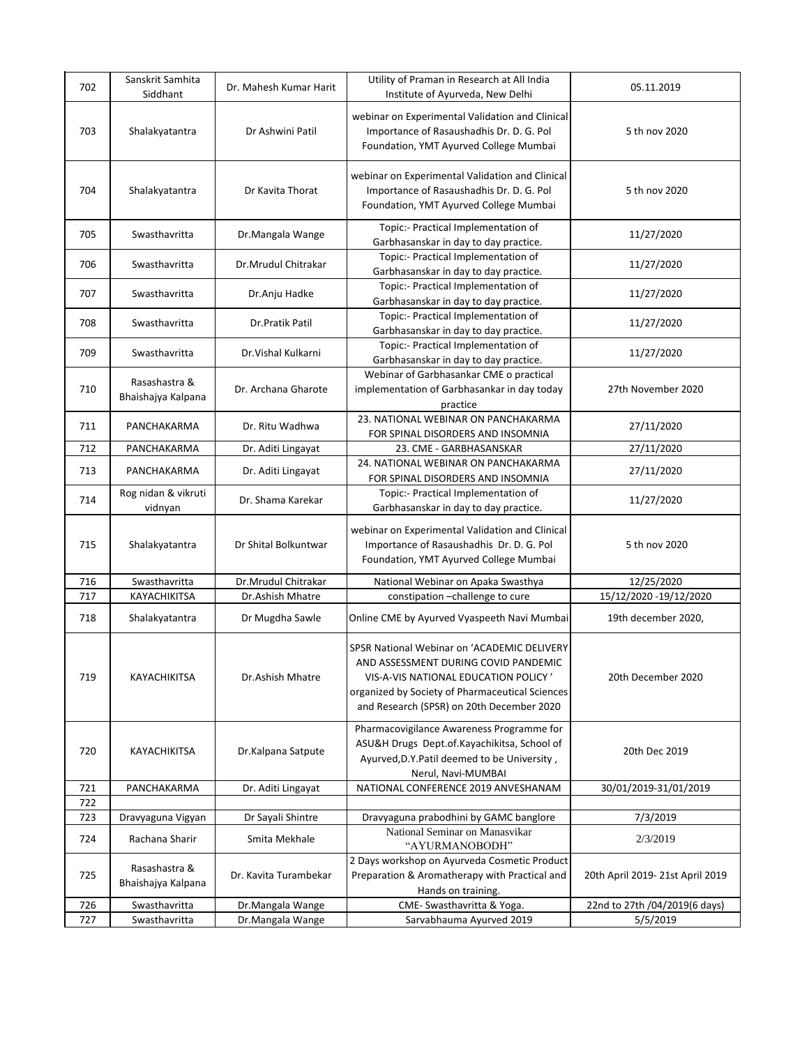| 702 | Sanskrit Samhita Siddhant | Dr. Mahesh Kumar Harit | Utility of Praman in Research at All India Institute of Ayurveda, New Delhi | 05.11.2019 |
|---|---|---|---|---|
| 703 | Shalakyatantra | Dr Ashwini Patil | webinar on Experimental Validation and Clinical Importance of Rasaushadhis Dr. D. G. Pol Foundation, YMT Ayurved College Mumbai | 5 th nov 2020 |
| 704 | Shalakyatantra | Dr Kavita Thorat | webinar on Experimental Validation and Clinical Importance of Rasaushadhis Dr. D. G. Pol Foundation, YMT Ayurved College Mumbai | 5 th nov 2020 |
| 705 | Swasthavritta | Dr.Mangala Wange | Topic:- Practical Implementation of Garbhasanskar in day to day practice. | 11/27/2020 |
| 706 | Swasthavritta | Dr.Mrudul Chitrakar | Topic:- Practical Implementation of Garbhasanskar in day to day practice. | 11/27/2020 |
| 707 | Swasthavritta | Dr.Anju Hadke | Topic:- Practical Implementation of Garbhasanskar in day to day practice. | 11/27/2020 |
| 708 | Swasthavritta | Dr.Pratik Patil | Topic:- Practical Implementation of Garbhasanskar in day to day practice. | 11/27/2020 |
| 709 | Swasthavritta | Dr.Vishal Kulkarni | Topic:- Practical Implementation of Garbhasanskar in day to day practice. | 11/27/2020 |
| 710 | Rasashastra & Bhaishajya Kalpana | Dr. Archana Gharote | Webinar of Garbhasankar CME o practical implementation of Garbhasankar in day today practice | 27th November 2020 |
| 711 | PANCHAKARMA | Dr. Ritu Wadhwa | 23. NATIONAL WEBINAR ON PANCHAKARMA FOR SPINAL DISORDERS AND INSOMNIA | 27/11/2020 |
| 712 | PANCHAKARMA | Dr. Aditi Lingayat | 23. CME - GARBHASANSKAR | 27/11/2020 |
| 713 | PANCHAKARMA | Dr. Aditi Lingayat | 24. NATIONAL WEBINAR ON PANCHAKARMA FOR SPINAL DISORDERS AND INSOMNIA | 27/11/2020 |
| 714 | Rog nidan & vikruti vidnyan | Dr. Shama Karekar | Topic:- Practical Implementation of Garbhasanskar in day to day practice. | 11/27/2020 |
| 715 | Shalakyatantra | Dr Shital Bolkuntwar | webinar on Experimental Validation and Clinical Importance of Rasaushadhis Dr. D. G. Pol Foundation, YMT Ayurved College Mumbai | 5 th nov 2020 |
| 716 | Swasthavritta | Dr.Mrudul Chitrakar | National Webinar on Apaka Swasthya | 12/25/2020 |
| 717 | KAYACHIKITSA | Dr.Ashish Mhatre | constipation –challenge to cure | 15/12/2020 -19/12/2020 |
| 718 | Shalakyatantra | Dr Mugdha Sawle | Online CME by Ayurved Vyaspeeth Navi Mumbai | 19th december 2020, |
| 719 | KAYACHIKITSA | Dr.Ashish Mhatre | SPSR National Webinar on 'ACADEMIC DELIVERY AND ASSESSMENT DURING COVID PANDEMIC VIS-A-VIS NATIONAL EDUCATION POLICY ' organized by Society of Pharmaceutical Sciences and Research (SPSR) on 20th December 2020 | 20th December 2020 |
| 720 | KAYACHIKITSA | Dr.Kalpana Satpute | Pharmacovigilance Awareness Programme for ASU&H Drugs Dept.of.Kayachikitsa, School of Ayurved,D.Y.Patil deemed to be University , Nerul, Navi-MUMBAI | 20th Dec 2019 |
| 721 | PANCHAKARMA | Dr. Aditi Lingayat | NATIONAL CONFERENCE 2019 ANVESHANAM | 30/01/2019-31/01/2019 |
| 722 | | | | |
| 723 | Dravyaguna Vigyan | Dr Sayali Shintre | Dravyaguna prabodhini by GAMC banglore | 7/3/2019 |
| 724 | Rachana Sharir | Smita Mekhale | National Seminar on Manasvikar "AYURMANOBODH" | 2/3/2019 |
| 725 | Rasashastra & Bhaishajya Kalpana | Dr. Kavita Turambekar | 2 Days workshop on Ayurveda Cosmetic Product Preparation & Aromatherapy with Practical and Hands on training. | 20th April 2019- 21st April 2019 |
| 726 | Swasthavritta | Dr.Mangala Wange | CME- Swasthavritta & Yoga. | 22nd to 27th /04/2019(6 days) |
| 727 | Swasthavritta | Dr.Mangala Wange | Sarvabhauma Ayurved 2019 | 5/5/2019 |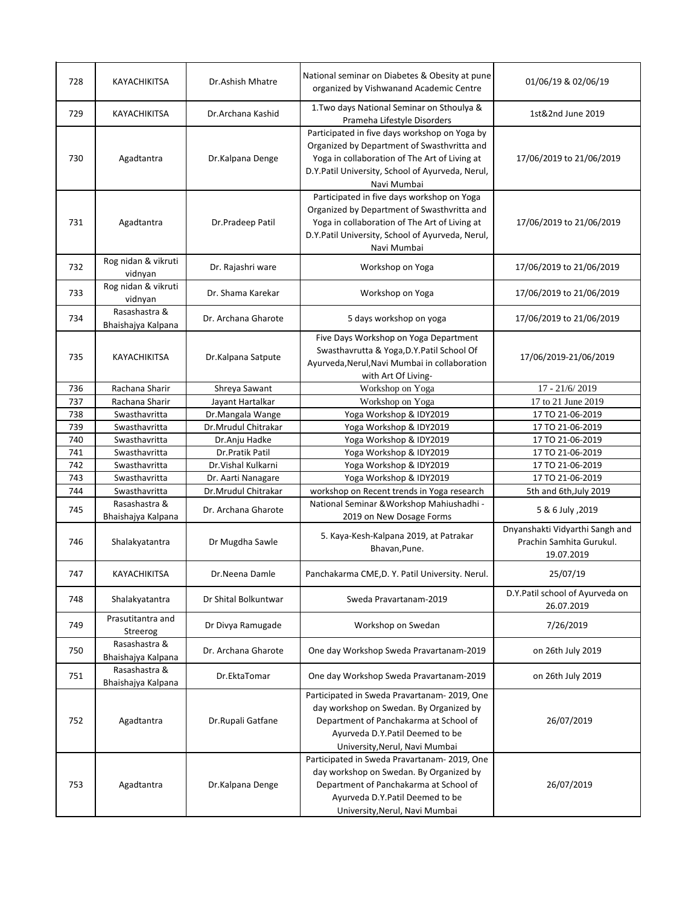| 728 | KAYACHIKITSA | Dr.Ashish Mhatre | National seminar on Diabetes & Obesity at pune organized by Vishwanand Academic Centre | 01/06/19 & 02/06/19 |
|---|---|---|---|---|
| 729 | KAYACHIKITSA | Dr.Archana Kashid | 1.Two days National Seminar on Sthoulya & Prameha Lifestyle Disorders | 1st&2nd June 2019 |
| 730 | Agadtantra | Dr.Kalpana Denge | Participated in five days workshop on Yoga by Organized by Department of Swasthvritta and Yoga in collaboration of The Art of Living at D.Y.Patil University, School of Ayurveda, Nerul, Navi Mumbai | 17/06/2019 to 21/06/2019 |
| 731 | Agadtantra | Dr.Pradeep Patil | Participated in five days workshop on Yoga Organized by Department of Swasthvritta and Yoga in collaboration of The Art of Living at D.Y.Patil University, School of Ayurveda, Nerul, Navi Mumbai | 17/06/2019 to 21/06/2019 |
| 732 | Rog nidan & vikruti vidnyan | Dr. Rajashri ware | Workshop on Yoga | 17/06/2019 to 21/06/2019 |
| 733 | Rog nidan & vikruti vidnyan | Dr. Shama Karekar | Workshop on Yoga | 17/06/2019 to 21/06/2019 |
| 734 | Rasashastra & Bhaishajya Kalpana | Dr. Archana Gharote | 5 days workshop on yoga | 17/06/2019 to 21/06/2019 |
| 735 | KAYACHIKITSA | Dr.Kalpana Satpute | Five Days Workshop on Yoga Department Swasthavrutta & Yoga,D.Y.Patil School Of Ayurveda,Nerul,Navi Mumbai in collaboration with Art Of Living- | 17/06/2019-21/06/2019 |
| 736 | Rachana Sharir | Shreya Sawant | Workshop on Yoga | 17 - 21/6/ 2019 |
| 737 | Rachana Sharir | Jayant Hartalkar | Workshop on Yoga | 17 to 21 June 2019 |
| 738 | Swasthavritta | Dr.Mangala Wange | Yoga Workshop & IDY2019 | 17 TO 21-06-2019 |
| 739 | Swasthavritta | Dr.Mrudul Chitrakar | Yoga Workshop & IDY2019 | 17 TO 21-06-2019 |
| 740 | Swasthavritta | Dr.Anju Hadke | Yoga Workshop & IDY2019 | 17 TO 21-06-2019 |
| 741 | Swasthavritta | Dr.Pratik Patil | Yoga Workshop & IDY2019 | 17 TO 21-06-2019 |
| 742 | Swasthavritta | Dr.Vishal Kulkarni | Yoga Workshop & IDY2019 | 17 TO 21-06-2019 |
| 743 | Swasthavritta | Dr. Aarti Nanagare | Yoga Workshop & IDY2019 | 17 TO 21-06-2019 |
| 744 | Swasthavritta | Dr.Mrudul Chitrakar | workshop on Recent trends in Yoga research | 5th and 6th,July 2019 |
| 745 | Rasashastra & Bhaishajya Kalpana | Dr. Archana Gharote | National Seminar &Workshop Mahiushadhi - 2019 on New Dosage Forms | 5 & 6 July ,2019 |
| 746 | Shalakyatantra | Dr Mugdha Sawle | 5. Kaya-Kesh-Kalpana 2019, at Patrakar Bhavan,Pune. | Dnyanshakti Vidyarthi Sangh and Prachin Samhita Gurukul. 19.07.2019 |
| 747 | KAYACHIKITSA | Dr.Neena Damle | Panchakarma CME,D. Y. Patil University. Nerul. | 25/07/19 |
| 748 | Shalakyatantra | Dr Shital Bolkuntwar | Sweda Pravartanam-2019 | D.Y.Patil school of Ayurveda on 26.07.2019 |
| 749 | Prasutitantra and Streerog | Dr Divya Ramugade | Workshop on Swedan | 7/26/2019 |
| 750 | Rasashastra & Bhaishajya Kalpana | Dr. Archana Gharote | One day Workshop Sweda Pravartanam-2019 | on 26th July 2019 |
| 751 | Rasashastra & Bhaishajya Kalpana | Dr.EktaTomar | One day Workshop Sweda Pravartanam-2019 | on 26th July 2019 |
| 752 | Agadtantra | Dr.Rupali Gatfane | Participated in Sweda Pravartanam- 2019, One day workshop on Swedan. By Organized by Department of Panchakarma at School of Ayurveda D.Y.Patil Deemed to be University,Nerul, Navi Mumbai | 26/07/2019 |
| 753 | Agadtantra | Dr.Kalpana Denge | Participated in Sweda Pravartanam- 2019, One day workshop on Swedan. By Organized by Department of Panchakarma at School of Ayurveda D.Y.Patil Deemed to be University,Nerul, Navi Mumbai | 26/07/2019 |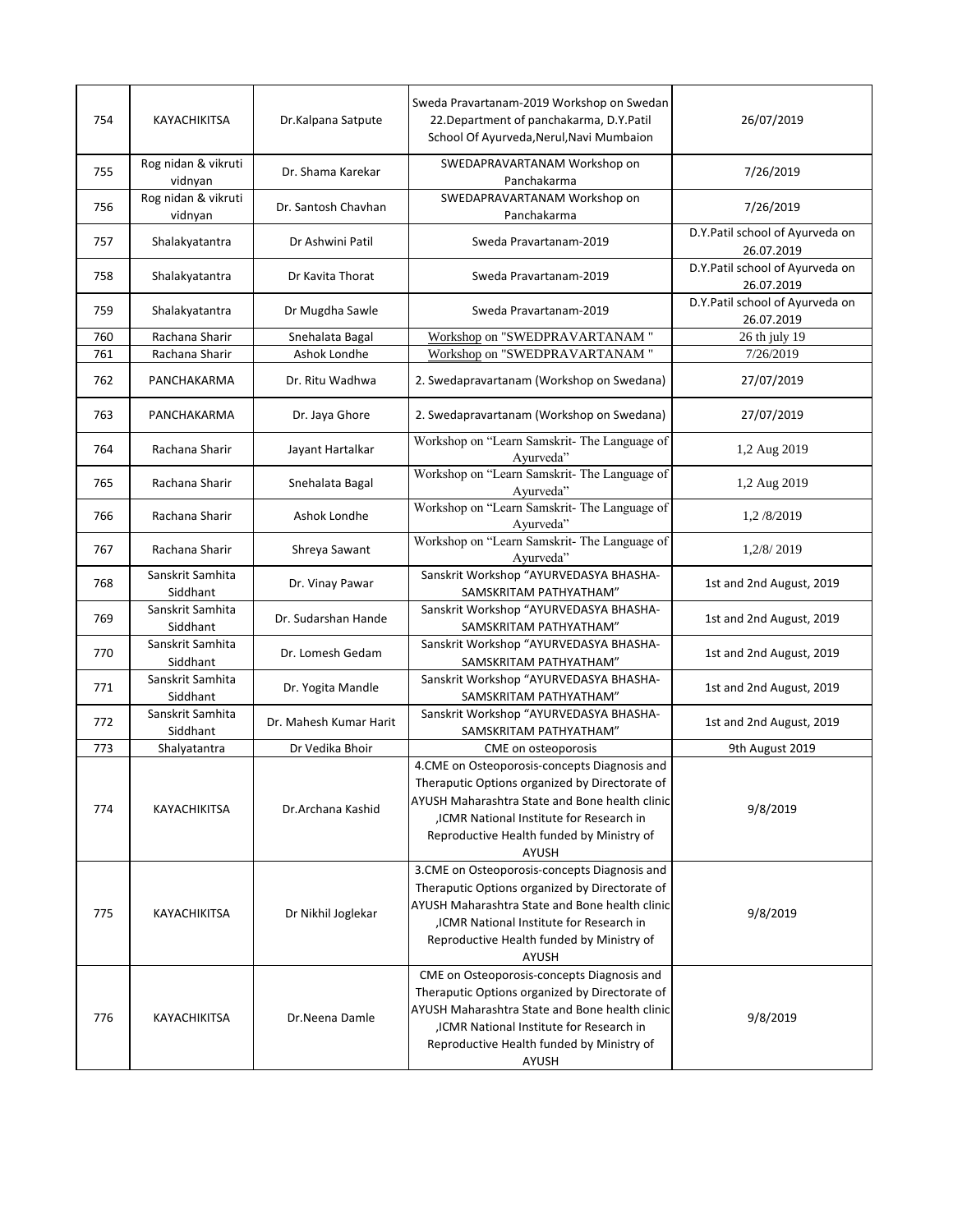| 754 | KAYACHIKITSA | Dr.Kalpana Satpute | Sweda Pravartanam-2019 Workshop on Swedan 22.Department of panchakarma, D.Y.Patil School Of Ayurveda,Nerul,Navi Mumbaion | 26/07/2019 |
|---|---|---|---|---|
| 755 | Rog nidan & vikruti vidnyan | Dr. Shama Karekar | SWEDAPRAVARTANAM Workshop on Panchakarma | 7/26/2019 |
| 756 | Rog nidan & vikruti vidnyan | Dr. Santosh Chavhan | SWEDAPRAVARTANAM Workshop on Panchakarma | 7/26/2019 |
| 757 | Shalakyatantra | Dr Ashwini Patil | Sweda Pravartanam-2019 | D.Y.Patil school of Ayurveda on 26.07.2019 |
| 758 | Shalakyatantra | Dr Kavita Thorat | Sweda Pravartanam-2019 | D.Y.Patil school of Ayurveda on 26.07.2019 |
| 759 | Shalakyatantra | Dr Mugdha Sawle | Sweda Pravartanam-2019 | D.Y.Patil school of Ayurveda on 26.07.2019 |
| 760 | Rachana Sharir | Snehalata Bagal | Workshop on "SWEDPRAVARTANAM " | 26 th july 19 |
| 761 | Rachana Sharir | Ashok Londhe | Workshop on "SWEDPRAVARTANAM " | 7/26/2019 |
| 762 | PANCHAKARMA | Dr. Ritu Wadhwa | 2. Swedapravartanam (Workshop on Swedana) | 27/07/2019 |
| 763 | PANCHAKARMA | Dr. Jaya Ghore | 2. Swedapravartanam (Workshop on Swedana) | 27/07/2019 |
| 764 | Rachana Sharir | Jayant Hartalkar | Workshop on "Learn Samskrit- The Language of Ayurveda" | 1,2 Aug 2019 |
| 765 | Rachana Sharir | Snehalata Bagal | Workshop on "Learn Samskrit- The Language of Ayurveda" | 1,2 Aug 2019 |
| 766 | Rachana Sharir | Ashok Londhe | Workshop on "Learn Samskrit- The Language of Ayurveda" | 1,2 /8/2019 |
| 767 | Rachana Sharir | Shreya Sawant | Workshop on "Learn Samskrit- The Language of Ayurveda" | 1,2/8/ 2019 |
| 768 | Sanskrit Samhita Siddhant | Dr. Vinay Pawar | Sanskrit Workshop "AYURVEDASYA BHASHA-SAMSKRITAM PATHYATHAM" | 1st and 2nd August, 2019 |
| 769 | Sanskrit Samhita Siddhant | Dr. Sudarshan Hande | Sanskrit Workshop "AYURVEDASYA BHASHA-SAMSKRITAM PATHYATHAM" | 1st and 2nd August, 2019 |
| 770 | Sanskrit Samhita Siddhant | Dr. Lomesh Gedam | Sanskrit Workshop "AYURVEDASYA BHASHA-SAMSKRITAM PATHYATHAM" | 1st and 2nd August, 2019 |
| 771 | Sanskrit Samhita Siddhant | Dr. Yogita Mandle | Sanskrit Workshop "AYURVEDASYA BHASHA-SAMSKRITAM PATHYATHAM" | 1st and 2nd August, 2019 |
| 772 | Sanskrit Samhita Siddhant | Dr. Mahesh Kumar Harit | Sanskrit Workshop "AYURVEDASYA BHASHA-SAMSKRITAM PATHYATHAM" | 1st and 2nd August, 2019 |
| 773 | Shalyatantra | Dr Vedika Bhoir | CME on osteoporosis | 9th August 2019 |
| 774 | KAYACHIKITSA | Dr.Archana Kashid | 4.CME on Osteoporosis-concepts Diagnosis and Theraputic Options organized by Directorate of AYUSH Maharashtra State and Bone health clinic ,ICMR National Institute for Research in Reproductive Health funded by Ministry of AYUSH | 9/8/2019 |
| 775 | KAYACHIKITSA | Dr Nikhil Joglekar | 3.CME on Osteoporosis-concepts Diagnosis and Theraputic Options organized by Directorate of AYUSH Maharashtra State and Bone health clinic ,ICMR National Institute for Research in Reproductive Health funded by Ministry of AYUSH | 9/8/2019 |
| 776 | KAYACHIKITSA | Dr.Neena Damle | CME on Osteoporosis-concepts Diagnosis and Theraputic Options organized by Directorate of AYUSH Maharashtra State and Bone health clinic ,ICMR National Institute for Research in Reproductive Health funded by Ministry of AYUSH | 9/8/2019 |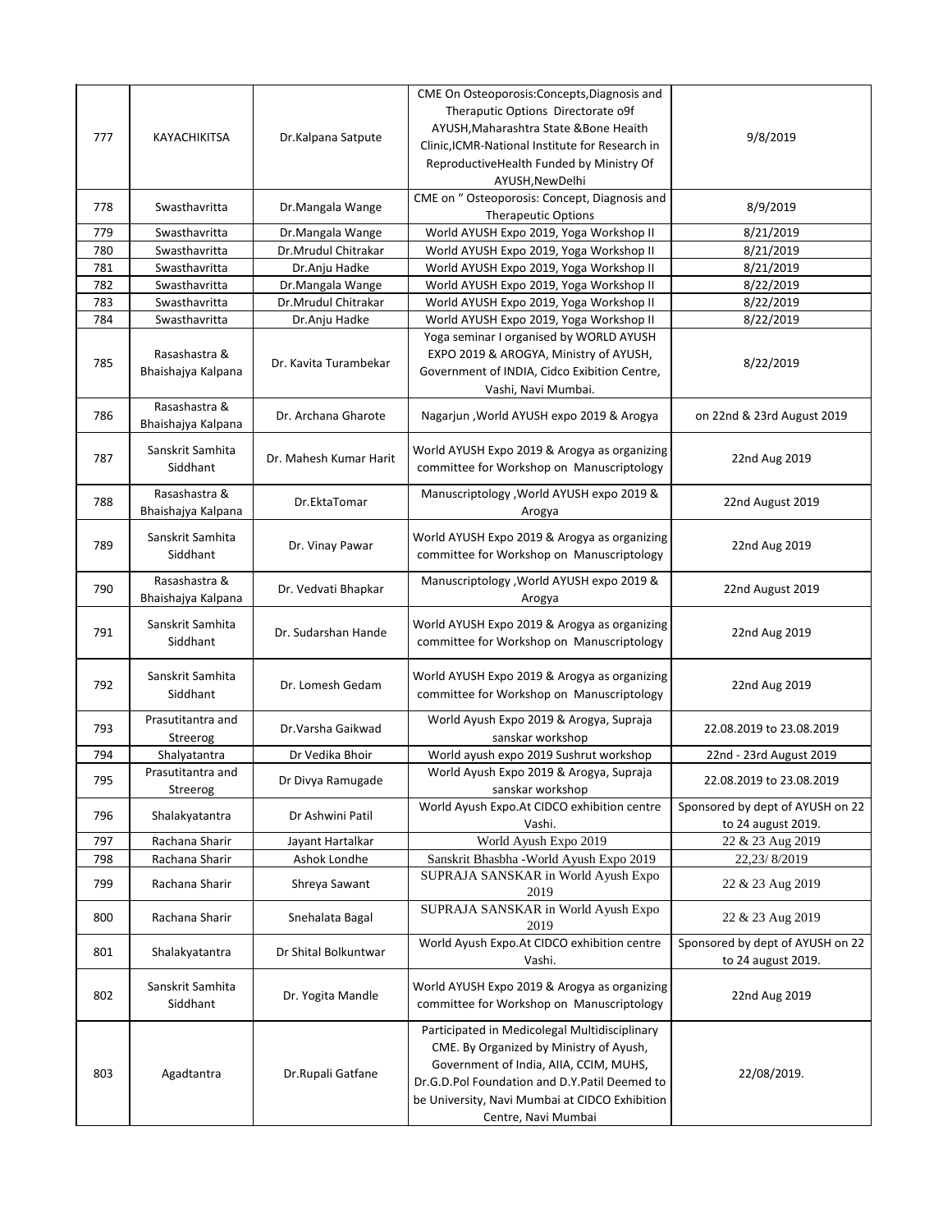| 777 | KAYACHIKITSA | Dr.Kalpana Satpute | CME On Osteoporosis:Concepts,Diagnosis and Theraputic Options Directorate o9f AYUSH,Maharashtra State &Bone Heaith Clinic,ICMR-National Institute for Research in ReproductiveHealth Funded by Ministry Of AYUSH,NewDelhi | 9/8/2019 |
|---|---|---|---|---|
| 778 | Swasthavritta | Dr.Mangala Wange | CME on " Osteoporosis: Concept, Diagnosis and Therapeutic Options | 8/9/2019 |
| 779 | Swasthavritta | Dr.Mangala Wange | World AYUSH Expo 2019, Yoga Workshop II | 8/21/2019 |
| 780 | Swasthavritta | Dr.Mrudul Chitrakar | World AYUSH Expo 2019, Yoga Workshop II | 8/21/2019 |
| 781 | Swasthavritta | Dr.Anju Hadke | World AYUSH Expo 2019, Yoga Workshop II | 8/21/2019 |
| 782 | Swasthavritta | Dr.Mangala Wange | World AYUSH Expo 2019, Yoga Workshop II | 8/22/2019 |
| 783 | Swasthavritta | Dr.Mrudul Chitrakar | World AYUSH Expo 2019, Yoga Workshop II | 8/22/2019 |
| 784 | Swasthavritta | Dr.Anju Hadke | World AYUSH Expo 2019, Yoga Workshop II | 8/22/2019 |
| 785 | Rasashastra & Bhaishajya Kalpana | Dr. Kavita Turambekar | Yoga seminar I organised by WORLD AYUSH EXPO 2019 & AROGYA, Ministry of AYUSH, Government of INDIA, Cidco Exibition Centre, Vashi, Navi Mumbai. | 8/22/2019 |
| 786 | Rasashastra & Bhaishajya Kalpana | Dr. Archana Gharote | Nagarjun ,World AYUSH expo 2019 & Arogya | on 22nd & 23rd August 2019 |
| 787 | Sanskrit Samhita Siddhant | Dr. Mahesh Kumar Harit | World AYUSH Expo 2019 & Arogya as organizing committee for Workshop on Manuscriptology | 22nd Aug 2019 |
| 788 | Rasashastra & Bhaishajya Kalpana | Dr.EktaTomar | Manuscriptology ,World AYUSH expo 2019 & Arogya | 22nd August 2019 |
| 789 | Sanskrit Samhita Siddhant | Dr. Vinay Pawar | World AYUSH Expo 2019 & Arogya as organizing committee for Workshop on Manuscriptology | 22nd Aug 2019 |
| 790 | Rasashastra & Bhaishajya Kalpana | Dr. Vedvati Bhapkar | Manuscriptology ,World AYUSH expo 2019 & Arogya | 22nd August 2019 |
| 791 | Sanskrit Samhita Siddhant | Dr. Sudarshan Hande | World AYUSH Expo 2019 & Arogya as organizing committee for Workshop on Manuscriptology | 22nd Aug 2019 |
| 792 | Sanskrit Samhita Siddhant | Dr. Lomesh Gedam | World AYUSH Expo 2019 & Arogya as organizing committee for Workshop on Manuscriptology | 22nd Aug 2019 |
| 793 | Prasutitantra and Streerog | Dr.Varsha Gaikwad | World Ayush Expo 2019 & Arogya, Supraja sanskar workshop | 22.08.2019 to 23.08.2019 |
| 794 | Shalyatantra | Dr Vedika Bhoir | World ayush expo 2019 Sushrut workshop | 22nd - 23rd August 2019 |
| 795 | Prasutitantra and Streerog | Dr Divya Ramugade | World Ayush Expo 2019 & Arogya, Supraja sanskar workshop | 22.08.2019 to 23.08.2019 |
| 796 | Shalakyatantra | Dr Ashwini Patil | World Ayush Expo.At CIDCO exhibition centre Vashi. | Sponsored by dept of AYUSH on 22 to 24 august 2019. |
| 797 | Rachana Sharir | Jayant Hartalkar | World Ayush Expo 2019 | 22 & 23 Aug 2019 |
| 798 | Rachana Sharir | Ashok Londhe | Sanskrit Bhasbha -World Ayush Expo 2019 | 22,23/ 8/2019 |
| 799 | Rachana Sharir | Shreya Sawant | SUPRAJA SANSKAR in World Ayush Expo 2019 | 22 & 23 Aug 2019 |
| 800 | Rachana Sharir | Snehalata Bagal | SUPRAJA SANSKAR in World Ayush Expo 2019 | 22 & 23 Aug 2019 |
| 801 | Shalakyatantra | Dr Shital Bolkuntwar | World Ayush Expo.At CIDCO exhibition centre Vashi. | Sponsored by dept of AYUSH on 22 to 24 august 2019. |
| 802 | Sanskrit Samhita Siddhant | Dr. Yogita Mandle | World AYUSH Expo 2019 & Arogya as organizing committee for Workshop on Manuscriptology | 22nd Aug 2019 |
| 803 | Agadtantra | Dr.Rupali Gatfane | Participated in Medicolegal Multidisciplinary CME. By Organized by Ministry of Ayush, Government of India, AIIA, CCIM, MUHS, Dr.G.D.Pol Foundation and D.Y.Patil Deemed to be University, Navi Mumbai at CIDCO Exhibition Centre, Navi Mumbai | 22/08/2019. |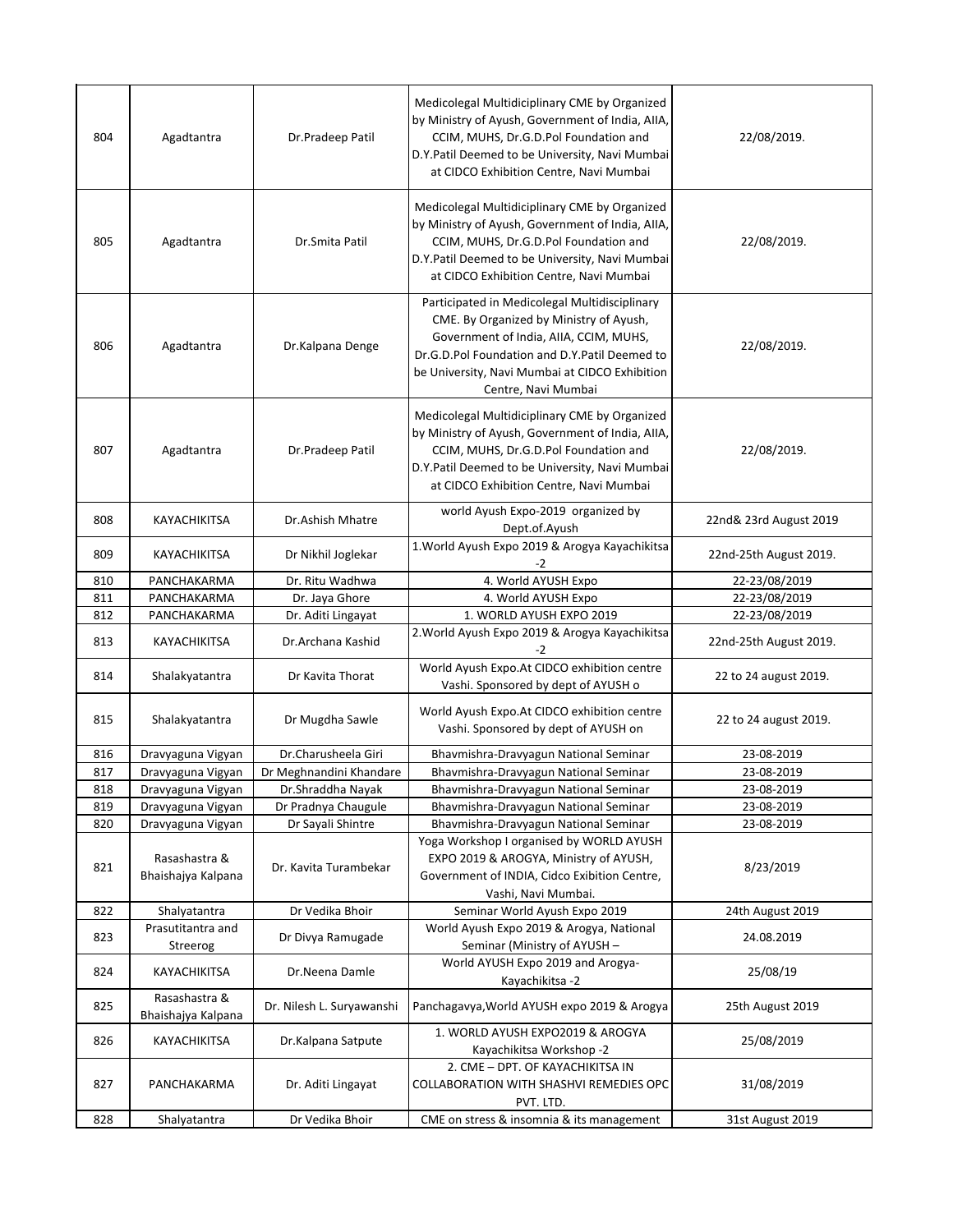| 804 | Agadtantra | Dr.Pradeep Patil | Medicolegal Multidiciplinary CME by Organized by Ministry of Ayush, Government of India, AIIA, CCIM, MUHS, Dr.G.D.Pol Foundation and D.Y.Patil Deemed to be University, Navi Mumbai at CIDCO Exhibition Centre, Navi Mumbai | 22/08/2019. |
|---|---|---|---|---|
| 805 | Agadtantra | Dr.Smita Patil | Medicolegal Multidiciplinary CME by Organized by Ministry of Ayush, Government of India, AIIA, CCIM, MUHS, Dr.G.D.Pol Foundation and D.Y.Patil Deemed to be University, Navi Mumbai at CIDCO Exhibition Centre, Navi Mumbai | 22/08/2019. |
| 806 | Agadtantra | Dr.Kalpana Denge | Participated in Medicolegal Multidisciplinary CME. By Organized by Ministry of Ayush, Government of India, AIIA, CCIM, MUHS, Dr.G.D.Pol Foundation and D.Y.Patil Deemed to be University, Navi Mumbai at CIDCO Exhibition Centre, Navi Mumbai | 22/08/2019. |
| 807 | Agadtantra | Dr.Pradeep Patil | Medicolegal Multidiciplinary CME by Organized by Ministry of Ayush, Government of India, AIIA, CCIM, MUHS, Dr.G.D.Pol Foundation and D.Y.Patil Deemed to be University, Navi Mumbai at CIDCO Exhibition Centre, Navi Mumbai | 22/08/2019. |
| 808 | KAYACHIKITSA | Dr.Ashish Mhatre | world Ayush Expo-2019 organized by Dept.of.Ayush | 22nd& 23rd August 2019 |
| 809 | KAYACHIKITSA | Dr Nikhil Joglekar | 1.World Ayush Expo 2019 & Arogya Kayachikitsa -2 | 22nd-25th August 2019. |
| 810 | PANCHAKARMA | Dr. Ritu Wadhwa | 4. World AYUSH Expo | 22-23/08/2019 |
| 811 | PANCHAKARMA | Dr. Jaya Ghore | 4. World AYUSH Expo | 22-23/08/2019 |
| 812 | PANCHAKARMA | Dr. Aditi Lingayat | 1. WORLD AYUSH EXPO 2019 | 22-23/08/2019 |
| 813 | KAYACHIKITSA | Dr.Archana Kashid | 2.World Ayush Expo 2019 & Arogya Kayachikitsa -2 | 22nd-25th August 2019. |
| 814 | Shalakyatantra | Dr Kavita Thorat | World Ayush Expo.At CIDCO exhibition centre Vashi. Sponsored by dept of AYUSH o | 22 to 24 august 2019. |
| 815 | Shalakyatantra | Dr Mugdha Sawle | World Ayush Expo.At CIDCO exhibition centre Vashi. Sponsored by dept of AYUSH on | 22 to 24 august 2019. |
| 816 | Dravyaguna Vigyan | Dr.Charusheela Giri | Bhavmishra-Dravyagun National Seminar | 23-08-2019 |
| 817 | Dravyaguna Vigyan | Dr Meghnandini Khandare | Bhavmishra-Dravyagun National Seminar | 23-08-2019 |
| 818 | Dravyaguna Vigyan | Dr.Shraddha Nayak | Bhavmishra-Dravyagun National Seminar | 23-08-2019 |
| 819 | Dravyaguna Vigyan | Dr Pradnya Chaugule | Bhavmishra-Dravyagun National Seminar | 23-08-2019 |
| 820 | Dravyaguna Vigyan | Dr Sayali Shintre | Bhavmishra-Dravyagun National Seminar | 23-08-2019 |
| 821 | Rasashastra & Bhaishajya Kalpana | Dr. Kavita Turambekar | Yoga Workshop I organised by WORLD AYUSH EXPO 2019 & AROGYA, Ministry of AYUSH, Government of INDIA, Cidco Exibition Centre, Vashi, Navi Mumbai. | 8/23/2019 |
| 822 | Shalyatantra | Dr Vedika Bhoir | Seminar World Ayush Expo 2019 | 24th August 2019 |
| 823 | Prasutitantra and Streerog | Dr Divya Ramugade | World Ayush Expo 2019 & Arogya, National Seminar (Ministry of AYUSH – | 24.08.2019 |
| 824 | KAYACHIKITSA | Dr.Neena Damle | World AYUSH Expo 2019 and Arogya-Kayachikitsa -2 | 25/08/19 |
| 825 | Rasashastra & Bhaishajya Kalpana | Dr. Nilesh L. Suryawanshi | Panchagavya,World AYUSH expo 2019 & Arogya | 25th August 2019 |
| 826 | KAYACHIKITSA | Dr.Kalpana Satpute | 1. WORLD AYUSH EXPO2019 & AROGYA Kayachikitsa Workshop -2 | 25/08/2019 |
| 827 | PANCHAKARMA | Dr. Aditi Lingayat | 2. CME – DPT. OF KAYACHIKITSA IN COLLABORATION WITH SHASHVI REMEDIES OPC PVT. LTD. | 31/08/2019 |
| 828 | Shalyatantra | Dr Vedika Bhoir | CME on stress & insomnia & its management | 31st August 2019 |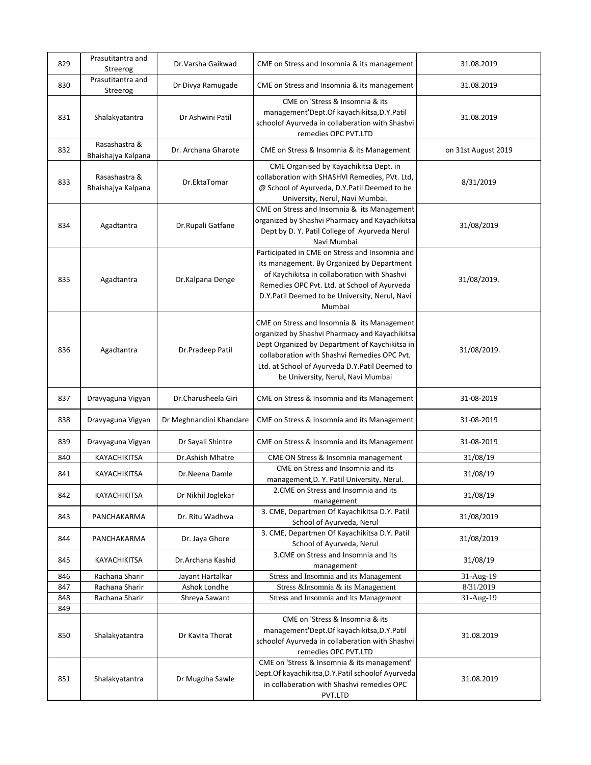| 829 | Prasutitantra and Streerog | Dr.Varsha Gaikwad | CME on Stress and Insomnia & its management | 31.08.2019 |
|---|---|---|---|---|
| 830 | Prasutitantra and Streerog | Dr Divya Ramugade | CME on Stress and Insomnia & its management | 31.08.2019 |
| 831 | Shalakyatantra | Dr Ashwini Patil | CME on 'Stress & Insomnia & its management'Dept.Of kayachikitsa,D.Y.Patil schoolof Ayurveda in collaberation with Shashvi remedies OPC PVT.LTD | 31.08.2019 |
| 832 | Rasashastra & Bhaishajya Kalpana | Dr. Archana Gharote | CME on Stress & Insomnia & its Management | on 31st August 2019 |
| 833 | Rasashastra & Bhaishajya Kalpana | Dr.EktaTomar | CME Organised by Kayachikitsa Dept. in collaboration with SHASHVI Remedies, PVt. Ltd, @ School of Ayurveda, D.Y.Patil Deemed to be University, Nerul, Navi Mumbai. | 8/31/2019 |
| 834 | Agadtantra | Dr.Rupali Gatfane | CME on Stress and Insomnia & its Management organized by Shashvi Pharmacy and Kayachikitsa Dept by D. Y. Patil College of Ayurveda Nerul Navi Mumbai | 31/08/2019 |
| 835 | Agadtantra | Dr.Kalpana Denge | Participated in CME on Stress and Insomnia and its management. By Organized by Department of Kaychikitsa in collaboration with Shashvi Remedies OPC Pvt. Ltd. at School of Ayurveda D.Y.Patil Deemed to be University, Nerul, Navi Mumbai | 31/08/2019. |
| 836 | Agadtantra | Dr.Pradeep Patil | CME on Stress and Insomnia & its Management organized by Shashvi Pharmacy and Kayachikitsa Dept Organized by Department of Kaychikitsa in collaboration with Shashvi Remedies OPC Pvt. Ltd. at School of Ayurveda D.Y.Patil Deemed to be University, Nerul, Navi Mumbai | 31/08/2019. |
| 837 | Dravyaguna Vigyan | Dr.Charusheela Giri | CME on Stress & Insomnia and its Management | 31-08-2019 |
| 838 | Dravyaguna Vigyan | Dr Meghnandini Khandare | CME on Stress & Insomnia and its Management | 31-08-2019 |
| 839 | Dravyaguna Vigyan | Dr Sayali Shintre | CME on Stress & Insomnia and its Management | 31-08-2019 |
| 840 | KAYACHIKITSA | Dr.Ashish Mhatre | CME ON Stress & Insomnia management | 31/08/19 |
| 841 | KAYACHIKITSA | Dr.Neena Damle | CME on Stress and Insomnia and its management,D. Y. Patil University. Nerul. | 31/08/19 |
| 842 | KAYACHIKITSA | Dr Nikhil Joglekar | 2.CME on Stress and Insomnia and its management | 31/08/19 |
| 843 | PANCHAKARMA | Dr. Ritu Wadhwa | 3. CME, Departmen Of Kayachikitsa D.Y. Patil School of Ayurveda, Nerul | 31/08/2019 |
| 844 | PANCHAKARMA | Dr. Jaya Ghore | 3. CME, Departmen Of Kayachikitsa D.Y. Patil School of Ayurveda, Nerul | 31/08/2019 |
| 845 | KAYACHIKITSA | Dr.Archana Kashid | 3.CME on Stress and Insomnia and its management | 31/08/19 |
| 846 | Rachana Sharir | Jayant Hartalkar | Stress and Insomnia and its Management | 31-Aug-19 |
| 847 | Rachana Sharir | Ashok Londhe | Stress &Insomnia & its Management | 8/31/2019 |
| 848 | Rachana Sharir | Shreya Sawant | Stress and Insomnia and its Management | 31-Aug-19 |
| 849 | | | | |
| 850 | Shalakyatantra | Dr Kavita Thorat | CME on 'Stress & Insomnia & its management'Dept.Of kayachikitsa,D.Y.Patil schoolof Ayurveda in collaberation with Shashvi remedies OPC PVT.LTD | 31.08.2019 |
| 851 | Shalakyatantra | Dr Mugdha Sawle | CME on 'Stress & Insomnia & its management' Dept.Of kayachikitsa,D.Y.Patil schoolof Ayurveda in collaberation with Shashvi remedies OPC PVT.LTD | 31.08.2019 |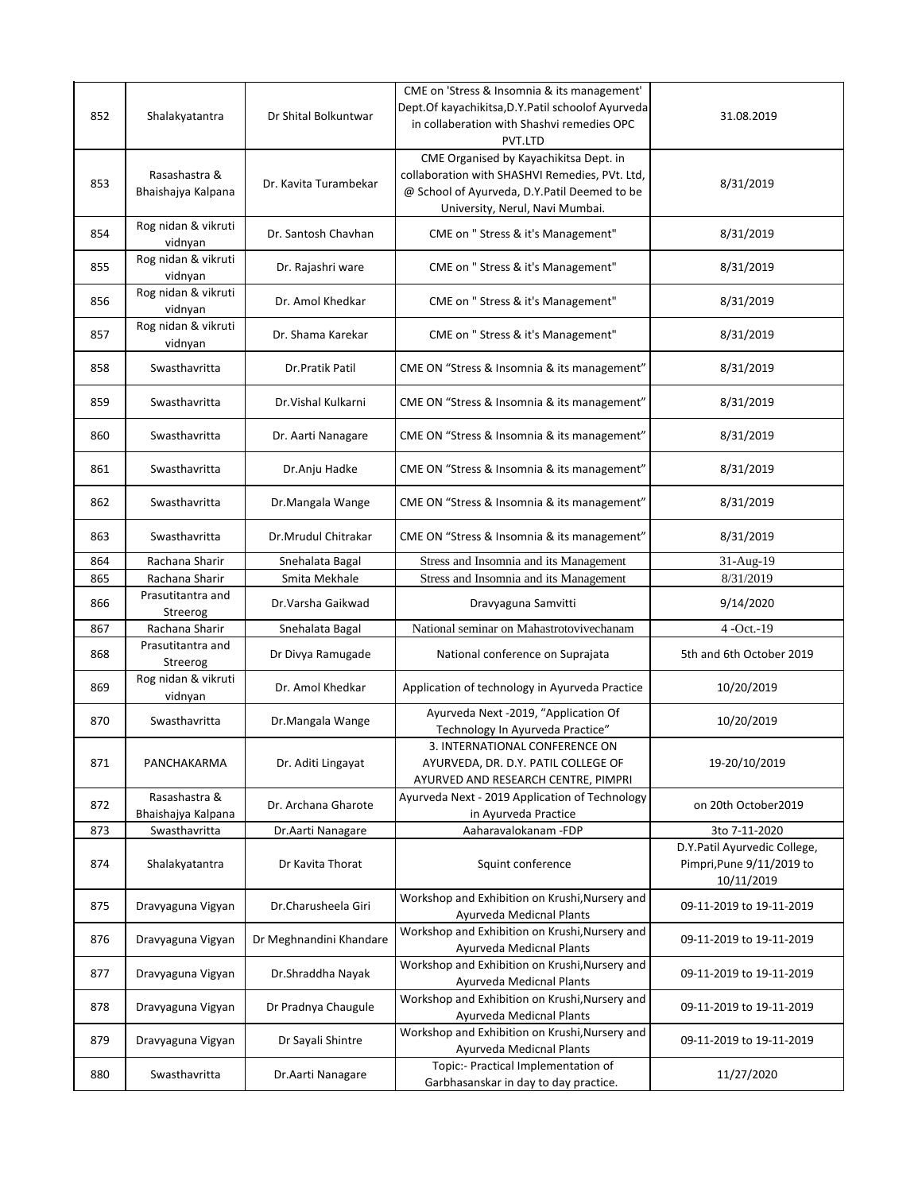| 852 | Shalakyatantra | Dr Shital Bolkuntwar | CME on 'Stress & Insomnia & its management' Dept.Of kayachikitsa,D.Y.Patil schoolof Ayurveda in collaberation with Shashvi remedies OPC PVT.LTD | 31.08.2019 |
|---|---|---|---|---|
| 853 | Rasashastra & Bhaishajya Kalpana | Dr. Kavita Turambekar | CME Organised by Kayachikitsa Dept. in collaboration with SHASHVI Remedies, PVt. Ltd, @ School of Ayurveda, D.Y.Patil Deemed to be University, Nerul, Navi Mumbai. | 8/31/2019 |
| 854 | Rog nidan & vikruti vidnyan | Dr. Santosh Chavhan | CME on " Stress & it's Management" | 8/31/2019 |
| 855 | Rog nidan & vikruti vidnyan | Dr. Rajashri ware | CME on " Stress & it's Management" | 8/31/2019 |
| 856 | Rog nidan & vikruti vidnyan | Dr. Amol Khedkar | CME on " Stress & it's Management" | 8/31/2019 |
| 857 | Rog nidan & vikruti vidnyan | Dr. Shama Karekar | CME on " Stress & it's Management" | 8/31/2019 |
| 858 | Swasthavritta | Dr.Pratik Patil | CME ON "Stress & Insomnia & its management" | 8/31/2019 |
| 859 | Swasthavritta | Dr.Vishal Kulkarni | CME ON "Stress & Insomnia & its management" | 8/31/2019 |
| 860 | Swasthavritta | Dr. Aarti Nanagare | CME ON "Stress & Insomnia & its management" | 8/31/2019 |
| 861 | Swasthavritta | Dr.Anju Hadke | CME ON "Stress & Insomnia & its management" | 8/31/2019 |
| 862 | Swasthavritta | Dr.Mangala Wange | CME ON "Stress & Insomnia & its management" | 8/31/2019 |
| 863 | Swasthavritta | Dr.Mrudul Chitrakar | CME ON "Stress & Insomnia & its management" | 8/31/2019 |
| 864 | Rachana Sharir | Snehalata Bagal | Stress and Insomnia and its Management | 31-Aug-19 |
| 865 | Rachana Sharir | Smita Mekhale | Stress and Insomnia and its Management | 8/31/2019 |
| 866 | Prasutitantra and Streerog | Dr.Varsha Gaikwad | Dravyaguna Samvitti | 9/14/2020 |
| 867 | Rachana Sharir | Snehalata Bagal | National seminar on Mahastrotovivechanam | 4 -Oct.-19 |
| 868 | Prasutitantra and Streerog | Dr Divya Ramugade | National conference on Suprajata | 5th and 6th October 2019 |
| 869 | Rog nidan & vikruti vidnyan | Dr. Amol Khedkar | Application of technology in Ayurveda Practice | 10/20/2019 |
| 870 | Swasthavritta | Dr.Mangala Wange | Ayurveda Next -2019, "Application Of Technology In Ayurveda Practice" | 10/20/2019 |
| 871 | PANCHAKARMA | Dr. Aditi Lingayat | 3. INTERNATIONAL CONFERENCE ON AYURVEDA, DR. D.Y. PATIL COLLEGE OF AYURVED AND RESEARCH CENTRE, PIMPRI | 19-20/10/2019 |
| 872 | Rasashastra & Bhaishajya Kalpana | Dr. Archana Gharote | Ayurveda Next - 2019 Application of Technology in Ayurveda Practice | on 20th October2019 |
| 873 | Swasthavritta | Dr.Aarti Nanagare | Aaharavalokanam -FDP | 3to 7-11-2020 |
| 874 | Shalakyatantra | Dr Kavita Thorat | Squint conference | D.Y.Patil Ayurvedic College, Pimpri,Pune 9/11/2019 to 10/11/2019 |
| 875 | Dravyaguna Vigyan | Dr.Charusheela Giri | Workshop and Exhibition on Krushi,Nursery and Ayurveda Medicnal Plants | 09-11-2019 to 19-11-2019 |
| 876 | Dravyaguna Vigyan | Dr Meghnandini Khandare | Workshop and Exhibition on Krushi,Nursery and Ayurveda Medicnal Plants | 09-11-2019 to 19-11-2019 |
| 877 | Dravyaguna Vigyan | Dr.Shraddha Nayak | Workshop and Exhibition on Krushi,Nursery and Ayurveda Medicnal Plants | 09-11-2019 to 19-11-2019 |
| 878 | Dravyaguna Vigyan | Dr Pradnya Chaugule | Workshop and Exhibition on Krushi,Nursery and Ayurveda Medicnal Plants | 09-11-2019 to 19-11-2019 |
| 879 | Dravyaguna Vigyan | Dr Sayali Shintre | Workshop and Exhibition on Krushi,Nursery and Ayurveda Medicnal Plants | 09-11-2019 to 19-11-2019 |
| 880 | Swasthavritta | Dr.Aarti Nanagare | Topic:- Practical Implementation of Garbhasanskar in day to day practice. | 11/27/2020 |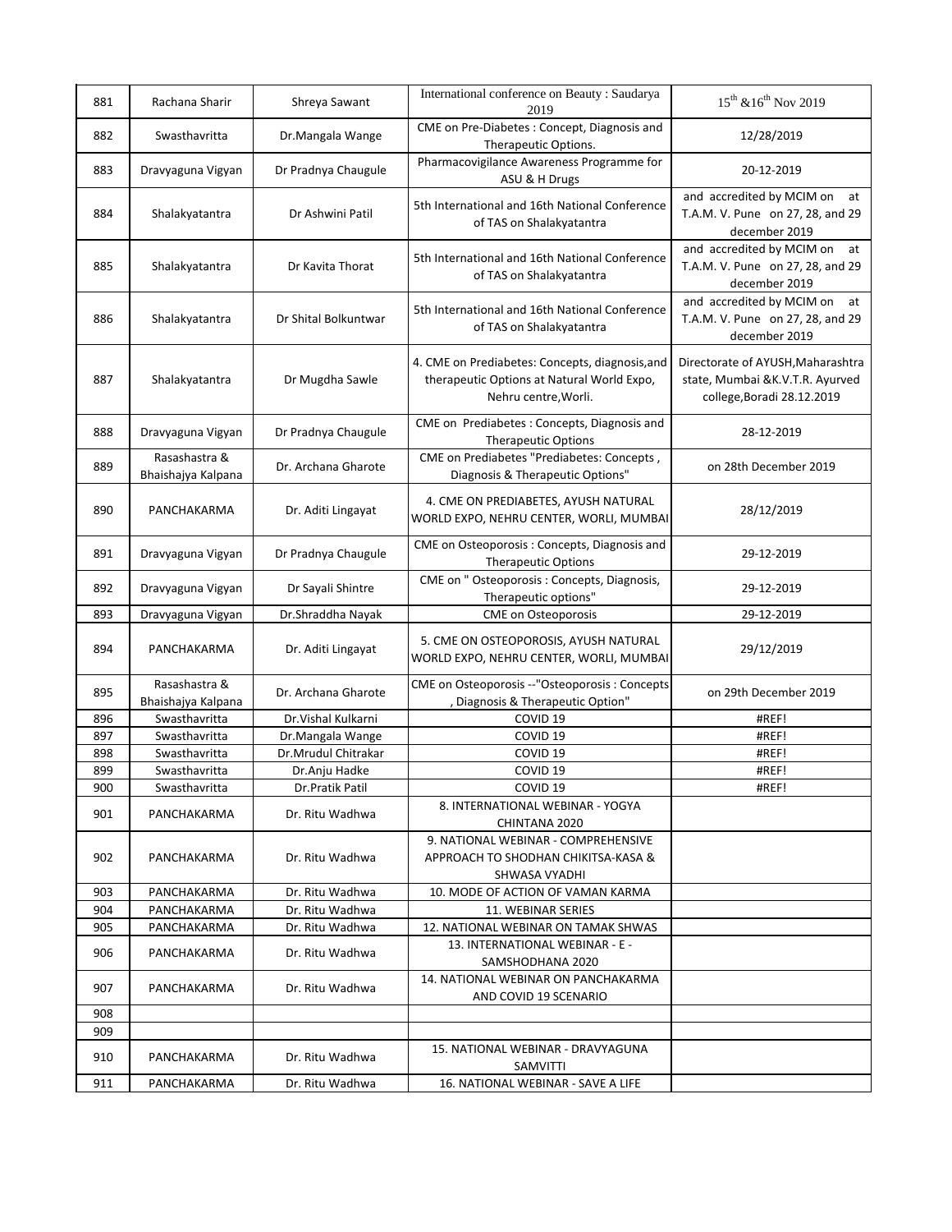| 881 | Rachana Sharir | Shreya Sawant | International conference on Beauty : Saudarya 2019 | $15^{th}$ &$16^{th}$ Nov 2019 |
|---|---|---|---|---|
| 882 | Swasthavritta | Dr.Mangala Wange | CME on Pre-Diabetes : Concept, Diagnosis and Therapeutic Options. | 12/28/2019 |
| 883 | Dravyaguna Vigyan | Dr Pradnya Chaugule | Pharmacovigilance Awareness Programme for ASU & H Drugs | 20-12-2019 |
| 884 | Shalakyatantra | Dr Ashwini Patil | 5th International and 16th National Conference of TAS on Shalakyatantra | and accredited by MCIM on at T.A.M. V. Pune on 27, 28, and 29 december 2019 |
| 885 | Shalakyatantra | Dr Kavita Thorat | 5th International and 16th National Conference of TAS on Shalakyatantra | and accredited by MCIM on at T.A.M. V. Pune on 27, 28, and 29 december 2019 |
| 886 | Shalakyatantra | Dr Shital Bolkuntwar | 5th International and 16th National Conference of TAS on Shalakyatantra | and accredited by MCIM on at T.A.M. V. Pune on 27, 28, and 29 december 2019 |
| 887 | Shalakyatantra | Dr Mugdha Sawle | 4. CME on Prediabetes: Concepts, diagnosis,and therapeutic Options at Natural World Expo, Nehru centre,Worli. | Directorate of AYUSH,Maharashtra state, Mumbai &K.V.T.R. Ayurved college,Boradi 28.12.2019 |
| 888 | Dravyaguna Vigyan | Dr Pradnya Chaugule | CME on Prediabetes : Concepts, Diagnosis and Therapeutic Options | 28-12-2019 |
| 889 | Rasashastra & Bhaishajya Kalpana | Dr. Archana Gharote | CME on Prediabetes "Prediabetes: Concepts , Diagnosis & Therapeutic Options" | on 28th December 2019 |
| 890 | PANCHAKARMA | Dr. Aditi Lingayat | 4. CME ON PREDIABETES, AYUSH NATURAL WORLD EXPO, NEHRU CENTER, WORLI, MUMBAI | 28/12/2019 |
| 891 | Dravyaguna Vigyan | Dr Pradnya Chaugule | CME on Osteoporosis : Concepts, Diagnosis and Therapeutic Options | 29-12-2019 |
| 892 | Dravyaguna Vigyan | Dr Sayali Shintre | CME on " Osteoporosis : Concepts, Diagnosis, Therapeutic options" | 29-12-2019 |
| 893 | Dravyaguna Vigyan | Dr.Shraddha Nayak | CME on Osteoporosis | 29-12-2019 |
| 894 | PANCHAKARMA | Dr. Aditi Lingayat | 5. CME ON OSTEOPOROSIS, AYUSH NATURAL WORLD EXPO, NEHRU CENTER, WORLI, MUMBAI | 29/12/2019 |
| 895 | Rasashastra & Bhaishajya Kalpana | Dr. Archana Gharote | CME on Osteoporosis --"Osteoporosis : Concepts , Diagnosis & Therapeutic Option" | on 29th December 2019 |
| 896 | Swasthavritta | Dr.Vishal Kulkarni | COVID 19 | #REF! |
| 897 | Swasthavritta | Dr.Mangala Wange | COVID 19 | #REF! |
| 898 | Swasthavritta | Dr.Mrudul Chitrakar | COVID 19 | #REF! |
| 899 | Swasthavritta | Dr.Anju Hadke | COVID 19 | #REF! |
| 900 | Swasthavritta | Dr.Pratik Patil | COVID 19 | #REF! |
| 901 | PANCHAKARMA | Dr. Ritu Wadhwa | 8. INTERNATIONAL WEBINAR - YOGYA CHINTANA 2020 | |
| 902 | PANCHAKARMA | Dr. Ritu Wadhwa | 9. NATIONAL WEBINAR - COMPREHENSIVE APPROACH TO SHODHAN CHIKITSA-KASA & SHWASA VYADHI | |
| 903 | PANCHAKARMA | Dr. Ritu Wadhwa | 10. MODE OF ACTION OF VAMAN KARMA | |
| 904 | PANCHAKARMA | Dr. Ritu Wadhwa | 11. WEBINAR SERIES | |
| 905 | PANCHAKARMA | Dr. Ritu Wadhwa | 12. NATIONAL WEBINAR ON TAMAK SHWAS | |
| 906 | PANCHAKARMA | Dr. Ritu Wadhwa | 13. INTERNATIONAL WEBINAR - E - SAMSHODHANA 2020 | |
| 907 | PANCHAKARMA | Dr. Ritu Wadhwa | 14. NATIONAL WEBINAR ON PANCHAKARMA AND COVID 19 SCENARIO | |
| 908 | | | | |
| 909 | | | | |
| 910 | PANCHAKARMA | Dr. Ritu Wadhwa | 15. NATIONAL WEBINAR - DRAVYAGUNA SAMVITTI | |
| 911 | PANCHAKARMA | Dr. Ritu Wadhwa | 16. NATIONAL WEBINAR - SAVE A LIFE | |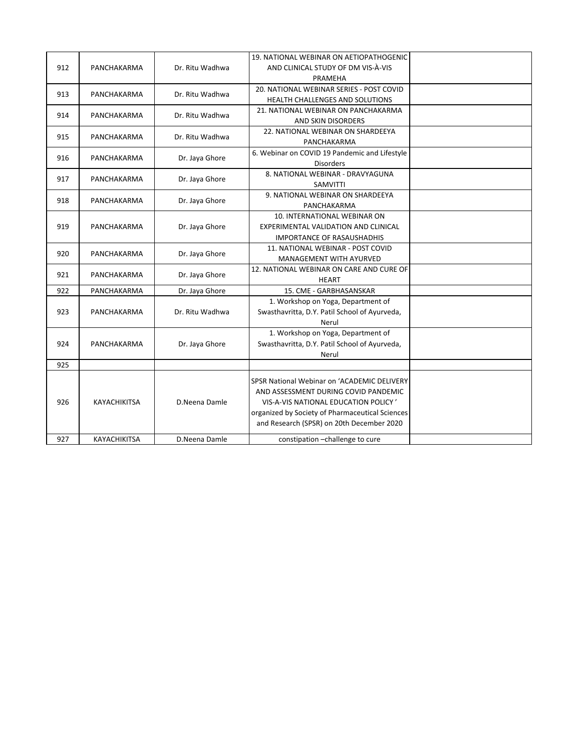| | | | | |
|---|---|---|---|---|
| 912 | PANCHAKARMA | Dr. Ritu Wadhwa | 19. NATIONAL WEBINAR ON AETIOPATHOGENIC AND CLINICAL STUDY OF DM VIS-À-VIS PRAMEHA | |
| 913 | PANCHAKARMA | Dr. Ritu Wadhwa | 20. NATIONAL WEBINAR SERIES - POST COVID HEALTH CHALLENGES AND SOLUTIONS | |
| 914 | PANCHAKARMA | Dr. Ritu Wadhwa | 21. NATIONAL WEBINAR ON PANCHAKARMA AND SKIN DISORDERS | |
| 915 | PANCHAKARMA | Dr. Ritu Wadhwa | 22. NATIONAL WEBINAR ON SHARDEEYA PANCHAKARMA | |
| 916 | PANCHAKARMA | Dr. Jaya Ghore | 6. Webinar on COVID 19 Pandemic and Lifestyle Disorders | |
| 917 | PANCHAKARMA | Dr. Jaya Ghore | 8. NATIONAL WEBINAR - DRAVYAGUNA SAMVITTI | |
| 918 | PANCHAKARMA | Dr. Jaya Ghore | 9. NATIONAL WEBINAR ON SHARDEEYA PANCHAKARMA | |
| 919 | PANCHAKARMA | Dr. Jaya Ghore | 10. INTERNATIONAL WEBINAR ON EXPERIMENTAL VALIDATION AND CLINICAL IMPORTANCE OF RASAUSHADHIS | |
| 920 | PANCHAKARMA | Dr. Jaya Ghore | 11. NATIONAL WEBINAR - POST COVID MANAGEMENT WITH AYURVED | |
| 921 | PANCHAKARMA | Dr. Jaya Ghore | 12. NATIONAL WEBINAR ON CARE AND CURE OF HEART | |
| 922 | PANCHAKARMA | Dr. Jaya Ghore | 15. CME - GARBHASANSKAR | |
| 923 | PANCHAKARMA | Dr. Ritu Wadhwa | 1. Workshop on Yoga, Department of Swasthavritta, D.Y. Patil School of Ayurveda, Nerul | |
| 924 | PANCHAKARMA | Dr. Jaya Ghore | 1. Workshop on Yoga, Department of Swasthavritta, D.Y. Patil School of Ayurveda, Nerul | |
| 925 | | | | |
| 926 | KAYACHIKITSA | D.Neena Damle | SPSR National Webinar on 'ACADEMIC DELIVERY AND ASSESSMENT DURING COVID PANDEMIC VIS-A-VIS NATIONAL EDUCATION POLICY' organized by Society of Pharmaceutical Sciences and Research (SPSR) on 20th December 2020 | |
| 927 | KAYACHIKITSA | D.Neena Damle | constipation –challenge to cure | |